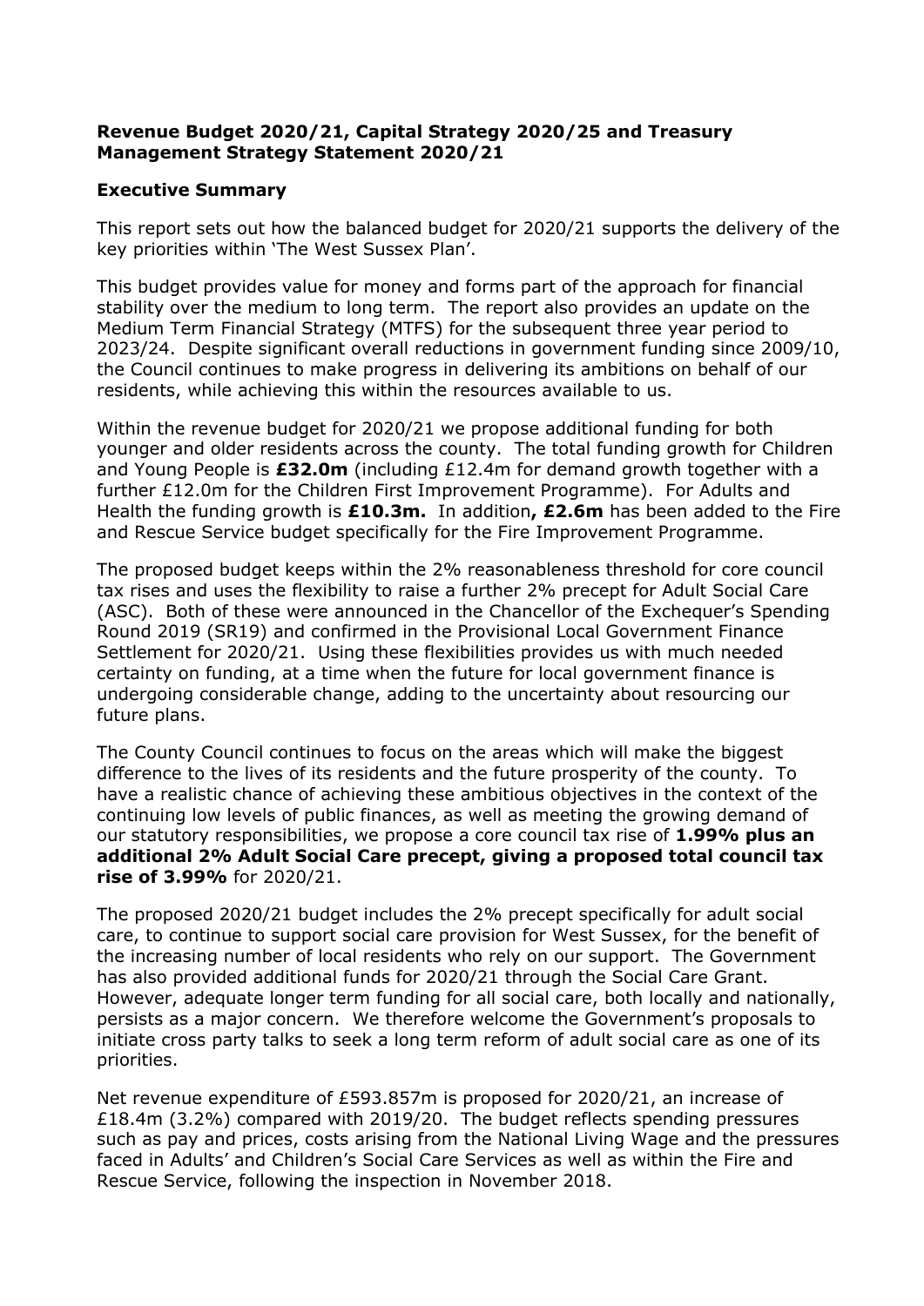**Revenue Budget 2020/21, Capital Strategy 2020/25 and Treasury Management Strategy Statement 2020/21**

**Executive Summary**

This report sets out how the balanced budget for 2020/21 supports the delivery of the key priorities within 'The West Sussex Plan'.

This budget provides value for money and forms part of the approach for financial stability over the medium to long term. The report also provides an update on the Medium Term Financial Strategy (MTFS) for the subsequent three year period to 2023/24. Despite significant overall reductions in government funding since 2009/10, the Council continues to make progress in delivering its ambitions on behalf of our residents, while achieving this within the resources available to us.

Within the revenue budget for 2020/21 we propose additional funding for both younger and older residents across the county. The total funding growth for Children and Young People is **£32.0m** (including £12.4m for demand growth together with a further £12.0m for the Children First Improvement Programme). For Adults and Health the funding growth is **£10.3m.** In addition**, £2.6m** has been added to the Fire and Rescue Service budget specifically for the Fire Improvement Programme.

The proposed budget keeps within the 2% reasonableness threshold for core council tax rises and uses the flexibility to raise a further 2% precept for Adult Social Care (ASC). Both of these were announced in the Chancellor of the Exchequer's Spending Round 2019 (SR19) and confirmed in the Provisional Local Government Finance Settlement for 2020/21. Using these flexibilities provides us with much needed certainty on funding, at a time when the future for local government finance is undergoing considerable change, adding to the uncertainty about resourcing our future plans.

The County Council continues to focus on the areas which will make the biggest difference to the lives of its residents and the future prosperity of the county. To have a realistic chance of achieving these ambitious objectives in the context of the continuing low levels of public finances, as well as meeting the growing demand of our statutory responsibilities, we propose a core council tax rise of **1.99% plus an additional 2% Adult Social Care precept, giving a proposed total council tax rise of 3.99%** for 2020/21.

The proposed 2020/21 budget includes the 2% precept specifically for adult social care, to continue to support social care provision for West Sussex, for the benefit of the increasing number of local residents who rely on our support. The Government has also provided additional funds for 2020/21 through the Social Care Grant. However, adequate longer term funding for all social care, both locally and nationally, persists as a major concern. We therefore welcome the Government's proposals to initiate cross party talks to seek a long term reform of adult social care as one of its priorities.

Net revenue expenditure of £593.857m is proposed for 2020/21, an increase of £18.4m (3.2%) compared with 2019/20. The budget reflects spending pressures such as pay and prices, costs arising from the National Living Wage and the pressures faced in Adults' and Children's Social Care Services as well as within the Fire and Rescue Service, following the inspection in November 2018.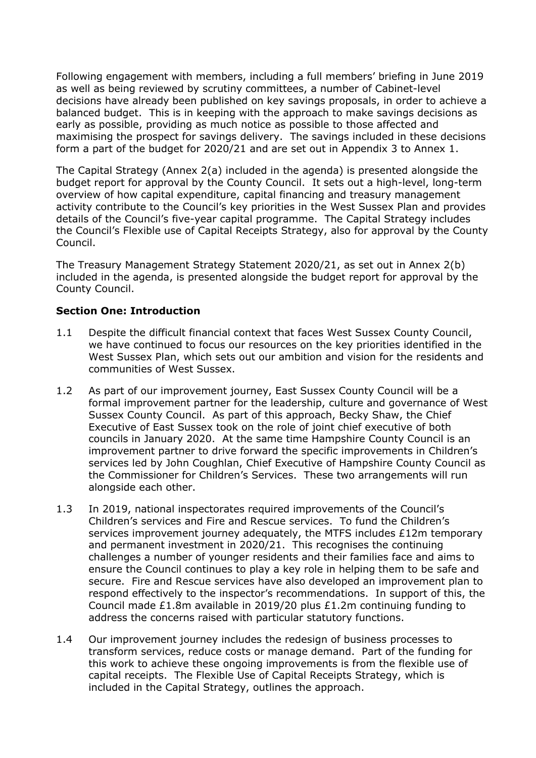Following engagement with members, including a full members' briefing in June 2019 as well as being reviewed by scrutiny committees, a number of Cabinet-level decisions have already been published on key savings proposals, in order to achieve a balanced budget. This is in keeping with the approach to make savings decisions as early as possible, providing as much notice as possible to those affected and maximising the prospect for savings delivery. The savings included in these decisions form a part of the budget for 2020/21 and are set out in Appendix 3 to Annex 1.

The Capital Strategy (Annex 2(a) included in the agenda) is presented alongside the budget report for approval by the County Council. It sets out a high-level, long-term overview of how capital expenditure, capital financing and treasury management activity contribute to the Council's key priorities in the West Sussex Plan and provides details of the Council's five-year capital programme. The Capital Strategy includes the Council's Flexible use of Capital Receipts Strategy, also for approval by the County Council.

The Treasury Management Strategy Statement 2020/21, as set out in Annex 2(b) included in the agenda, is presented alongside the budget report for approval by the County Council.

**Section One: Introduction**

1.1 Despite the difficult financial context that faces West Sussex County Council, we have continued to focus our resources on the key priorities identified in the West Sussex Plan, which sets out our ambition and vision for the residents and communities of West Sussex.

1.2 As part of our improvement journey, East Sussex County Council will be a formal improvement partner for the leadership, culture and governance of West Sussex County Council. As part of this approach, Becky Shaw, the Chief Executive of East Sussex took on the role of joint chief executive of both councils in January 2020. At the same time Hampshire County Council is an improvement partner to drive forward the specific improvements in Children's services led by John Coughlan, Chief Executive of Hampshire County Council as the Commissioner for Children's Services. These two arrangements will run alongside each other.

1.3 In 2019, national inspectorates required improvements of the Council's Children's services and Fire and Rescue services. To fund the Children's services improvement journey adequately, the MTFS includes £12m temporary and permanent investment in 2020/21. This recognises the continuing challenges a number of younger residents and their families face and aims to ensure the Council continues to play a key role in helping them to be safe and secure. Fire and Rescue services have also developed an improvement plan to respond effectively to the inspector's recommendations. In support of this, the Council made £1.8m available in 2019/20 plus £1.2m continuing funding to address the concerns raised with particular statutory functions.

1.4 Our improvement journey includes the redesign of business processes to transform services, reduce costs or manage demand. Part of the funding for this work to achieve these ongoing improvements is from the flexible use of capital receipts. The Flexible Use of Capital Receipts Strategy, which is included in the Capital Strategy, outlines the approach.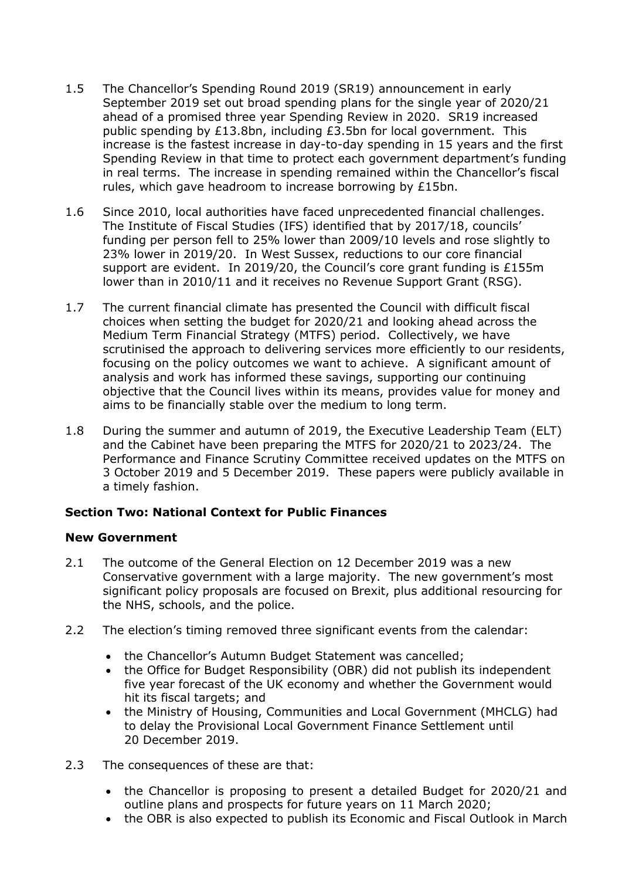1.5 The Chancellor's Spending Round 2019 (SR19) announcement in early September 2019 set out broad spending plans for the single year of 2020/21 ahead of a promised three year Spending Review in 2020. SR19 increased public spending by £13.8bn, including £3.5bn for local government. This increase is the fastest increase in day-to-day spending in 15 years and the first Spending Review in that time to protect each government department's funding in real terms. The increase in spending remained within the Chancellor's fiscal rules, which gave headroom to increase borrowing by £15bn.

1.6 Since 2010, local authorities have faced unprecedented financial challenges. The Institute of Fiscal Studies (IFS) identified that by 2017/18, councils' funding per person fell to 25% lower than 2009/10 levels and rose slightly to 23% lower in 2019/20. In West Sussex, reductions to our core financial support are evident. In 2019/20, the Council's core grant funding is £155m lower than in 2010/11 and it receives no Revenue Support Grant (RSG).

1.7 The current financial climate has presented the Council with difficult fiscal choices when setting the budget for 2020/21 and looking ahead across the Medium Term Financial Strategy (MTFS) period. Collectively, we have scrutinised the approach to delivering services more efficiently to our residents, focusing on the policy outcomes we want to achieve. A significant amount of analysis and work has informed these savings, supporting our continuing objective that the Council lives within its means, provides value for money and aims to be financially stable over the medium to long term.

1.8 During the summer and autumn of 2019, the Executive Leadership Team (ELT) and the Cabinet have been preparing the MTFS for 2020/21 to 2023/24. The Performance and Finance Scrutiny Committee received updates on the MTFS on 3 October 2019 and 5 December 2019. These papers were publicly available in a timely fashion.

## Section Two: National Context for Public Finances

### New Government

2.1 The outcome of the General Election on 12 December 2019 was a new Conservative government with a large majority. The new government's most significant policy proposals are focused on Brexit, plus additional resourcing for the NHS, schools, and the police.

2.2 The election's timing removed three significant events from the calendar:

- the Chancellor's Autumn Budget Statement was cancelled;
- the Office for Budget Responsibility (OBR) did not publish its independent five year forecast of the UK economy and whether the Government would hit its fiscal targets; and
- the Ministry of Housing, Communities and Local Government (MHCLG) had to delay the Provisional Local Government Finance Settlement until 20 December 2019.

2.3 The consequences of these are that:

- the Chancellor is proposing to present a detailed Budget for 2020/21 and outline plans and prospects for future years on 11 March 2020;
- the OBR is also expected to publish its Economic and Fiscal Outlook in March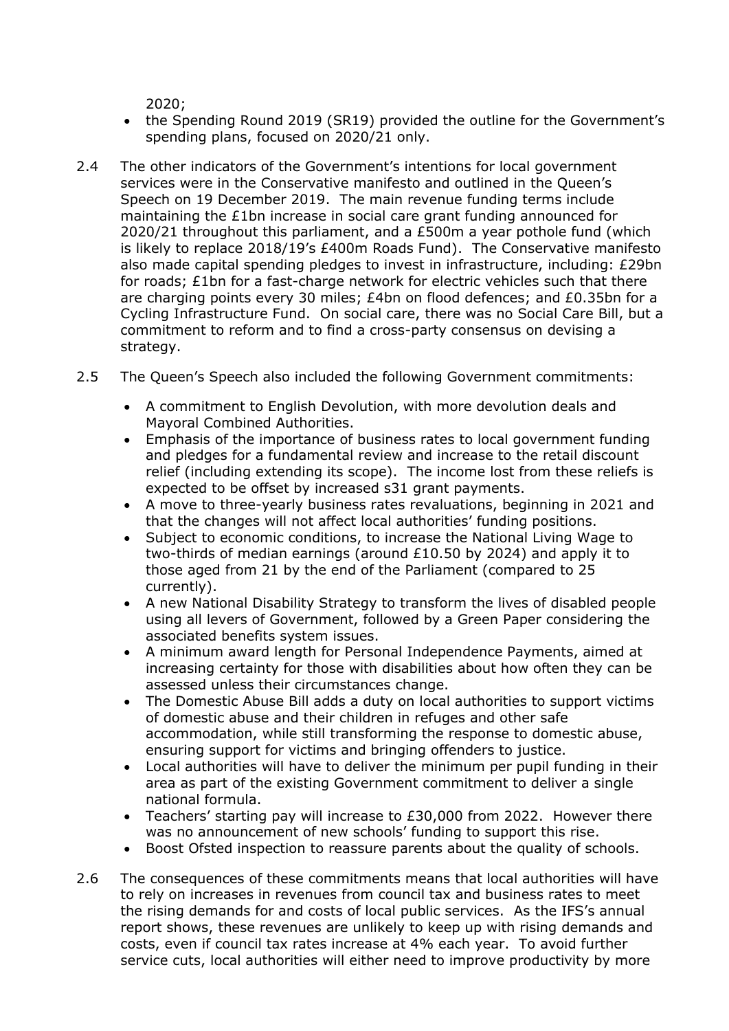2020;

- the Spending Round 2019 (SR19) provided the outline for the Government's spending plans, focused on 2020/21 only.

2.4 The other indicators of the Government's intentions for local government services were in the Conservative manifesto and outlined in the Queen's Speech on 19 December 2019. The main revenue funding terms include maintaining the £1bn increase in social care grant funding announced for 2020/21 throughout this parliament, and a £500m a year pothole fund (which is likely to replace 2018/19's £400m Roads Fund). The Conservative manifesto also made capital spending pledges to invest in infrastructure, including: £29bn for roads; £1bn for a fast-charge network for electric vehicles such that there are charging points every 30 miles; £4bn on flood defences; and £0.35bn for a Cycling Infrastructure Fund. On social care, there was no Social Care Bill, but a commitment to reform and to find a cross-party consensus on devising a strategy.

2.5 The Queen's Speech also included the following Government commitments:

- A commitment to English Devolution, with more devolution deals and Mayoral Combined Authorities.
- Emphasis of the importance of business rates to local government funding and pledges for a fundamental review and increase to the retail discount relief (including extending its scope). The income lost from these reliefs is expected to be offset by increased s31 grant payments.
- A move to three-yearly business rates revaluations, beginning in 2021 and that the changes will not affect local authorities' funding positions.
- Subject to economic conditions, to increase the National Living Wage to two-thirds of median earnings (around £10.50 by 2024) and apply it to those aged from 21 by the end of the Parliament (compared to 25 currently).
- A new National Disability Strategy to transform the lives of disabled people using all levers of Government, followed by a Green Paper considering the associated benefits system issues.
- A minimum award length for Personal Independence Payments, aimed at increasing certainty for those with disabilities about how often they can be assessed unless their circumstances change.
- The Domestic Abuse Bill adds a duty on local authorities to support victims of domestic abuse and their children in refuges and other safe accommodation, while still transforming the response to domestic abuse, ensuring support for victims and bringing offenders to justice.
- Local authorities will have to deliver the minimum per pupil funding in their area as part of the existing Government commitment to deliver a single national formula.
- Teachers' starting pay will increase to £30,000 from 2022. However there was no announcement of new schools' funding to support this rise.
- Boost Ofsted inspection to reassure parents about the quality of schools.

2.6 The consequences of these commitments means that local authorities will have to rely on increases in revenues from council tax and business rates to meet the rising demands for and costs of local public services. As the IFS's annual report shows, these revenues are unlikely to keep up with rising demands and costs, even if council tax rates increase at 4% each year. To avoid further service cuts, local authorities will either need to improve productivity by more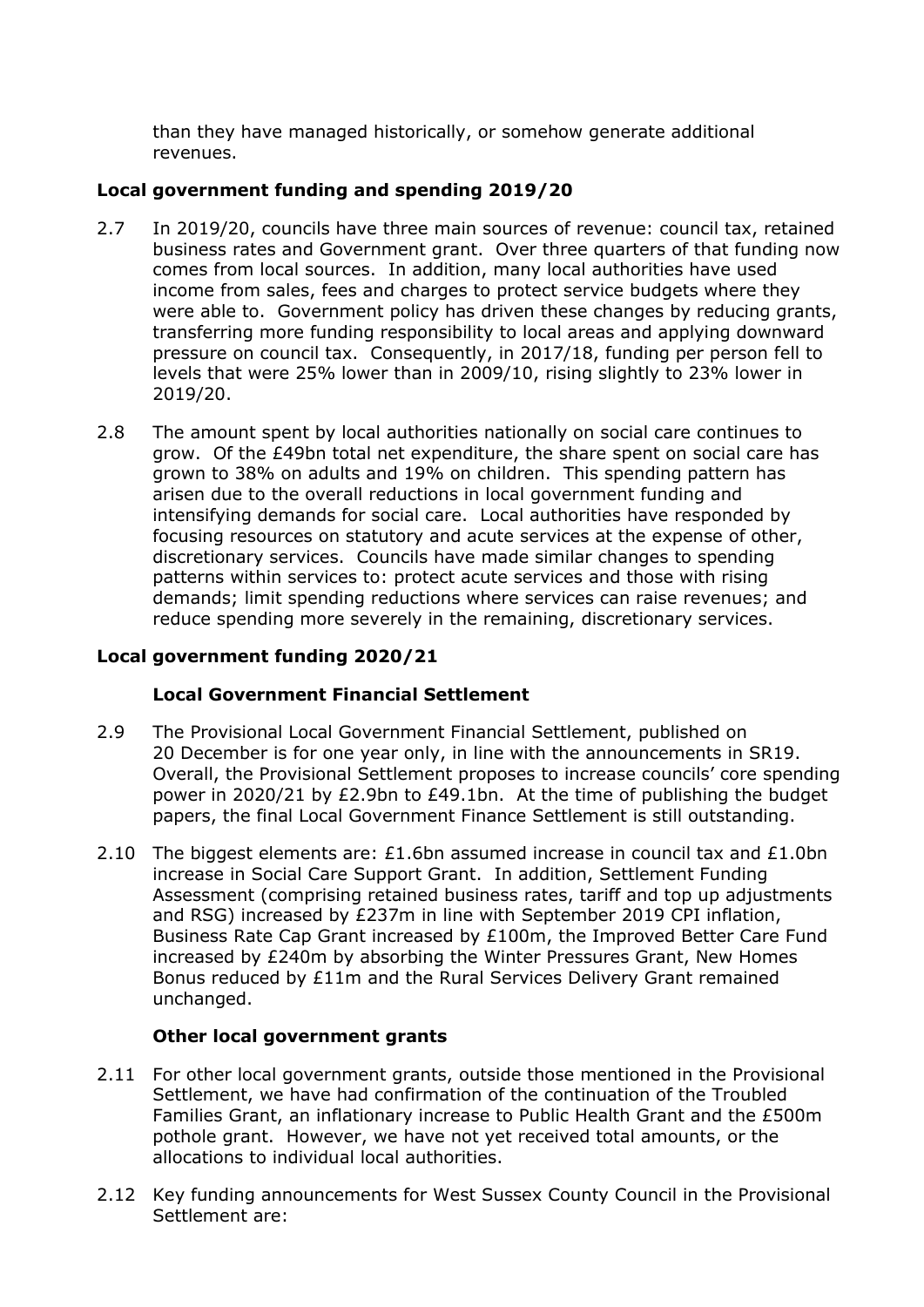than they have managed historically, or somehow generate additional revenues.

**Local government funding and spending 2019/20**

2.7 In 2019/20, councils have three main sources of revenue: council tax, retained business rates and Government grant. Over three quarters of that funding now comes from local sources. In addition, many local authorities have used income from sales, fees and charges to protect service budgets where they were able to. Government policy has driven these changes by reducing grants, transferring more funding responsibility to local areas and applying downward pressure on council tax. Consequently, in 2017/18, funding per person fell to levels that were 25% lower than in 2009/10, rising slightly to 23% lower in 2019/20.

2.8 The amount spent by local authorities nationally on social care continues to grow. Of the £49bn total net expenditure, the share spent on social care has grown to 38% on adults and 19% on children. This spending pattern has arisen due to the overall reductions in local government funding and intensifying demands for social care. Local authorities have responded by focusing resources on statutory and acute services at the expense of other, discretionary services. Councils have made similar changes to spending patterns within services to: protect acute services and those with rising demands; limit spending reductions where services can raise revenues; and reduce spending more severely in the remaining, discretionary services.

**Local government funding 2020/21**

**Local Government Financial Settlement**

2.9 The Provisional Local Government Financial Settlement, published on 20 December is for one year only, in line with the announcements in SR19. Overall, the Provisional Settlement proposes to increase councils' core spending power in 2020/21 by £2.9bn to £49.1bn. At the time of publishing the budget papers, the final Local Government Finance Settlement is still outstanding.

2.10 The biggest elements are: £1.6bn assumed increase in council tax and £1.0bn increase in Social Care Support Grant. In addition, Settlement Funding Assessment (comprising retained business rates, tariff and top up adjustments and RSG) increased by £237m in line with September 2019 CPI inflation, Business Rate Cap Grant increased by £100m, the Improved Better Care Fund increased by £240m by absorbing the Winter Pressures Grant, New Homes Bonus reduced by £11m and the Rural Services Delivery Grant remained unchanged.

**Other local government grants**

2.11 For other local government grants, outside those mentioned in the Provisional Settlement, we have had confirmation of the continuation of the Troubled Families Grant, an inflationary increase to Public Health Grant and the £500m pothole grant. However, we have not yet received total amounts, or the allocations to individual local authorities.

2.12 Key funding announcements for West Sussex County Council in the Provisional Settlement are: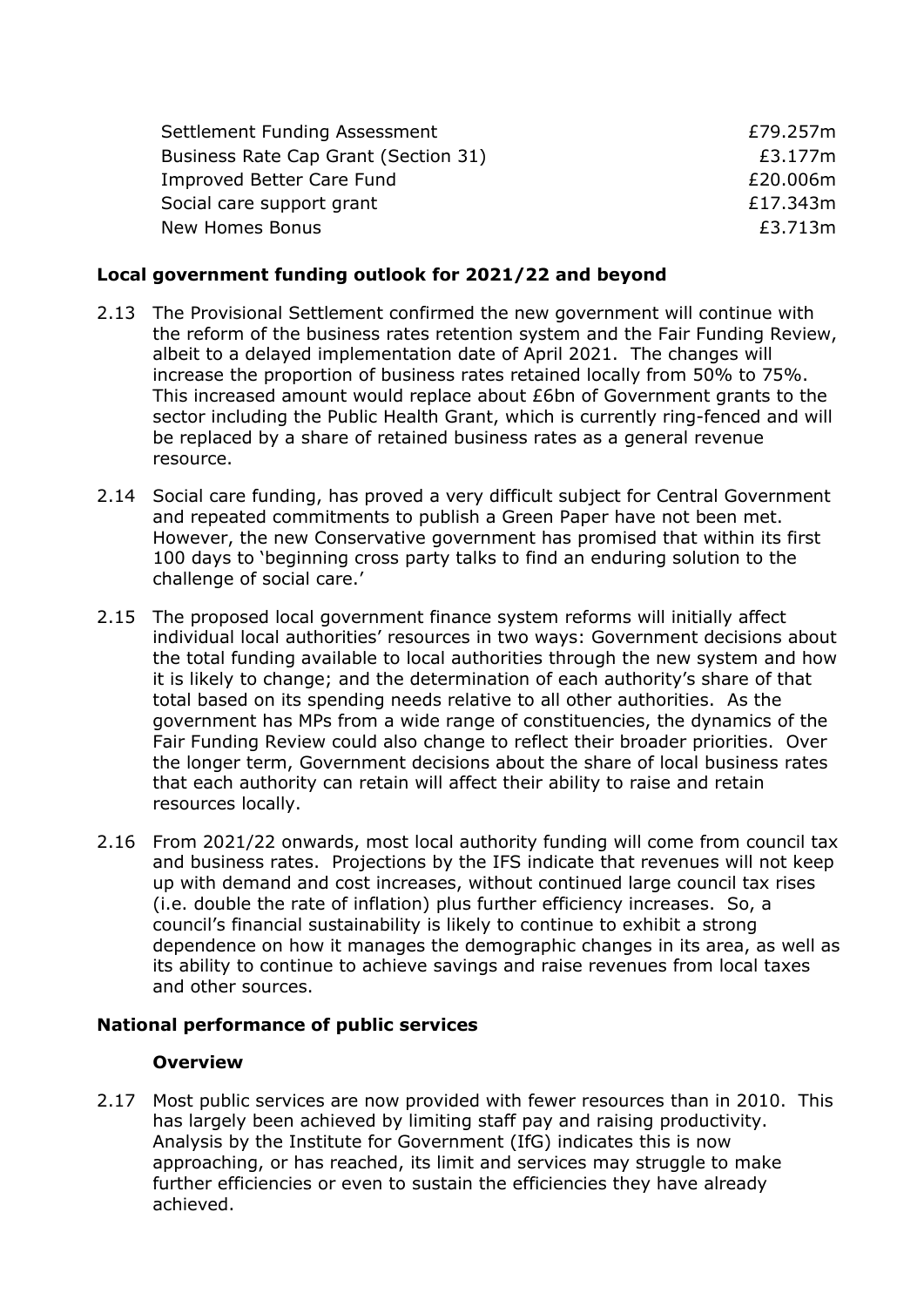| | |
|---|---|
| Settlement Funding Assessment | £79.257m |
| Business Rate Cap Grant (Section 31) | £3.177m |
| Improved Better Care Fund | £20.006m |
| Social care support grant | £17.343m |
| New Homes Bonus | £3.713m |

**Local government funding outlook for 2021/22 and beyond**

2.13 The Provisional Settlement confirmed the new government will continue with the reform of the business rates retention system and the Fair Funding Review, albeit to a delayed implementation date of April 2021. The changes will increase the proportion of business rates retained locally from 50% to 75%. This increased amount would replace about £6bn of Government grants to the sector including the Public Health Grant, which is currently ring-fenced and will be replaced by a share of retained business rates as a general revenue resource.

2.14 Social care funding, has proved a very difficult subject for Central Government and repeated commitments to publish a Green Paper have not been met. However, the new Conservative government has promised that within its first 100 days to 'beginning cross party talks to find an enduring solution to the challenge of social care.'

2.15 The proposed local government finance system reforms will initially affect individual local authorities' resources in two ways: Government decisions about the total funding available to local authorities through the new system and how it is likely to change; and the determination of each authority's share of that total based on its spending needs relative to all other authorities. As the government has MPs from a wide range of constituencies, the dynamics of the Fair Funding Review could also change to reflect their broader priorities. Over the longer term, Government decisions about the share of local business rates that each authority can retain will affect their ability to raise and retain resources locally.

2.16 From 2021/22 onwards, most local authority funding will come from council tax and business rates. Projections by the IFS indicate that revenues will not keep up with demand and cost increases, without continued large council tax rises (i.e. double the rate of inflation) plus further efficiency increases. So, a council's financial sustainability is likely to continue to exhibit a strong dependence on how it manages the demographic changes in its area, as well as its ability to continue to achieve savings and raise revenues from local taxes and other sources.

**National performance of public services**

**Overview**

2.17 Most public services are now provided with fewer resources than in 2010. This has largely been achieved by limiting staff pay and raising productivity. Analysis by the Institute for Government (IfG) indicates this is now approaching, or has reached, its limit and services may struggle to make further efficiencies or even to sustain the efficiencies they have already achieved.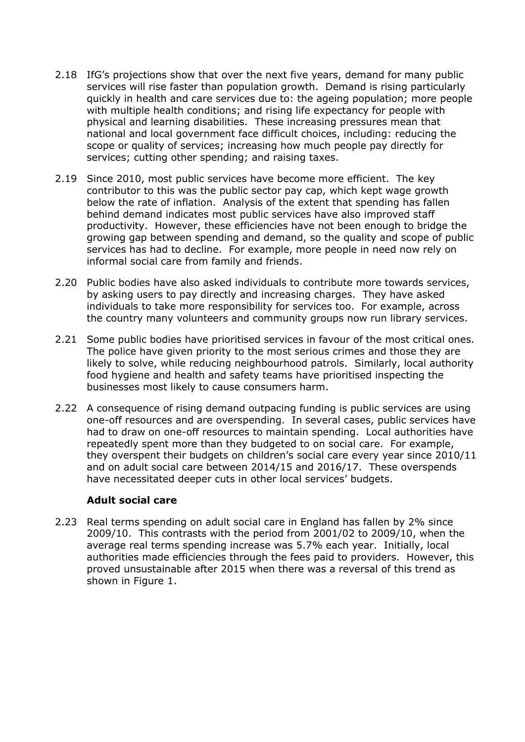2.18 IfG's projections show that over the next five years, demand for many public services will rise faster than population growth. Demand is rising particularly quickly in health and care services due to: the ageing population; more people with multiple health conditions; and rising life expectancy for people with physical and learning disabilities. These increasing pressures mean that national and local government face difficult choices, including: reducing the scope or quality of services; increasing how much people pay directly for services; cutting other spending; and raising taxes.

2.19 Since 2010, most public services have become more efficient. The key contributor to this was the public sector pay cap, which kept wage growth below the rate of inflation. Analysis of the extent that spending has fallen behind demand indicates most public services have also improved staff productivity. However, these efficiencies have not been enough to bridge the growing gap between spending and demand, so the quality and scope of public services has had to decline. For example, more people in need now rely on informal social care from family and friends.

2.20 Public bodies have also asked individuals to contribute more towards services, by asking users to pay directly and increasing charges. They have asked individuals to take more responsibility for services too. For example, across the country many volunteers and community groups now run library services.

2.21 Some public bodies have prioritised services in favour of the most critical ones. The police have given priority to the most serious crimes and those they are likely to solve, while reducing neighbourhood patrols. Similarly, local authority food hygiene and health and safety teams have prioritised inspecting the businesses most likely to cause consumers harm.

2.22 A consequence of rising demand outpacing funding is public services are using one-off resources and are overspending. In several cases, public services have had to draw on one-off resources to maintain spending. Local authorities have repeatedly spent more than they budgeted to on social care. For example, they overspent their budgets on children's social care every year since 2010/11 and on adult social care between 2014/15 and 2016/17. These overspends have necessitated deeper cuts in other local services' budgets.

### Adult social care

2.23 Real terms spending on adult social care in England has fallen by 2% since 2009/10. This contrasts with the period from 2001/02 to 2009/10, when the average real terms spending increase was 5.7% each year. Initially, local authorities made efficiencies through the fees paid to providers. However, this proved unsustainable after 2015 when there was a reversal of this trend as shown in Figure 1.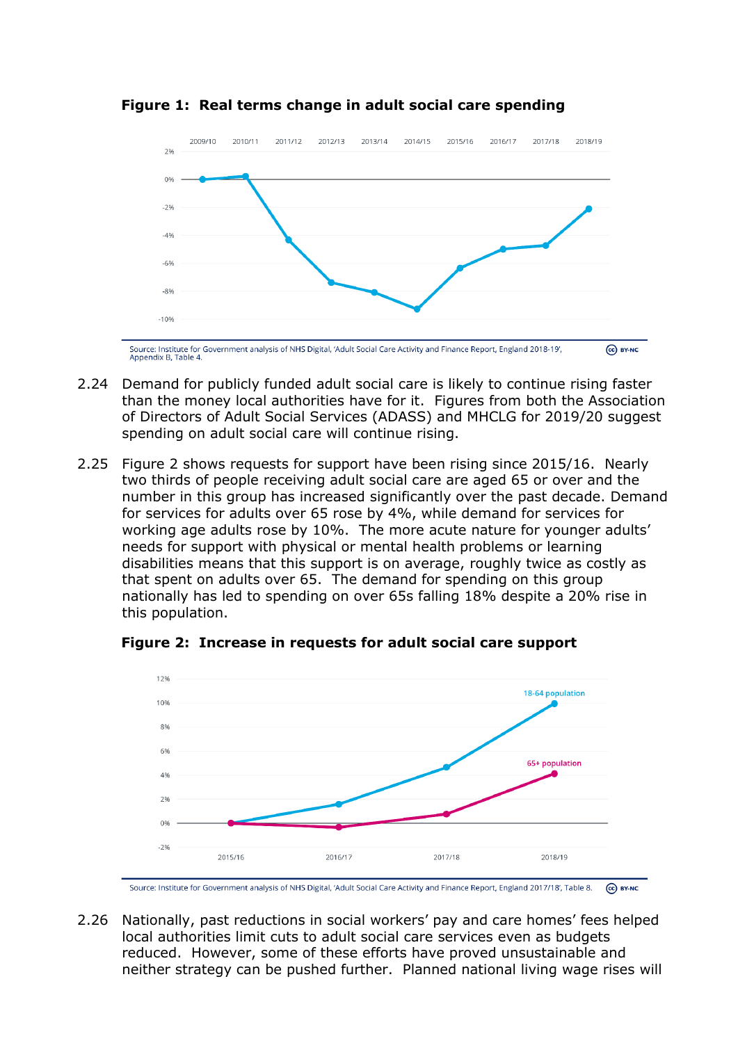**Figure 1: Real terms change in adult social care spending**

Source: Institute for Government analysis of NHS Digital, 'Adult Social Care Activity and Finance Report, England 2018-19', Appendix B, Table 4.

2.24 Demand for publicly funded adult social care is likely to continue rising faster than the money local authorities have for it. Figures from both the Association of Directors of Adult Social Services (ADASS) and MHCLG for 2019/20 suggest spending on adult social care will continue rising.

2.25 Figure 2 shows requests for support have been rising since 2015/16. Nearly two thirds of people receiving adult social care are aged 65 or over and the number in this group has increased significantly over the past decade. Demand for services for adults over 65 rose by 4%, while demand for services for working age adults rose by 10%. The more acute nature for younger adults' needs for support with physical or mental health problems or learning disabilities means that this support is on average, roughly twice as costly as that spent on adults over 65. The demand for spending on this group nationally has led to spending on over 65s falling 18% despite a 20% rise in this population.

**Figure 2: Increase in requests for adult social care support**

Source: Institute for Government analysis of NHS Digital, 'Adult Social Care Activity and Finance Report, England 2017/18', Table 8.

2.26 Nationally, past reductions in social workers' pay and care homes' fees helped local authorities limit cuts to adult social care services even as budgets reduced. However, some of these efforts have proved unsustainable and neither strategy can be pushed further. Planned national living wage rises will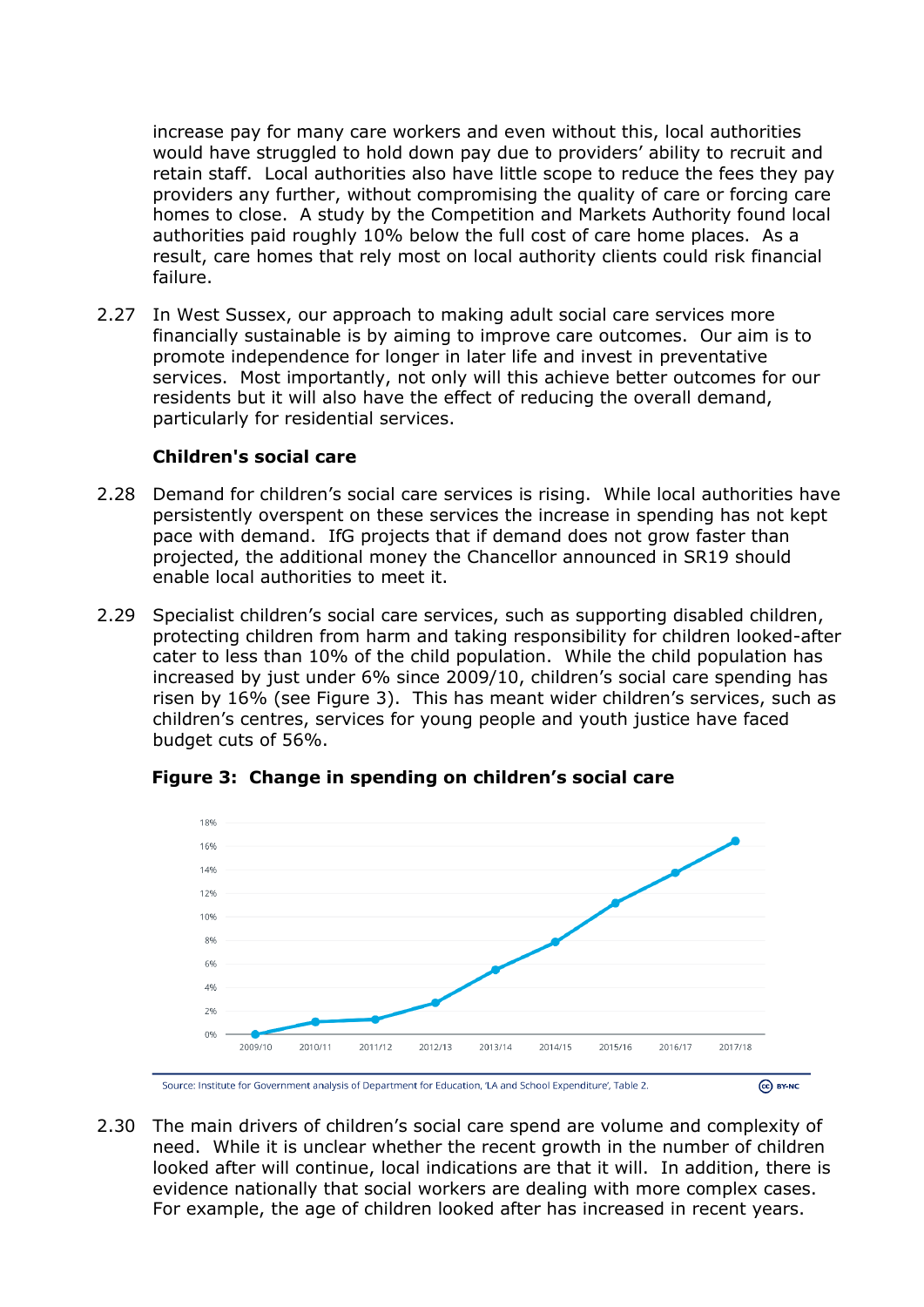increase pay for many care workers and even without this, local authorities would have struggled to hold down pay due to providers' ability to recruit and retain staff. Local authorities also have little scope to reduce the fees they pay providers any further, without compromising the quality of care or forcing care homes to close. A study by the Competition and Markets Authority found local authorities paid roughly 10% below the full cost of care home places. As a result, care homes that rely most on local authority clients could risk financial failure.

2.27 In West Sussex, our approach to making adult social care services more financially sustainable is by aiming to improve care outcomes. Our aim is to promote independence for longer in later life and invest in preventative services. Most importantly, not only will this achieve better outcomes for our residents but it will also have the effect of reducing the overall demand, particularly for residential services.

**Children's social care**

2.28 Demand for children's social care services is rising. While local authorities have persistently overspent on these services the increase in spending has not kept pace with demand. IfG projects that if demand does not grow faster than projected, the additional money the Chancellor announced in SR19 should enable local authorities to meet it.

2.29 Specialist children's social care services, such as supporting disabled children, protecting children from harm and taking responsibility for children looked-after cater to less than 10% of the child population. While the child population has increased by just under 6% since 2009/10, children's social care spending has risen by 16% (see Figure 3). This has meant wider children's services, such as children's centres, services for young people and youth justice have faced budget cuts of 56%.

**Figure 3: Change in spending on children's social care**

Source: Institute for Government analysis of Department for Education, 'LA and School Expenditure', Table 2.

2.30 The main drivers of children's social care spend are volume and complexity of need. While it is unclear whether the recent growth in the number of children looked after will continue, local indications are that it will. In addition, there is evidence nationally that social workers are dealing with more complex cases. For example, the age of children looked after has increased in recent years.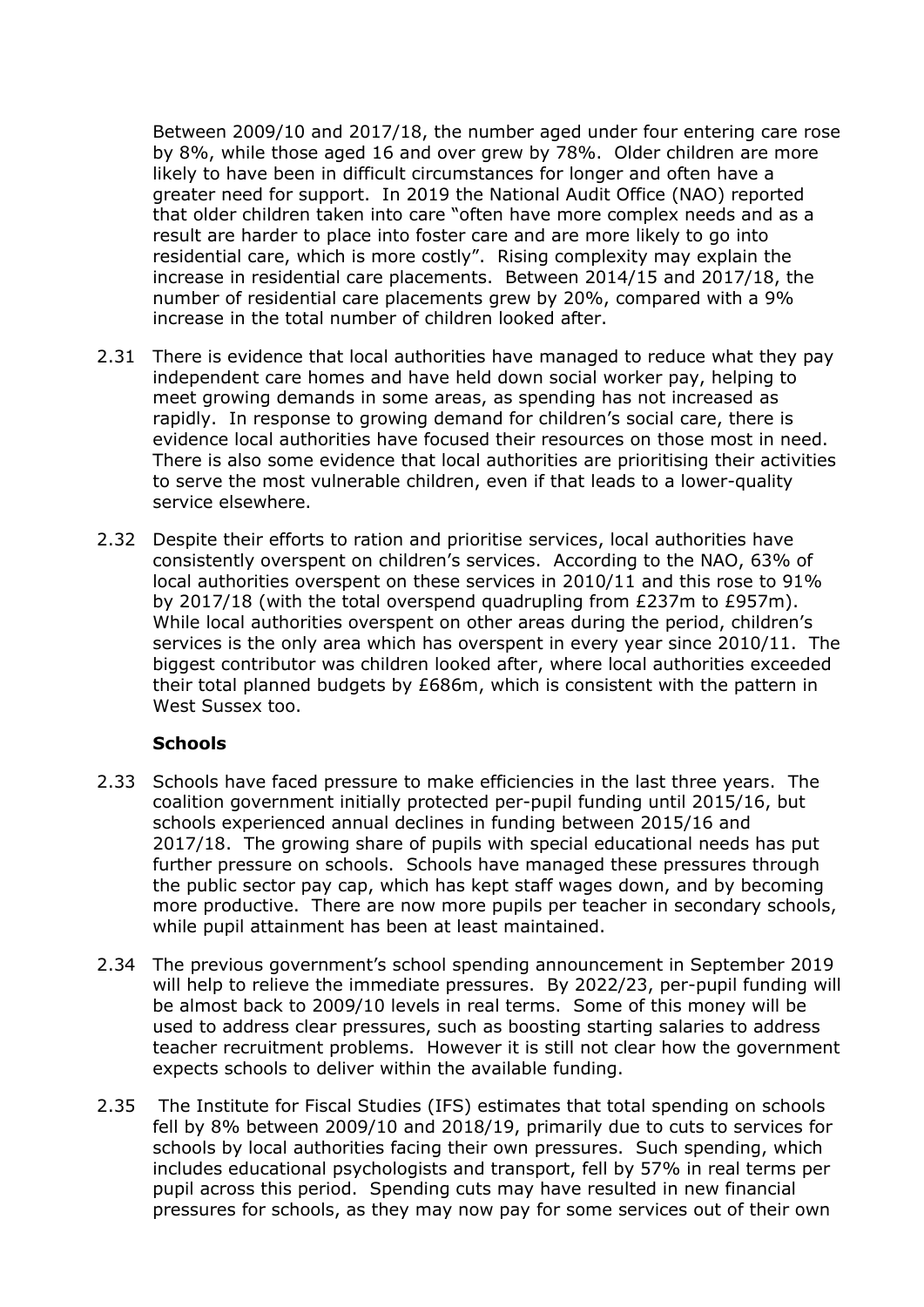Between 2009/10 and 2017/18, the number aged under four entering care rose by 8%, while those aged 16 and over grew by 78%. Older children are more likely to have been in difficult circumstances for longer and often have a greater need for support. In 2019 the National Audit Office (NAO) reported that older children taken into care "often have more complex needs and as a result are harder to place into foster care and are more likely to go into residential care, which is more costly". Rising complexity may explain the increase in residential care placements. Between 2014/15 and 2017/18, the number of residential care placements grew by 20%, compared with a 9% increase in the total number of children looked after.

2.31 There is evidence that local authorities have managed to reduce what they pay independent care homes and have held down social worker pay, helping to meet growing demands in some areas, as spending has not increased as rapidly. In response to growing demand for children's social care, there is evidence local authorities have focused their resources on those most in need. There is also some evidence that local authorities are prioritising their activities to serve the most vulnerable children, even if that leads to a lower-quality service elsewhere.

2.32 Despite their efforts to ration and prioritise services, local authorities have consistently overspent on children's services. According to the NAO, 63% of local authorities overspent on these services in 2010/11 and this rose to 91% by 2017/18 (with the total overspend quadrupling from £237m to £957m). While local authorities overspent on other areas during the period, children's services is the only area which has overspent in every year since 2010/11. The biggest contributor was children looked after, where local authorities exceeded their total planned budgets by £686m, which is consistent with the pattern in West Sussex too.

**Schools**

2.33 Schools have faced pressure to make efficiencies in the last three years. The coalition government initially protected per-pupil funding until 2015/16, but schools experienced annual declines in funding between 2015/16 and 2017/18. The growing share of pupils with special educational needs has put further pressure on schools. Schools have managed these pressures through the public sector pay cap, which has kept staff wages down, and by becoming more productive. There are now more pupils per teacher in secondary schools, while pupil attainment has been at least maintained.

2.34 The previous government's school spending announcement in September 2019 will help to relieve the immediate pressures. By 2022/23, per-pupil funding will be almost back to 2009/10 levels in real terms. Some of this money will be used to address clear pressures, such as boosting starting salaries to address teacher recruitment problems. However it is still not clear how the government expects schools to deliver within the available funding.

2.35 The Institute for Fiscal Studies (IFS) estimates that total spending on schools fell by 8% between 2009/10 and 2018/19, primarily due to cuts to services for schools by local authorities facing their own pressures. Such spending, which includes educational psychologists and transport, fell by 57% in real terms per pupil across this period. Spending cuts may have resulted in new financial pressures for schools, as they may now pay for some services out of their own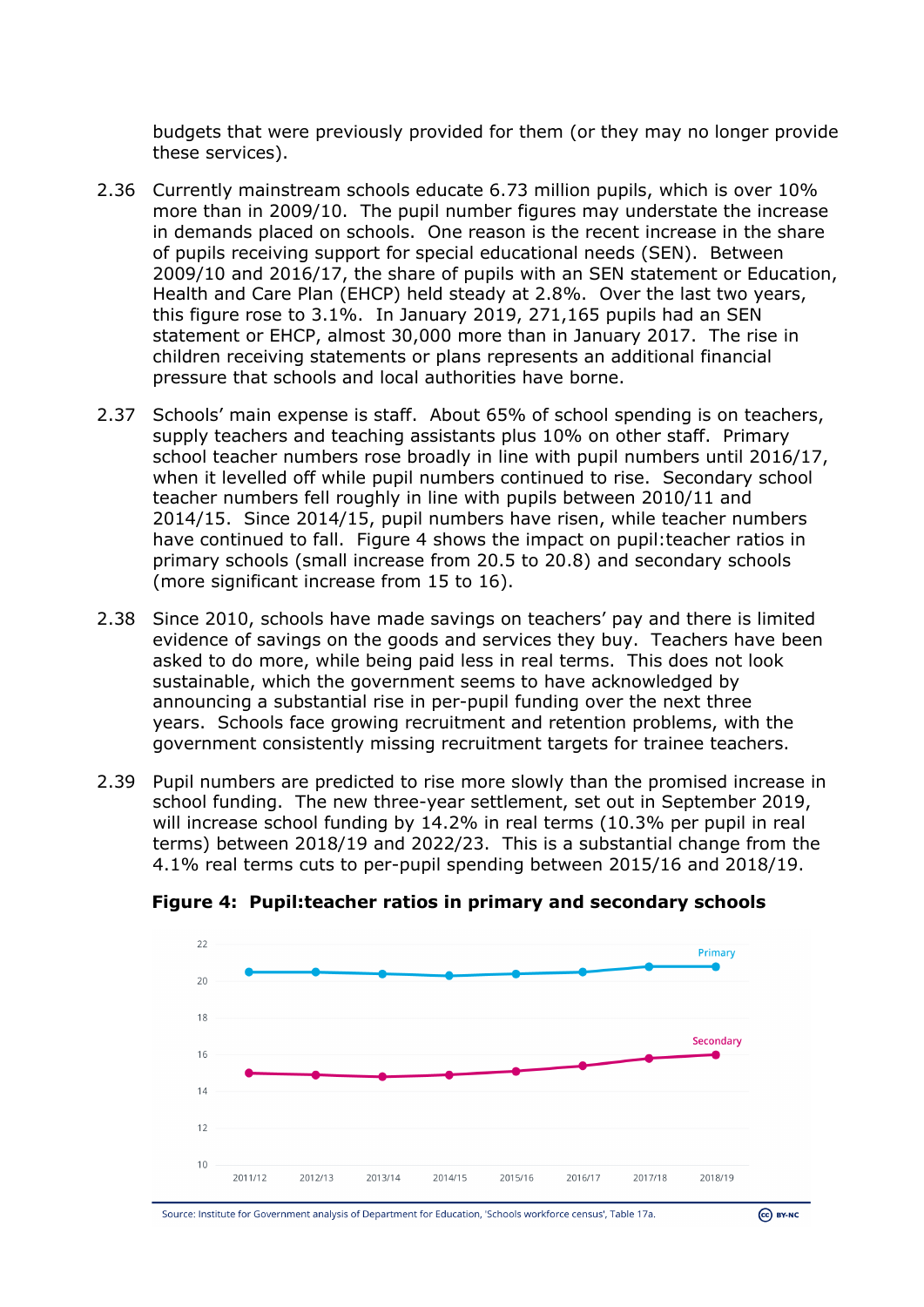budgets that were previously provided for them (or they may no longer provide these services).

2.36 Currently mainstream schools educate 6.73 million pupils, which is over 10% more than in 2009/10. The pupil number figures may understate the increase in demands placed on schools. One reason is the recent increase in the share of pupils receiving support for special educational needs (SEN). Between 2009/10 and 2016/17, the share of pupils with an SEN statement or Education, Health and Care Plan (EHCP) held steady at 2.8%. Over the last two years, this figure rose to 3.1%. In January 2019, 271,165 pupils had an SEN statement or EHCP, almost 30,000 more than in January 2017. The rise in children receiving statements or plans represents an additional financial pressure that schools and local authorities have borne.

2.37 Schools' main expense is staff. About 65% of school spending is on teachers, supply teachers and teaching assistants plus 10% on other staff. Primary school teacher numbers rose broadly in line with pupil numbers until 2016/17, when it levelled off while pupil numbers continued to rise. Secondary school teacher numbers fell roughly in line with pupils between 2010/11 and 2014/15. Since 2014/15, pupil numbers have risen, while teacher numbers have continued to fall. Figure 4 shows the impact on pupil:teacher ratios in primary schools (small increase from 20.5 to 20.8) and secondary schools (more significant increase from 15 to 16).

2.38 Since 2010, schools have made savings on teachers' pay and there is limited evidence of savings on the goods and services they buy. Teachers have been asked to do more, while being paid less in real terms. This does not look sustainable, which the government seems to have acknowledged by announcing a substantial rise in per-pupil funding over the next three years. Schools face growing recruitment and retention problems, with the government consistently missing recruitment targets for trainee teachers.

2.39 Pupil numbers are predicted to rise more slowly than the promised increase in school funding. The new three-year settlement, set out in September 2019, will increase school funding by 14.2% in real terms (10.3% per pupil in real terms) between 2018/19 and 2022/23. This is a substantial change from the 4.1% real terms cuts to per-pupil spending between 2015/16 and 2018/19.

**Figure 4: Pupil:teacher ratios in primary and secondary schools**

Source: Institute for Government analysis of Department for Education, 'Schools workforce census', Table 17a.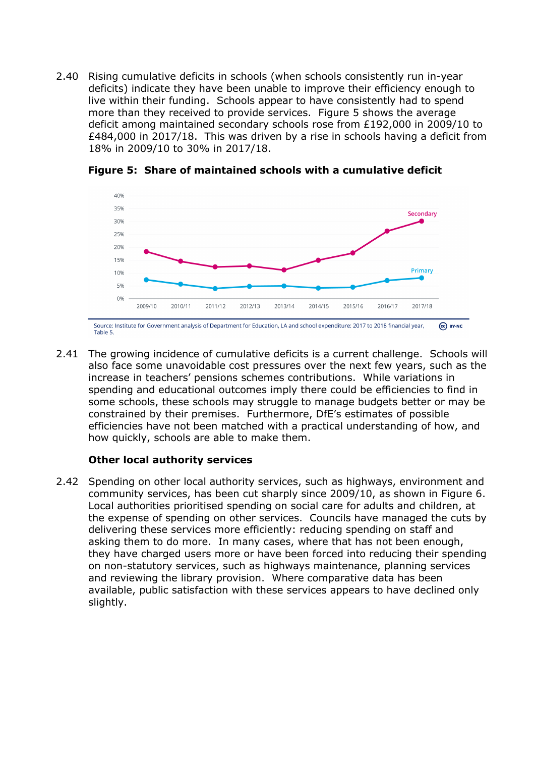2.40 Rising cumulative deficits in schools (when schools consistently run in-year deficits) indicate they have been unable to improve their efficiency enough to live within their funding. Schools appear to have consistently had to spend more than they received to provide services. Figure 5 shows the average deficit among maintained secondary schools rose from £192,000 in 2009/10 to £484,000 in 2017/18. This was driven by a rise in schools having a deficit from 18% in 2009/10 to 30% in 2017/18.

**Figure 5: Share of maintained schools with a cumulative deficit**

Source: Institute for Government analysis of Department for Education, LA and school expenditure: 2017 to 2018 financial year, Table 5.

2.41 The growing incidence of cumulative deficits is a current challenge. Schools will also face some unavoidable cost pressures over the next few years, such as the increase in teachers' pensions schemes contributions. While variations in spending and educational outcomes imply there could be efficiencies to find in some schools, these schools may struggle to manage budgets better or may be constrained by their premises. Furthermore, DfE's estimates of possible efficiencies have not been matched with a practical understanding of how, and how quickly, schools are able to make them.

**Other local authority services**

2.42 Spending on other local authority services, such as highways, environment and community services, has been cut sharply since 2009/10, as shown in Figure 6. Local authorities prioritised spending on social care for adults and children, at the expense of spending on other services. Councils have managed the cuts by delivering these services more efficiently: reducing spending on staff and asking them to do more. In many cases, where that has not been enough, they have charged users more or have been forced into reducing their spending on non-statutory services, such as highways maintenance, planning services and reviewing the library provision. Where comparative data has been available, public satisfaction with these services appears to have declined only slightly.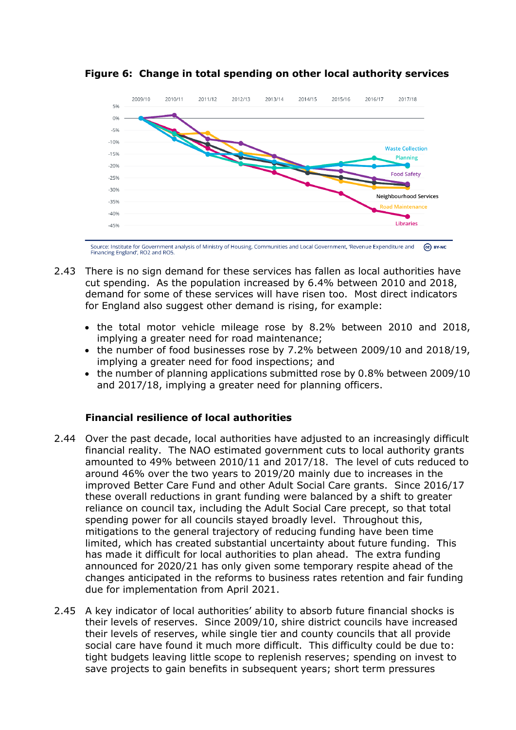**Figure 6: Change in total spending on other local authority services**

Source: Institute for Government analysis of Ministry of Housing, Communities and Local Government, 'Revenue Expenditure and Financing England', RO2 and RO5.

2.43 There is no sign demand for these services has fallen as local authorities have cut spending. As the population increased by 6.4% between 2010 and 2018, demand for some of these services will have risen too. Most direct indicators for England also suggest other demand is rising, for example:

- the total motor vehicle mileage rose by 8.2% between 2010 and 2018, implying a greater need for road maintenance;
- the number of food businesses rose by 7.2% between 2009/10 and 2018/19, implying a greater need for food inspections; and
- the number of planning applications submitted rose by 0.8% between 2009/10 and 2017/18, implying a greater need for planning officers.

**Financial resilience of local authorities**

2.44 Over the past decade, local authorities have adjusted to an increasingly difficult financial reality. The NAO estimated government cuts to local authority grants amounted to 49% between 2010/11 and 2017/18. The level of cuts reduced to around 46% over the two years to 2019/20 mainly due to increases in the improved Better Care Fund and other Adult Social Care grants. Since 2016/17 these overall reductions in grant funding were balanced by a shift to greater reliance on council tax, including the Adult Social Care precept, so that total spending power for all councils stayed broadly level. Throughout this, mitigations to the general trajectory of reducing funding have been time limited, which has created substantial uncertainty about future funding. This has made it difficult for local authorities to plan ahead. The extra funding announced for 2020/21 has only given some temporary respite ahead of the changes anticipated in the reforms to business rates retention and fair funding due for implementation from April 2021.

2.45 A key indicator of local authorities' ability to absorb future financial shocks is their levels of reserves. Since 2009/10, shire district councils have increased their levels of reserves, while single tier and county councils that all provide social care have found it much more difficult. This difficulty could be due to: tight budgets leaving little scope to replenish reserves; spending on invest to save projects to gain benefits in subsequent years; short term pressures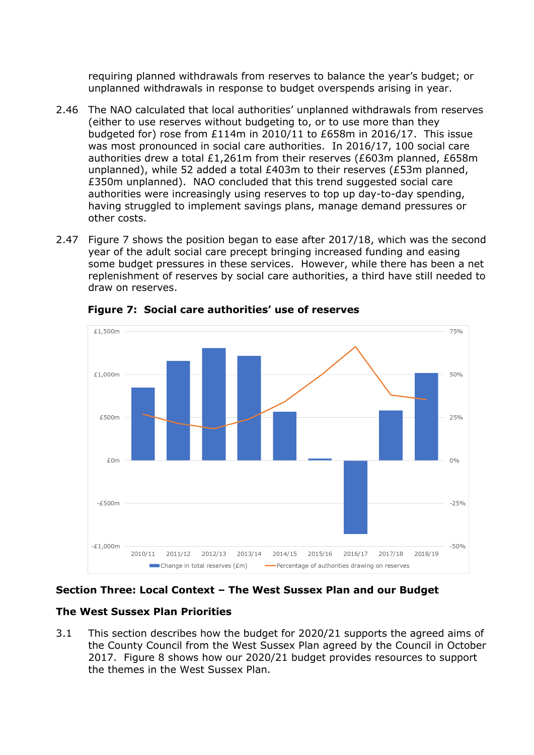requiring planned withdrawals from reserves to balance the year's budget; or unplanned withdrawals in response to budget overspends arising in year.

2.46 The NAO calculated that local authorities' unplanned withdrawals from reserves (either to use reserves without budgeting to, or to use more than they budgeted for) rose from £114m in 2010/11 to £658m in 2016/17. This issue was most pronounced in social care authorities. In 2016/17, 100 social care authorities drew a total £1,261m from their reserves (£603m planned, £658m unplanned), while 52 added a total £403m to their reserves (£53m planned, £350m unplanned). NAO concluded that this trend suggested social care authorities were increasingly using reserves to top up day-to-day spending, having struggled to implement savings plans, manage demand pressures or other costs.

2.47 Figure 7 shows the position began to ease after 2017/18, which was the second year of the adult social care precept bringing increased funding and easing some budget pressures in these services. However, while there has been a net replenishment of reserves by social care authorities, a third have still needed to draw on reserves.

**Figure 7: Social care authorities' use of reserves**

## Section Three: Local Context – The West Sussex Plan and our Budget

### The West Sussex Plan Priorities

3.1 This section describes how the budget for 2020/21 supports the agreed aims of the County Council from the West Sussex Plan agreed by the Council in October 2017. Figure 8 shows how our 2020/21 budget provides resources to support the themes in the West Sussex Plan.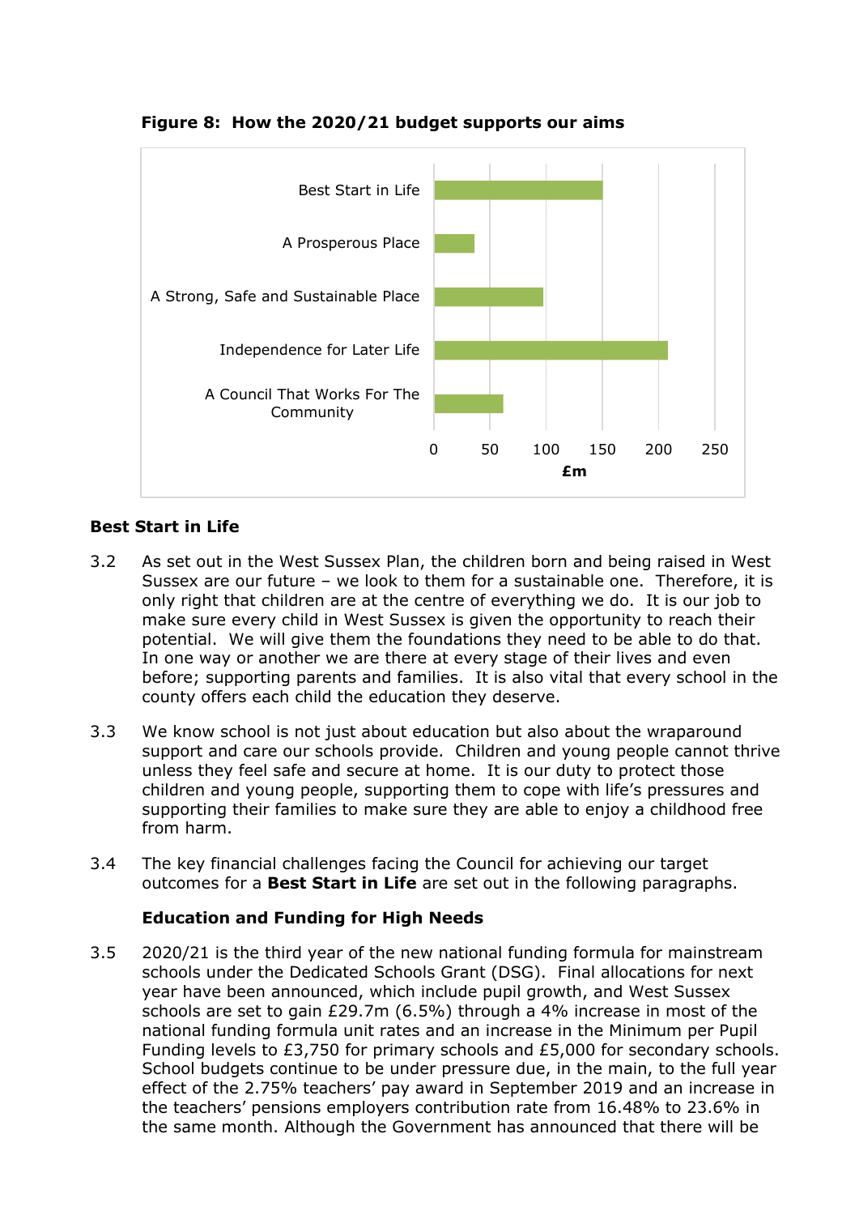**Figure 8: How the 2020/21 budget supports our aims**

| Aim | £m (approx.) |
|---|---|
| Best Start in Life | 150 |
| A Prosperous Place | 35 |
| A Strong, Safe and Sustainable Place | 97 |
| Independence for Later Life | 208 |
| A Council That Works For The Community | 61 |

## Best Start in Life

3.2 As set out in the West Sussex Plan, the children born and being raised in West Sussex are our future – we look to them for a sustainable one. Therefore, it is only right that children are at the centre of everything we do. It is our job to make sure every child in West Sussex is given the opportunity to reach their potential. We will give them the foundations they need to be able to do that. In one way or another we are there at every stage of their lives and even before; supporting parents and families. It is also vital that every school in the county offers each child the education they deserve.

3.3 We know school is not just about education but also about the wraparound support and care our schools provide. Children and young people cannot thrive unless they feel safe and secure at home. It is our duty to protect those children and young people, supporting them to cope with life's pressures and supporting their families to make sure they are able to enjoy a childhood free from harm.

3.4 The key financial challenges facing the Council for achieving our target outcomes for a **Best Start in Life** are set out in the following paragraphs.

### Education and Funding for High Needs

3.5 2020/21 is the third year of the new national funding formula for mainstream schools under the Dedicated Schools Grant (DSG). Final allocations for next year have been announced, which include pupil growth, and West Sussex schools are set to gain £29.7m (6.5%) through a 4% increase in most of the national funding formula unit rates and an increase in the Minimum per Pupil Funding levels to £3,750 for primary schools and £5,000 for secondary schools. School budgets continue to be under pressure due, in the main, to the full year effect of the 2.75% teachers' pay award in September 2019 and an increase in the teachers' pensions employers contribution rate from 16.48% to 23.6% in the same month. Although the Government has announced that there will be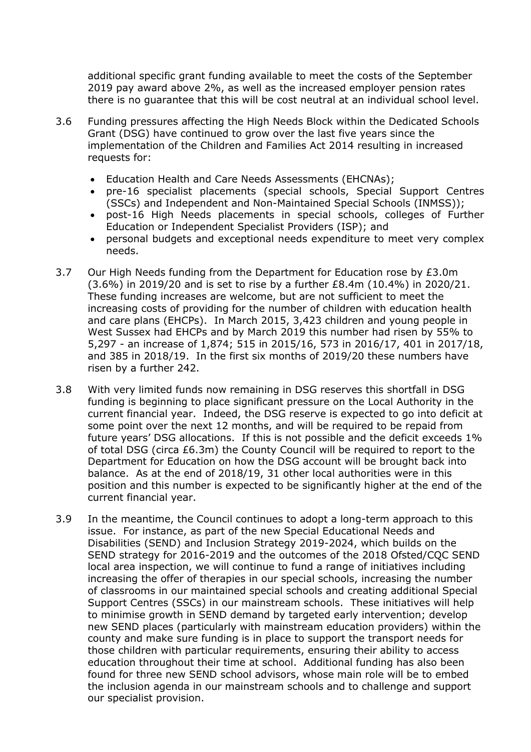additional specific grant funding available to meet the costs of the September 2019 pay award above 2%, as well as the increased employer pension rates there is no guarantee that this will be cost neutral at an individual school level.

3.6 Funding pressures affecting the High Needs Block within the Dedicated Schools Grant (DSG) have continued to grow over the last five years since the implementation of the Children and Families Act 2014 resulting in increased requests for:

- Education Health and Care Needs Assessments (EHCNAs);
- pre-16 specialist placements (special schools, Special Support Centres (SSCs) and Independent and Non-Maintained Special Schools (INMSS));
- post-16 High Needs placements in special schools, colleges of Further Education or Independent Specialist Providers (ISP); and
- personal budgets and exceptional needs expenditure to meet very complex needs.

3.7 Our High Needs funding from the Department for Education rose by £3.0m (3.6%) in 2019/20 and is set to rise by a further £8.4m (10.4%) in 2020/21. These funding increases are welcome, but are not sufficient to meet the increasing costs of providing for the number of children with education health and care plans (EHCPs). In March 2015, 3,423 children and young people in West Sussex had EHCPs and by March 2019 this number had risen by 55% to 5,297 - an increase of 1,874; 515 in 2015/16, 573 in 2016/17, 401 in 2017/18, and 385 in 2018/19. In the first six months of 2019/20 these numbers have risen by a further 242.

3.8 With very limited funds now remaining in DSG reserves this shortfall in DSG funding is beginning to place significant pressure on the Local Authority in the current financial year. Indeed, the DSG reserve is expected to go into deficit at some point over the next 12 months, and will be required to be repaid from future years' DSG allocations. If this is not possible and the deficit exceeds 1% of total DSG (circa £6.3m) the County Council will be required to report to the Department for Education on how the DSG account will be brought back into balance. As at the end of 2018/19, 31 other local authorities were in this position and this number is expected to be significantly higher at the end of the current financial year.

3.9 In the meantime, the Council continues to adopt a long-term approach to this issue. For instance, as part of the new Special Educational Needs and Disabilities (SEND) and Inclusion Strategy 2019-2024, which builds on the SEND strategy for 2016-2019 and the outcomes of the 2018 Ofsted/CQC SEND local area inspection, we will continue to fund a range of initiatives including increasing the offer of therapies in our special schools, increasing the number of classrooms in our maintained special schools and creating additional Special Support Centres (SSCs) in our mainstream schools. These initiatives will help to minimise growth in SEND demand by targeted early intervention; develop new SEND places (particularly with mainstream education providers) within the county and make sure funding is in place to support the transport needs for those children with particular requirements, ensuring their ability to access education throughout their time at school. Additional funding has also been found for three new SEND school advisors, whose main role will be to embed the inclusion agenda in our mainstream schools and to challenge and support our specialist provision.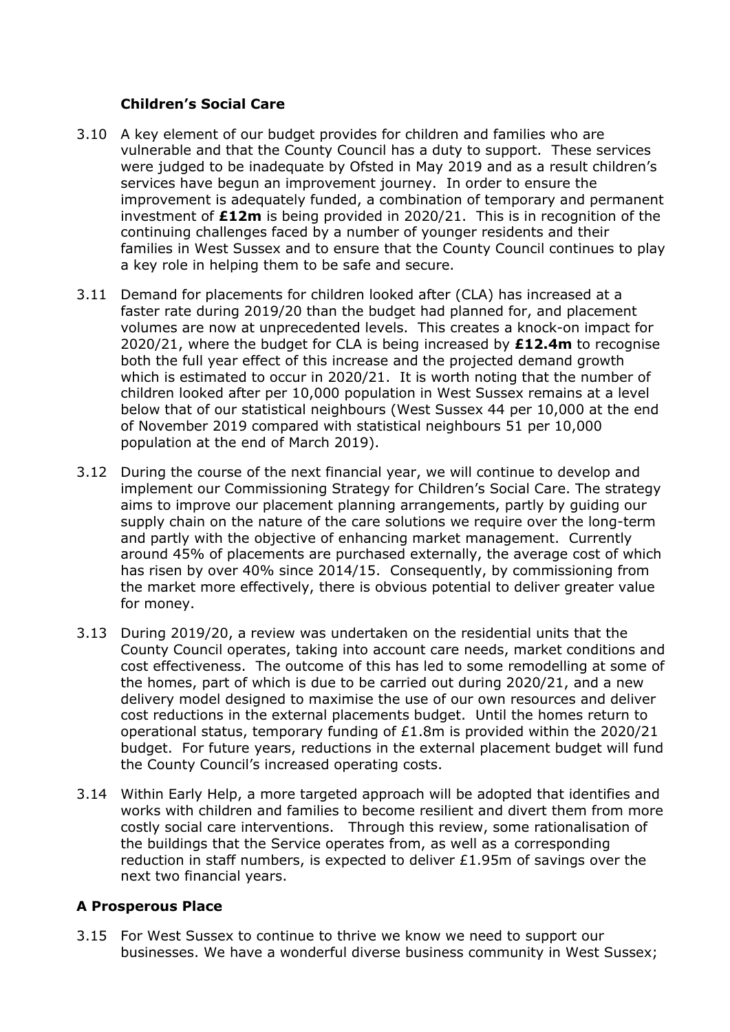### Children's Social Care

3.10 A key element of our budget provides for children and families who are vulnerable and that the County Council has a duty to support. These services were judged to be inadequate by Ofsted in May 2019 and as a result children's services have begun an improvement journey. In order to ensure the improvement is adequately funded, a combination of temporary and permanent investment of **£12m** is being provided in 2020/21. This is in recognition of the continuing challenges faced by a number of younger residents and their families in West Sussex and to ensure that the County Council continues to play a key role in helping them to be safe and secure.

3.11 Demand for placements for children looked after (CLA) has increased at a faster rate during 2019/20 than the budget had planned for, and placement volumes are now at unprecedented levels. This creates a knock-on impact for 2020/21, where the budget for CLA is being increased by **£12.4m** to recognise both the full year effect of this increase and the projected demand growth which is estimated to occur in 2020/21. It is worth noting that the number of children looked after per 10,000 population in West Sussex remains at a level below that of our statistical neighbours (West Sussex 44 per 10,000 at the end of November 2019 compared with statistical neighbours 51 per 10,000 population at the end of March 2019).

3.12 During the course of the next financial year, we will continue to develop and implement our Commissioning Strategy for Children's Social Care. The strategy aims to improve our placement planning arrangements, partly by guiding our supply chain on the nature of the care solutions we require over the long-term and partly with the objective of enhancing market management. Currently around 45% of placements are purchased externally, the average cost of which has risen by over 40% since 2014/15. Consequently, by commissioning from the market more effectively, there is obvious potential to deliver greater value for money.

3.13 During 2019/20, a review was undertaken on the residential units that the County Council operates, taking into account care needs, market conditions and cost effectiveness. The outcome of this has led to some remodelling at some of the homes, part of which is due to be carried out during 2020/21, and a new delivery model designed to maximise the use of our own resources and deliver cost reductions in the external placements budget. Until the homes return to operational status, temporary funding of £1.8m is provided within the 2020/21 budget. For future years, reductions in the external placement budget will fund the County Council's increased operating costs.

3.14 Within Early Help, a more targeted approach will be adopted that identifies and works with children and families to become resilient and divert them from more costly social care interventions. Through this review, some rationalisation of the buildings that the Service operates from, as well as a corresponding reduction in staff numbers, is expected to deliver £1.95m of savings over the next two financial years.

## A Prosperous Place

3.15 For West Sussex to continue to thrive we know we need to support our businesses. We have a wonderful diverse business community in West Sussex;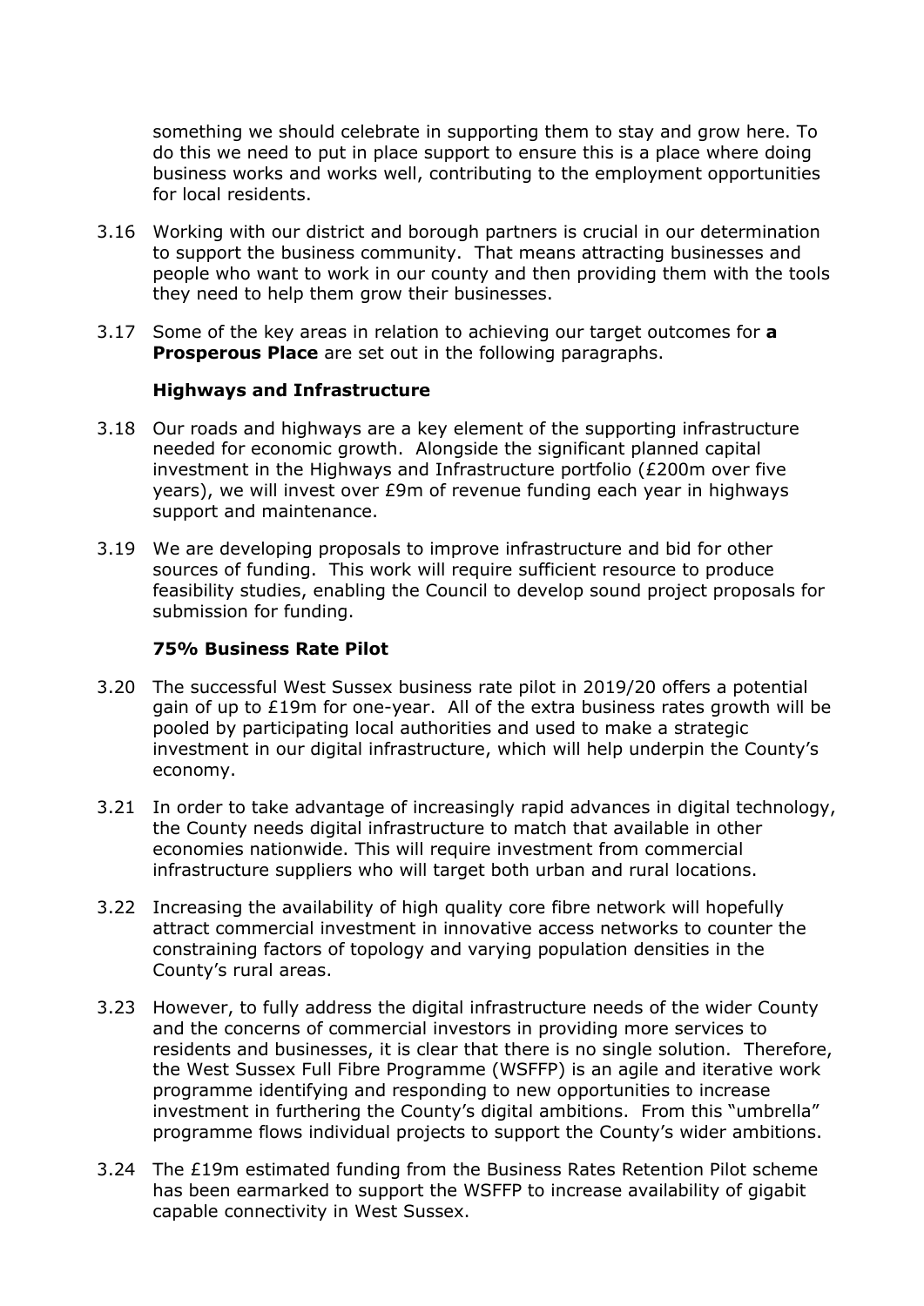something we should celebrate in supporting them to stay and grow here. To do this we need to put in place support to ensure this is a place where doing business works and works well, contributing to the employment opportunities for local residents.

3.16 Working with our district and borough partners is crucial in our determination to support the business community. That means attracting businesses and people who want to work in our county and then providing them with the tools they need to help them grow their businesses.

3.17 Some of the key areas in relation to achieving our target outcomes for **a Prosperous Place** are set out in the following paragraphs.

**Highways and Infrastructure**

3.18 Our roads and highways are a key element of the supporting infrastructure needed for economic growth. Alongside the significant planned capital investment in the Highways and Infrastructure portfolio (£200m over five years), we will invest over £9m of revenue funding each year in highways support and maintenance.

3.19 We are developing proposals to improve infrastructure and bid for other sources of funding. This work will require sufficient resource to produce feasibility studies, enabling the Council to develop sound project proposals for submission for funding.

**75% Business Rate Pilot**

3.20 The successful West Sussex business rate pilot in 2019/20 offers a potential gain of up to £19m for one-year. All of the extra business rates growth will be pooled by participating local authorities and used to make a strategic investment in our digital infrastructure, which will help underpin the County's economy.

3.21 In order to take advantage of increasingly rapid advances in digital technology, the County needs digital infrastructure to match that available in other economies nationwide. This will require investment from commercial infrastructure suppliers who will target both urban and rural locations.

3.22 Increasing the availability of high quality core fibre network will hopefully attract commercial investment in innovative access networks to counter the constraining factors of topology and varying population densities in the County's rural areas.

3.23 However, to fully address the digital infrastructure needs of the wider County and the concerns of commercial investors in providing more services to residents and businesses, it is clear that there is no single solution. Therefore, the West Sussex Full Fibre Programme (WSFFP) is an agile and iterative work programme identifying and responding to new opportunities to increase investment in furthering the County's digital ambitions. From this "umbrella" programme flows individual projects to support the County's wider ambitions.

3.24 The £19m estimated funding from the Business Rates Retention Pilot scheme has been earmarked to support the WSFFP to increase availability of gigabit capable connectivity in West Sussex.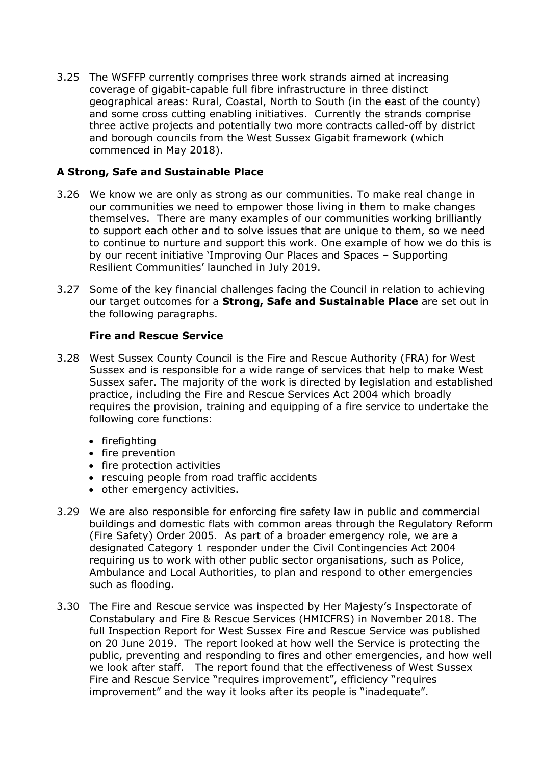3.25 The WSFFP currently comprises three work strands aimed at increasing coverage of gigabit-capable full fibre infrastructure in three distinct geographical areas: Rural, Coastal, North to South (in the east of the county) and some cross cutting enabling initiatives. Currently the strands comprise three active projects and potentially two more contracts called-off by district and borough councils from the West Sussex Gigabit framework (which commenced in May 2018).

### A Strong, Safe and Sustainable Place

3.26 We know we are only as strong as our communities. To make real change in our communities we need to empower those living in them to make changes themselves. There are many examples of our communities working brilliantly to support each other and to solve issues that are unique to them, so we need to continue to nurture and support this work. One example of how we do this is by our recent initiative 'Improving Our Places and Spaces – Supporting Resilient Communities' launched in July 2019.

3.27 Some of the key financial challenges facing the Council in relation to achieving our target outcomes for a **Strong, Safe and Sustainable Place** are set out in the following paragraphs.

#### Fire and Rescue Service

3.28 West Sussex County Council is the Fire and Rescue Authority (FRA) for West Sussex and is responsible for a wide range of services that help to make West Sussex safer. The majority of the work is directed by legislation and established practice, including the Fire and Rescue Services Act 2004 which broadly requires the provision, training and equipping of a fire service to undertake the following core functions:

- firefighting
- fire prevention
- fire protection activities
- rescuing people from road traffic accidents
- other emergency activities.

3.29 We are also responsible for enforcing fire safety law in public and commercial buildings and domestic flats with common areas through the Regulatory Reform (Fire Safety) Order 2005. As part of a broader emergency role, we are a designated Category 1 responder under the Civil Contingencies Act 2004 requiring us to work with other public sector organisations, such as Police, Ambulance and Local Authorities, to plan and respond to other emergencies such as flooding.

3.30 The Fire and Rescue service was inspected by Her Majesty's Inspectorate of Constabulary and Fire & Rescue Services (HMICFRS) in November 2018. The full Inspection Report for West Sussex Fire and Rescue Service was published on 20 June 2019. The report looked at how well the Service is protecting the public, preventing and responding to fires and other emergencies, and how well we look after staff. The report found that the effectiveness of West Sussex Fire and Rescue Service "requires improvement", efficiency "requires improvement" and the way it looks after its people is "inadequate".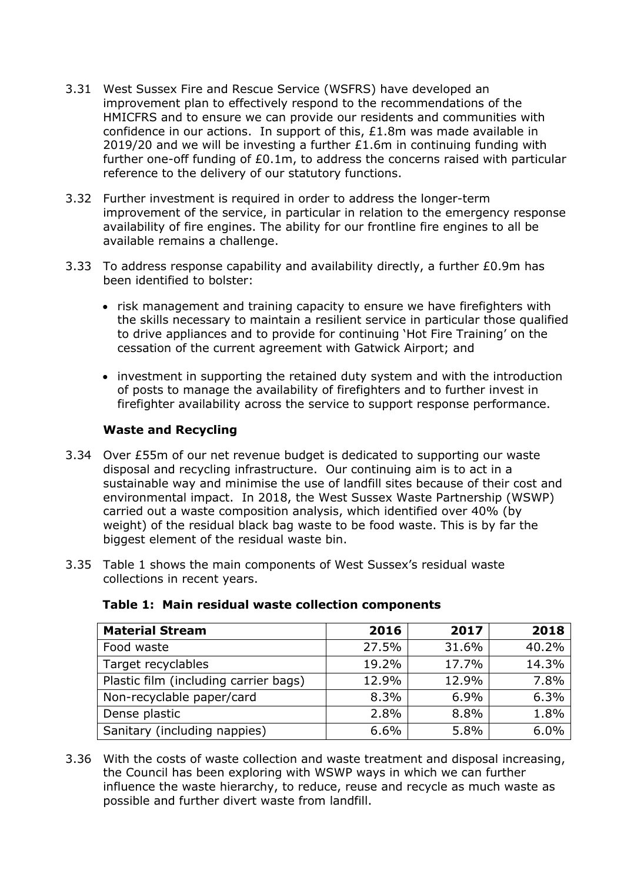3.31 West Sussex Fire and Rescue Service (WSFRS) have developed an improvement plan to effectively respond to the recommendations of the HMICFRS and to ensure we can provide our residents and communities with confidence in our actions. In support of this, £1.8m was made available in 2019/20 and we will be investing a further £1.6m in continuing funding with further one-off funding of £0.1m, to address the concerns raised with particular reference to the delivery of our statutory functions.

3.32 Further investment is required in order to address the longer-term improvement of the service, in particular in relation to the emergency response availability of fire engines. The ability for our frontline fire engines to all be available remains a challenge.

3.33 To address response capability and availability directly, a further £0.9m has been identified to bolster:

- risk management and training capacity to ensure we have firefighters with the skills necessary to maintain a resilient service in particular those qualified to drive appliances and to provide for continuing 'Hot Fire Training' on the cessation of the current agreement with Gatwick Airport; and
- investment in supporting the retained duty system and with the introduction of posts to manage the availability of firefighters and to further invest in firefighter availability across the service to support response performance.

### Waste and Recycling

3.34 Over £55m of our net revenue budget is dedicated to supporting our waste disposal and recycling infrastructure. Our continuing aim is to act in a sustainable way and minimise the use of landfill sites because of their cost and environmental impact. In 2018, the West Sussex Waste Partnership (WSWP) carried out a waste composition analysis, which identified over 40% (by weight) of the residual black bag waste to be food waste. This is by far the biggest element of the residual waste bin.

3.35 Table 1 shows the main components of West Sussex's residual waste collections in recent years.

**Table 1: Main residual waste collection components**

| Material Stream | 2016 | 2017 | 2018 |
|---|---:|---:|---:|
| Food waste | 27.5% | 31.6% | 40.2% |
| Target recyclables | 19.2% | 17.7% | 14.3% |
| Plastic film (including carrier bags) | 12.9% | 12.9% | 7.8% |
| Non-recyclable paper/card | 8.3% | 6.9% | 6.3% |
| Dense plastic | 2.8% | 8.8% | 1.8% |
| Sanitary (including nappies) | 6.6% | 5.8% | 6.0% |

3.36 With the costs of waste collection and waste treatment and disposal increasing, the Council has been exploring with WSWP ways in which we can further influence the waste hierarchy, to reduce, reuse and recycle as much waste as possible and further divert waste from landfill.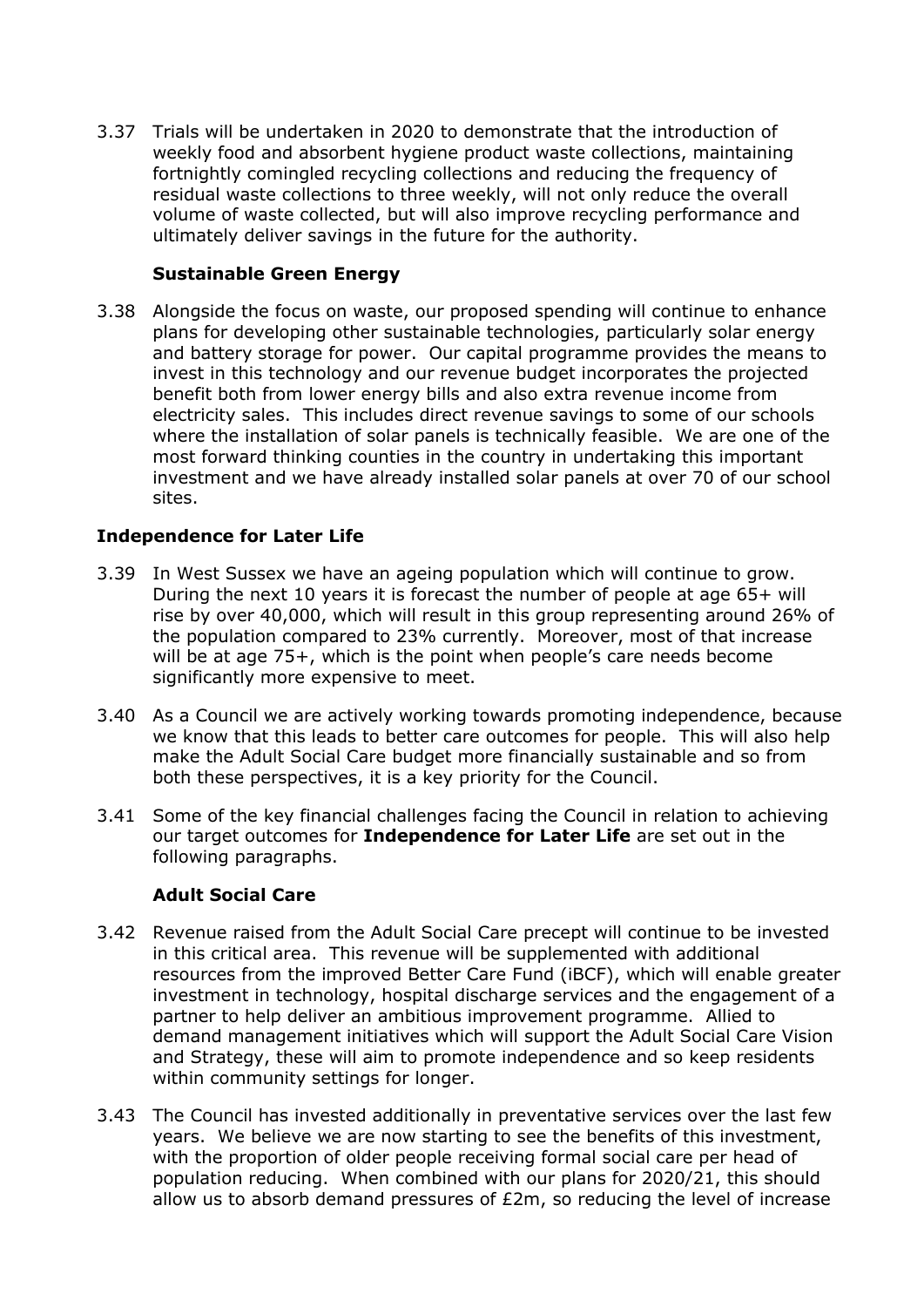3.37 Trials will be undertaken in 2020 to demonstrate that the introduction of weekly food and absorbent hygiene product waste collections, maintaining fortnightly comingled recycling collections and reducing the frequency of residual waste collections to three weekly, will not only reduce the overall volume of waste collected, but will also improve recycling performance and ultimately deliver savings in the future for the authority.

#### Sustainable Green Energy

3.38 Alongside the focus on waste, our proposed spending will continue to enhance plans for developing other sustainable technologies, particularly solar energy and battery storage for power. Our capital programme provides the means to invest in this technology and our revenue budget incorporates the projected benefit both from lower energy bills and also extra revenue income from electricity sales. This includes direct revenue savings to some of our schools where the installation of solar panels is technically feasible. We are one of the most forward thinking counties in the country in undertaking this important investment and we have already installed solar panels at over 70 of our school sites.

### Independence for Later Life

3.39 In West Sussex we have an ageing population which will continue to grow. During the next 10 years it is forecast the number of people at age 65+ will rise by over 40,000, which will result in this group representing around 26% of the population compared to 23% currently. Moreover, most of that increase will be at age 75+, which is the point when people's care needs become significantly more expensive to meet.

3.40 As a Council we are actively working towards promoting independence, because we know that this leads to better care outcomes for people. This will also help make the Adult Social Care budget more financially sustainable and so from both these perspectives, it is a key priority for the Council.

3.41 Some of the key financial challenges facing the Council in relation to achieving our target outcomes for **Independence for Later Life** are set out in the following paragraphs.

#### Adult Social Care

3.42 Revenue raised from the Adult Social Care precept will continue to be invested in this critical area. This revenue will be supplemented with additional resources from the improved Better Care Fund (iBCF), which will enable greater investment in technology, hospital discharge services and the engagement of a partner to help deliver an ambitious improvement programme. Allied to demand management initiatives which will support the Adult Social Care Vision and Strategy, these will aim to promote independence and so keep residents within community settings for longer.

3.43 The Council has invested additionally in preventative services over the last few years. We believe we are now starting to see the benefits of this investment, with the proportion of older people receiving formal social care per head of population reducing. When combined with our plans for 2020/21, this should allow us to absorb demand pressures of £2m, so reducing the level of increase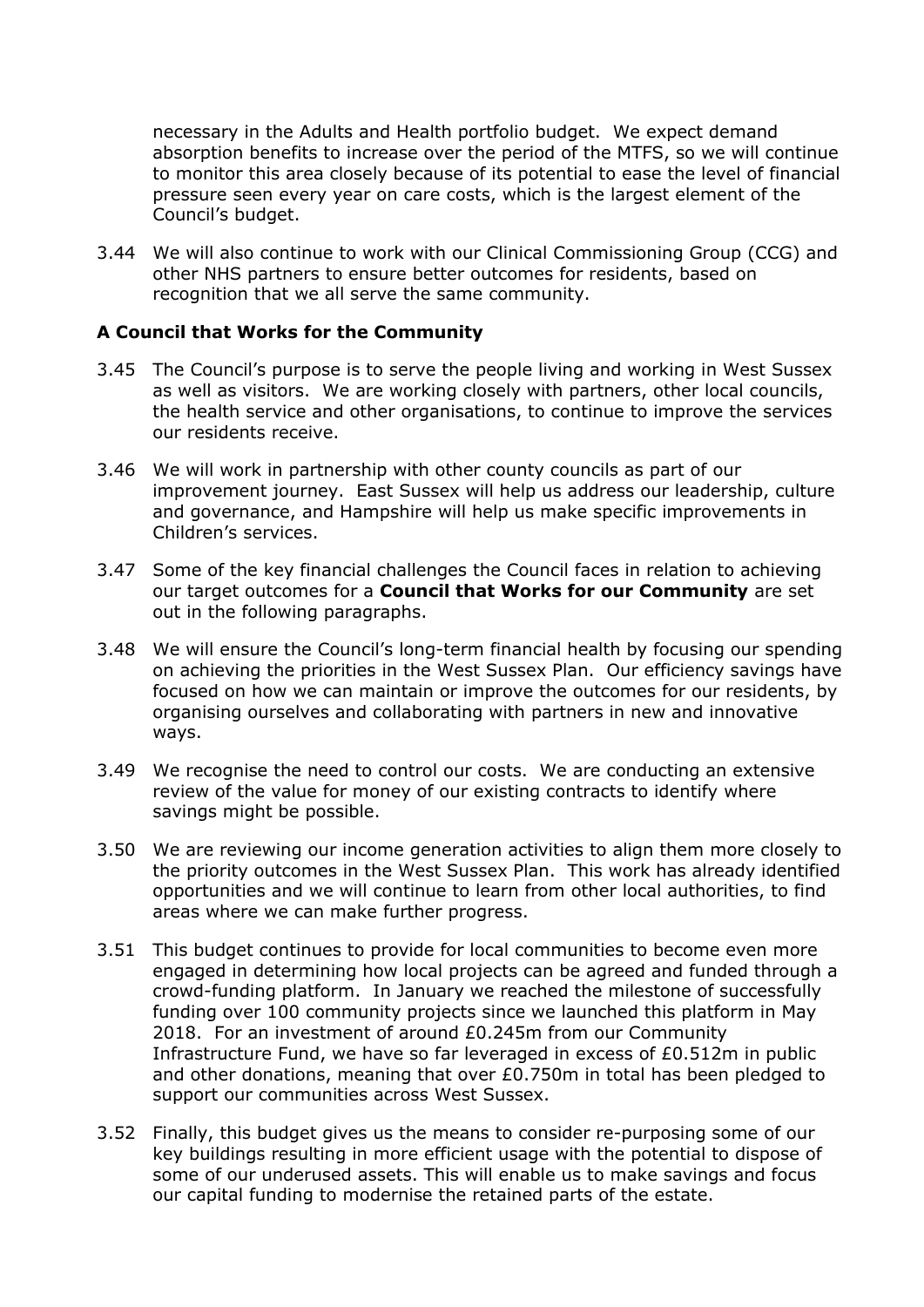necessary in the Adults and Health portfolio budget. We expect demand absorption benefits to increase over the period of the MTFS, so we will continue to monitor this area closely because of its potential to ease the level of financial pressure seen every year on care costs, which is the largest element of the Council's budget.

3.44 We will also continue to work with our Clinical Commissioning Group (CCG) and other NHS partners to ensure better outcomes for residents, based on recognition that we all serve the same community.

**A Council that Works for the Community**

3.45 The Council's purpose is to serve the people living and working in West Sussex as well as visitors. We are working closely with partners, other local councils, the health service and other organisations, to continue to improve the services our residents receive.

3.46 We will work in partnership with other county councils as part of our improvement journey. East Sussex will help us address our leadership, culture and governance, and Hampshire will help us make specific improvements in Children's services.

3.47 Some of the key financial challenges the Council faces in relation to achieving our target outcomes for a **Council that Works for our Community** are set out in the following paragraphs.

3.48 We will ensure the Council's long-term financial health by focusing our spending on achieving the priorities in the West Sussex Plan. Our efficiency savings have focused on how we can maintain or improve the outcomes for our residents, by organising ourselves and collaborating with partners in new and innovative ways.

3.49 We recognise the need to control our costs. We are conducting an extensive review of the value for money of our existing contracts to identify where savings might be possible.

3.50 We are reviewing our income generation activities to align them more closely to the priority outcomes in the West Sussex Plan. This work has already identified opportunities and we will continue to learn from other local authorities, to find areas where we can make further progress.

3.51 This budget continues to provide for local communities to become even more engaged in determining how local projects can be agreed and funded through a crowd-funding platform. In January we reached the milestone of successfully funding over 100 community projects since we launched this platform in May 2018. For an investment of around £0.245m from our Community Infrastructure Fund, we have so far leveraged in excess of £0.512m in public and other donations, meaning that over £0.750m in total has been pledged to support our communities across West Sussex.

3.52 Finally, this budget gives us the means to consider re-purposing some of our key buildings resulting in more efficient usage with the potential to dispose of some of our underused assets. This will enable us to make savings and focus our capital funding to modernise the retained parts of the estate.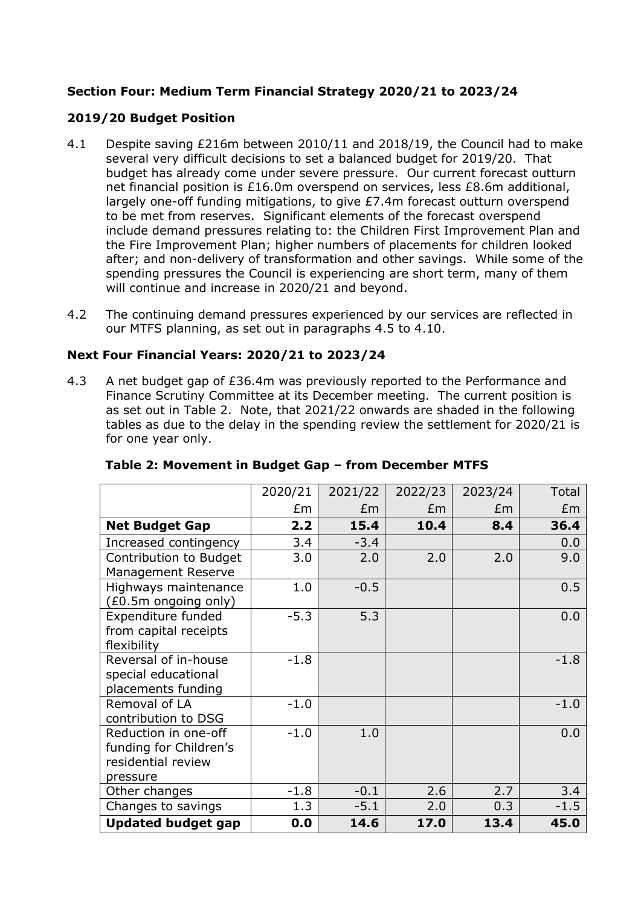## Section Four: Medium Term Financial Strategy 2020/21 to 2023/24

### 2019/20 Budget Position

4.1 Despite saving £216m between 2010/11 and 2018/19, the Council had to make several very difficult decisions to set a balanced budget for 2019/20. That budget has already come under severe pressure. Our current forecast outturn net financial position is £16.0m overspend on services, less £8.6m additional, largely one-off funding mitigations, to give £7.4m forecast outturn overspend to be met from reserves. Significant elements of the forecast overspend include demand pressures relating to: the Children First Improvement Plan and the Fire Improvement Plan; higher numbers of placements for children looked after; and non-delivery of transformation and other savings. While some of the spending pressures the Council is experiencing are short term, many of them will continue and increase in 2020/21 and beyond.

4.2 The continuing demand pressures experienced by our services are reflected in our MTFS planning, as set out in paragraphs 4.5 to 4.10.

### Next Four Financial Years: 2020/21 to 2023/24

4.3 A net budget gap of £36.4m was previously reported to the Performance and Finance Scrutiny Committee at its December meeting. The current position is as set out in Table 2. Note, that 2021/22 onwards are shaded in the following tables as due to the delay in the spending review the settlement for 2020/21 is for one year only.

**Table 2: Movement in Budget Gap – from December MTFS**

| | 2020/21 | 2021/22 | 2022/23 | 2023/24 | Total |
|---|---|---|---|---|---|
| | £m | £m | £m | £m | £m |
| **Net Budget Gap** | **2.2** | **15.4** | **10.4** | **8.4** | **36.4** |
| Increased contingency | 3.4 | -3.4 | | | 0.0 |
| Contribution to Budget Management Reserve | 3.0 | 2.0 | 2.0 | 2.0 | 9.0 |
| Highways maintenance (£0.5m ongoing only) | 1.0 | -0.5 | | | 0.5 |
| Expenditure funded from capital receipts flexibility | -5.3 | 5.3 | | | 0.0 |
| Reversal of in-house special educational placements funding | -1.8 | | | | -1.8 |
| Removal of LA contribution to DSG | -1.0 | | | | -1.0 |
| Reduction in one-off funding for Children's residential review pressure | -1.0 | 1.0 | | | 0.0 |
| Other changes | -1.8 | -0.1 | 2.6 | 2.7 | 3.4 |
| Changes to savings | 1.3 | -5.1 | 2.0 | 0.3 | -1.5 |
| **Updated budget gap** | **0.0** | **14.6** | **17.0** | **13.4** | **45.0** |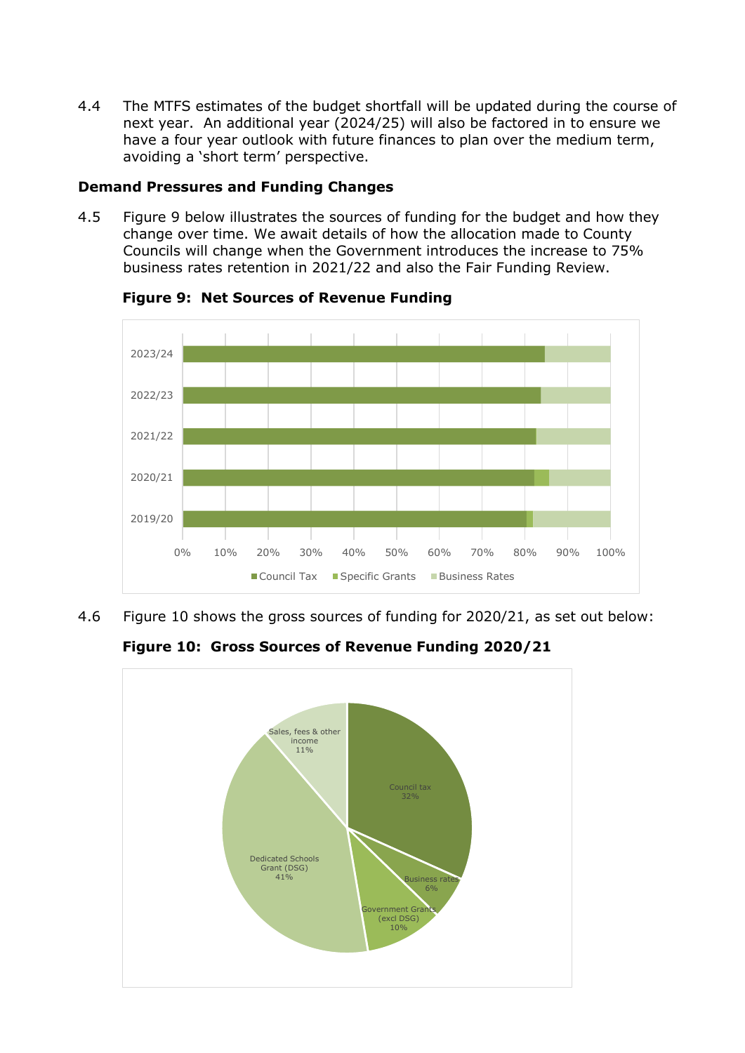4.4 The MTFS estimates of the budget shortfall will be updated during the course of next year. An additional year (2024/25) will also be factored in to ensure we have a four year outlook with future finances to plan over the medium term, avoiding a 'short term' perspective.

**Demand Pressures and Funding Changes**

4.5 Figure 9 below illustrates the sources of funding for the budget and how they change over time. We await details of how the allocation made to County Councils will change when the Government introduces the increase to 75% business rates retention in 2021/22 and also the Fair Funding Review.

**Figure 9: Net Sources of Revenue Funding**

4.6 Figure 10 shows the gross sources of funding for 2020/21, as set out below:

**Figure 10: Gross Sources of Revenue Funding 2020/21**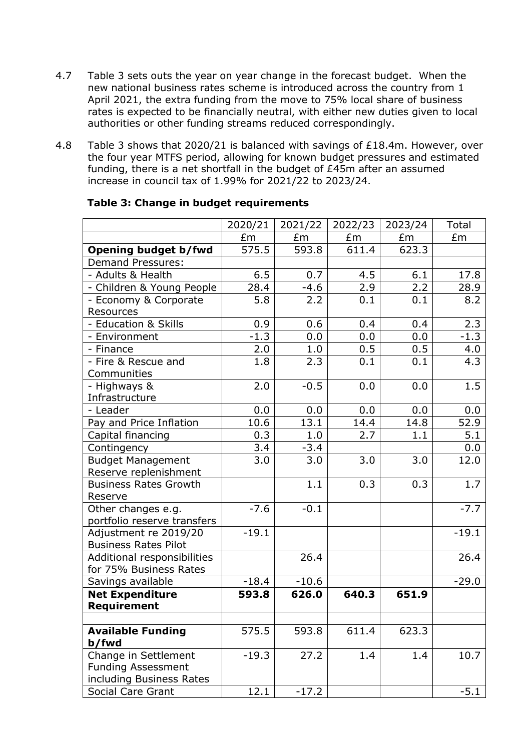4.7 Table 3 sets outs the year on year change in the forecast budget. When the new national business rates scheme is introduced across the country from 1 April 2021, the extra funding from the move to 75% local share of business rates is expected to be financially neutral, with either new duties given to local authorities or other funding streams reduced correspondingly.

4.8 Table 3 shows that 2020/21 is balanced with savings of £18.4m. However, over the four year MTFS period, allowing for known budget pressures and estimated funding, there is a net shortfall in the budget of £45m after an assumed increase in council tax of 1.99% for 2021/22 to 2023/24.

**Table 3: Change in budget requirements**

| | 2020/21 | 2021/22 | 2022/23 | 2023/24 | Total |
|---|---|---|---|---|---|
| | £m | £m | £m | £m | £m |
| **Opening budget b/fwd** | 575.5 | 593.8 | 611.4 | 623.3 | |
| Demand Pressures: | | | | | |
| - Adults & Health | 6.5 | 0.7 | 4.5 | 6.1 | 17.8 |
| - Children & Young People | 28.4 | -4.6 | 2.9 | 2.2 | 28.9 |
| - Economy & Corporate Resources | 5.8 | 2.2 | 0.1 | 0.1 | 8.2 |
| - Education & Skills | 0.9 | 0.6 | 0.4 | 0.4 | 2.3 |
| - Environment | -1.3 | 0.0 | 0.0 | 0.0 | -1.3 |
| - Finance | 2.0 | 1.0 | 0.5 | 0.5 | 4.0 |
| - Fire & Rescue and Communities | 1.8 | 2.3 | 0.1 | 0.1 | 4.3 |
| - Highways & Infrastructure | 2.0 | -0.5 | 0.0 | 0.0 | 1.5 |
| - Leader | 0.0 | 0.0 | 0.0 | 0.0 | 0.0 |
| Pay and Price Inflation | 10.6 | 13.1 | 14.4 | 14.8 | 52.9 |
| Capital financing | 0.3 | 1.0 | 2.7 | 1.1 | 5.1 |
| Contingency | 3.4 | -3.4 | | | 0.0 |
| Budget Management Reserve replenishment | 3.0 | 3.0 | 3.0 | 3.0 | 12.0 |
| Business Rates Growth Reserve | | 1.1 | 0.3 | 0.3 | 1.7 |
| Other changes e.g. portfolio reserve transfers | -7.6 | -0.1 | | | -7.7 |
| Adjustment re 2019/20 Business Rates Pilot | -19.1 | | | | -19.1 |
| Additional responsibilities for 75% Business Rates | | 26.4 | | | 26.4 |
| Savings available | -18.4 | -10.6 | | | -29.0 |
| **Net Expenditure Requirement** | **593.8** | **626.0** | **640.3** | **651.9** | |
| | | | | | |
| **Available Funding b/fwd** | 575.5 | 593.8 | 611.4 | 623.3 | |
| Change in Settlement Funding Assessment including Business Rates | -19.3 | 27.2 | 1.4 | 1.4 | 10.7 |
| Social Care Grant | 12.1 | -17.2 | | | -5.1 |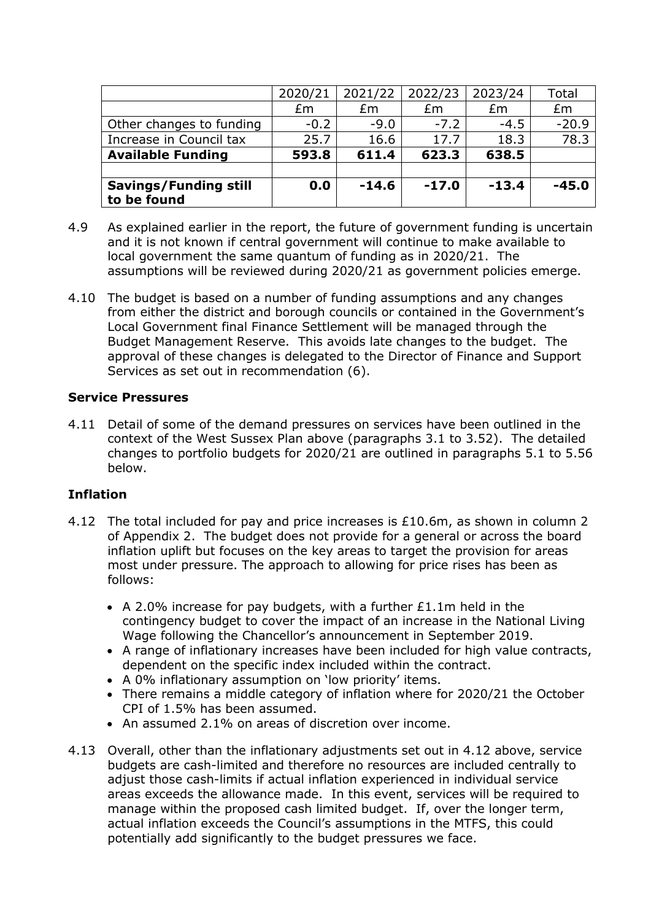| | 2020/21 | 2021/22 | 2022/23 | 2023/24 | Total |
|---|---|---|---|---|---|
| | £m | £m | £m | £m | £m |
| Other changes to funding | -0.2 | -9.0 | -7.2 | -4.5 | -20.9 |
| Increase in Council tax | 25.7 | 16.6 | 17.7 | 18.3 | 78.3 |
| **Available Funding** | **593.8** | **611.4** | **623.3** | **638.5** | |
| | | | | | |
| **Savings/Funding still to be found** | **0.0** | **-14.6** | **-17.0** | **-13.4** | **-45.0** |

4.9 As explained earlier in the report, the future of government funding is uncertain and it is not known if central government will continue to make available to local government the same quantum of funding as in 2020/21. The assumptions will be reviewed during 2020/21 as government policies emerge.

4.10 The budget is based on a number of funding assumptions and any changes from either the district and borough councils or contained in the Government's Local Government final Finance Settlement will be managed through the Budget Management Reserve. This avoids late changes to the budget. The approval of these changes is delegated to the Director of Finance and Support Services as set out in recommendation (6).

**Service Pressures**

4.11 Detail of some of the demand pressures on services have been outlined in the context of the West Sussex Plan above (paragraphs 3.1 to 3.52). The detailed changes to portfolio budgets for 2020/21 are outlined in paragraphs 5.1 to 5.56 below.

**Inflation**

4.12 The total included for pay and price increases is £10.6m, as shown in column 2 of Appendix 2. The budget does not provide for a general or across the board inflation uplift but focuses on the key areas to target the provision for areas most under pressure. The approach to allowing for price rises has been as follows:

- A 2.0% increase for pay budgets, with a further £1.1m held in the contingency budget to cover the impact of an increase in the National Living Wage following the Chancellor's announcement in September 2019.
- A range of inflationary increases have been included for high value contracts, dependent on the specific index included within the contract.
- A 0% inflationary assumption on 'low priority' items.
- There remains a middle category of inflation where for 2020/21 the October CPI of 1.5% has been assumed.
- An assumed 2.1% on areas of discretion over income.

4.13 Overall, other than the inflationary adjustments set out in 4.12 above, service budgets are cash-limited and therefore no resources are included centrally to adjust those cash-limits if actual inflation experienced in individual service areas exceeds the allowance made. In this event, services will be required to manage within the proposed cash limited budget. If, over the longer term, actual inflation exceeds the Council's assumptions in the MTFS, this could potentially add significantly to the budget pressures we face.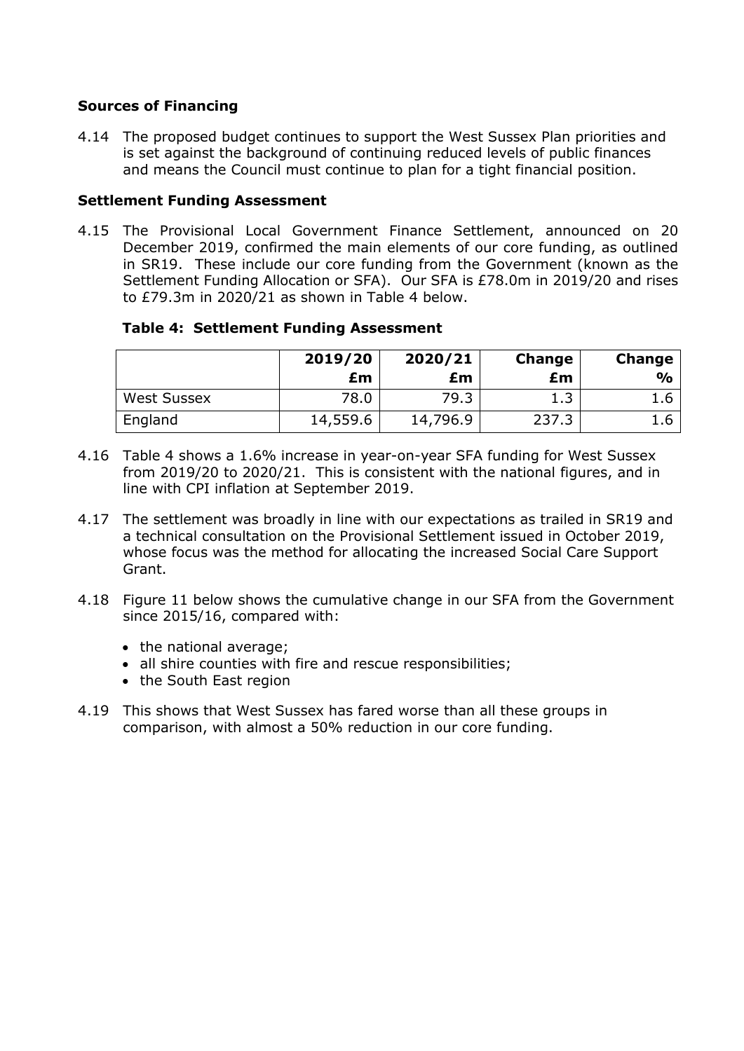**Sources of Financing**

4.14 The proposed budget continues to support the West Sussex Plan priorities and is set against the background of continuing reduced levels of public finances and means the Council must continue to plan for a tight financial position.

**Settlement Funding Assessment**

4.15 The Provisional Local Government Finance Settlement, announced on 20 December 2019, confirmed the main elements of our core funding, as outlined in SR19. These include our core funding from the Government (known as the Settlement Funding Allocation or SFA). Our SFA is £78.0m in 2019/20 and rises to £79.3m in 2020/21 as shown in Table 4 below.

**Table 4: Settlement Funding Assessment**

| | 2019/20 £m | 2020/21 £m | Change £m | Change % |
|---|---|---|---|---|
| West Sussex | 78.0 | 79.3 | 1.3 | 1.6 |
| England | 14,559.6 | 14,796.9 | 237.3 | 1.6 |

4.16 Table 4 shows a 1.6% increase in year-on-year SFA funding for West Sussex from 2019/20 to 2020/21. This is consistent with the national figures, and in line with CPI inflation at September 2019.

4.17 The settlement was broadly in line with our expectations as trailed in SR19 and a technical consultation on the Provisional Settlement issued in October 2019, whose focus was the method for allocating the increased Social Care Support Grant.

4.18 Figure 11 below shows the cumulative change in our SFA from the Government since 2015/16, compared with:

- the national average;
- all shire counties with fire and rescue responsibilities;
- the South East region

4.19 This shows that West Sussex has fared worse than all these groups in comparison, with almost a 50% reduction in our core funding.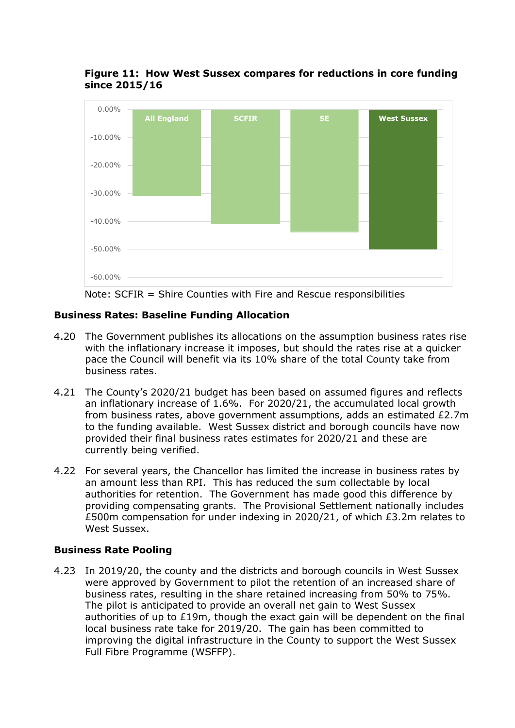**Figure 11: How West Sussex compares for reductions in core funding since 2015/16**

| | All England | SCFIR | SE | West Sussex |
|---|---|---|---|---|
| Reduction in core funding | -31% | -41% | -44% | -50% |

Note: SCFIR = Shire Counties with Fire and Rescue responsibilities

**Business Rates: Baseline Funding Allocation**

4.20 The Government publishes its allocations on the assumption business rates rise with the inflationary increase it imposes, but should the rates rise at a quicker pace the Council will benefit via its 10% share of the total County take from business rates.

4.21 The County's 2020/21 budget has been based on assumed figures and reflects an inflationary increase of 1.6%. For 2020/21, the accumulated local growth from business rates, above government assumptions, adds an estimated £2.7m to the funding available. West Sussex district and borough councils have now provided their final business rates estimates for 2020/21 and these are currently being verified.

4.22 For several years, the Chancellor has limited the increase in business rates by an amount less than RPI. This has reduced the sum collectable by local authorities for retention. The Government has made good this difference by providing compensating grants. The Provisional Settlement nationally includes £500m compensation for under indexing in 2020/21, of which £3.2m relates to West Sussex.

**Business Rate Pooling**

4.23 In 2019/20, the county and the districts and borough councils in West Sussex were approved by Government to pilot the retention of an increased share of business rates, resulting in the share retained increasing from 50% to 75%. The pilot is anticipated to provide an overall net gain to West Sussex authorities of up to £19m, though the exact gain will be dependent on the final local business rate take for 2019/20. The gain has been committed to improving the digital infrastructure in the County to support the West Sussex Full Fibre Programme (WSFFP).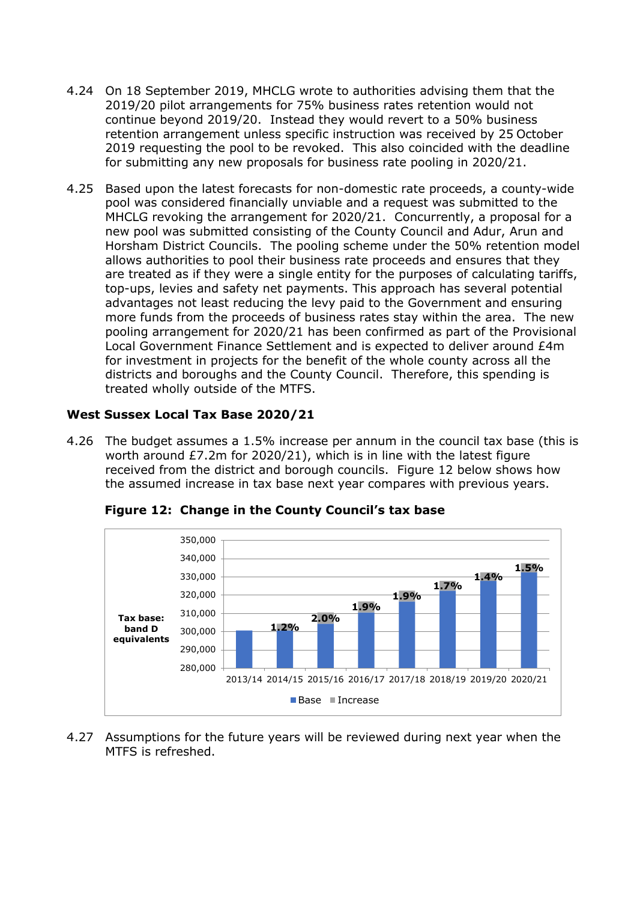4.24 On 18 September 2019, MHCLG wrote to authorities advising them that the 2019/20 pilot arrangements for 75% business rates retention would not continue beyond 2019/20. Instead they would revert to a 50% business retention arrangement unless specific instruction was received by 25 October 2019 requesting the pool to be revoked. This also coincided with the deadline for submitting any new proposals for business rate pooling in 2020/21.

4.25 Based upon the latest forecasts for non-domestic rate proceeds, a county-wide pool was considered financially unviable and a request was submitted to the MHCLG revoking the arrangement for 2020/21. Concurrently, a proposal for a new pool was submitted consisting of the County Council and Adur, Arun and Horsham District Councils. The pooling scheme under the 50% retention model allows authorities to pool their business rate proceeds and ensures that they are treated as if they were a single entity for the purposes of calculating tariffs, top-ups, levies and safety net payments. This approach has several potential advantages not least reducing the levy paid to the Government and ensuring more funds from the proceeds of business rates stay within the area. The new pooling arrangement for 2020/21 has been confirmed as part of the Provisional Local Government Finance Settlement and is expected to deliver around £4m for investment in projects for the benefit of the whole county across all the districts and boroughs and the County Council. Therefore, this spending is treated wholly outside of the MTFS.

### West Sussex Local Tax Base 2020/21

4.26 The budget assumes a 1.5% increase per annum in the council tax base (this is worth around £7.2m for 2020/21), which is in line with the latest figure received from the district and borough councils. Figure 12 below shows how the assumed increase in tax base next year compares with previous years.

**Figure 12: Change in the County Council's tax base**

Tax base: band D equivalents

| Year | Increase |
|---|---|
| 2013/14 | |
| 2014/15 | 1.2% |
| 2015/16 | 2.0% |
| 2016/17 | 1.9% |
| 2017/18 | 1.9% |
| 2018/19 | 1.7% |
| 2019/20 | 1.4% |
| 2020/21 | 1.5% |

4.27 Assumptions for the future years will be reviewed during next year when the MTFS is refreshed.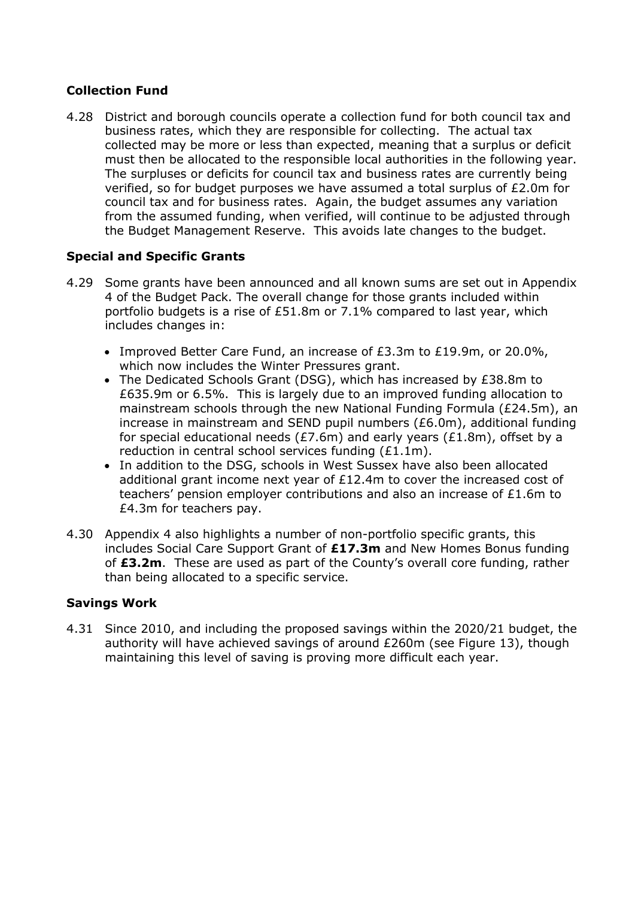**Collection Fund**

4.28 District and borough councils operate a collection fund for both council tax and business rates, which they are responsible for collecting. The actual tax collected may be more or less than expected, meaning that a surplus or deficit must then be allocated to the responsible local authorities in the following year. The surpluses or deficits for council tax and business rates are currently being verified, so for budget purposes we have assumed a total surplus of £2.0m for council tax and for business rates. Again, the budget assumes any variation from the assumed funding, when verified, will continue to be adjusted through the Budget Management Reserve. This avoids late changes to the budget.

**Special and Specific Grants**

4.29 Some grants have been announced and all known sums are set out in Appendix 4 of the Budget Pack. The overall change for those grants included within portfolio budgets is a rise of £51.8m or 7.1% compared to last year, which includes changes in:

- Improved Better Care Fund, an increase of £3.3m to £19.9m, or 20.0%, which now includes the Winter Pressures grant.
- The Dedicated Schools Grant (DSG), which has increased by £38.8m to £635.9m or 6.5%. This is largely due to an improved funding allocation to mainstream schools through the new National Funding Formula (£24.5m), an increase in mainstream and SEND pupil numbers (£6.0m), additional funding for special educational needs (£7.6m) and early years (£1.8m), offset by a reduction in central school services funding (£1.1m).
- In addition to the DSG, schools in West Sussex have also been allocated additional grant income next year of £12.4m to cover the increased cost of teachers' pension employer contributions and also an increase of £1.6m to £4.3m for teachers pay.

4.30 Appendix 4 also highlights a number of non-portfolio specific grants, this includes Social Care Support Grant of **£17.3m** and New Homes Bonus funding of **£3.2m**. These are used as part of the County's overall core funding, rather than being allocated to a specific service.

**Savings Work**

4.31 Since 2010, and including the proposed savings within the 2020/21 budget, the authority will have achieved savings of around £260m (see Figure 13), though maintaining this level of saving is proving more difficult each year.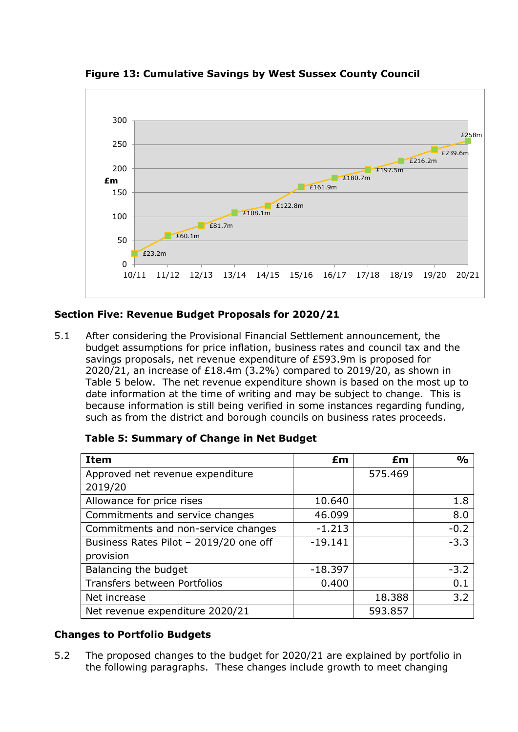**Figure 13: Cumulative Savings by West Sussex County Council**

| Year | £m |
|---|---|
| 10/11 | £23.2m |
| 11/12 | £60.1m |
| 12/13 | £81.7m |
| 13/14 | £108.1m |
| 14/15 | £122.8m |
| 15/16 | £161.9m |
| 16/17 | £180.7m |
| 17/18 | £197.5m |
| 18/19 | £216.2m |
| 19/20 | £239.6m |
| 20/21 | £258m |

### Section Five: Revenue Budget Proposals for 2020/21

5.1 After considering the Provisional Financial Settlement announcement, the budget assumptions for price inflation, business rates and council tax and the savings proposals, net revenue expenditure of £593.9m is proposed for 2020/21, an increase of £18.4m (3.2%) compared to 2019/20, as shown in Table 5 below. The net revenue expenditure shown is based on the most up to date information at the time of writing and may be subject to change. This is because information is still being verified in some instances regarding funding, such as from the district and borough councils on business rates proceeds.

**Table 5: Summary of Change in Net Budget**

| Item | £m | £m | % |
|---|---|---|---|
| Approved net revenue expenditure 2019/20 | | 575.469 | |
| Allowance for price rises | 10.640 | | 1.8 |
| Commitments and service changes | 46.099 | | 8.0 |
| Commitments and non-service changes | -1.213 | | -0.2 |
| Business Rates Pilot – 2019/20 one off provision | -19.141 | | -3.3 |
| Balancing the budget | -18.397 | | -3.2 |
| Transfers between Portfolios | 0.400 | | 0.1 |
| Net increase | | 18.388 | 3.2 |
| Net revenue expenditure 2020/21 | | 593.857 | |

### Changes to Portfolio Budgets

5.2 The proposed changes to the budget for 2020/21 are explained by portfolio in the following paragraphs. These changes include growth to meet changing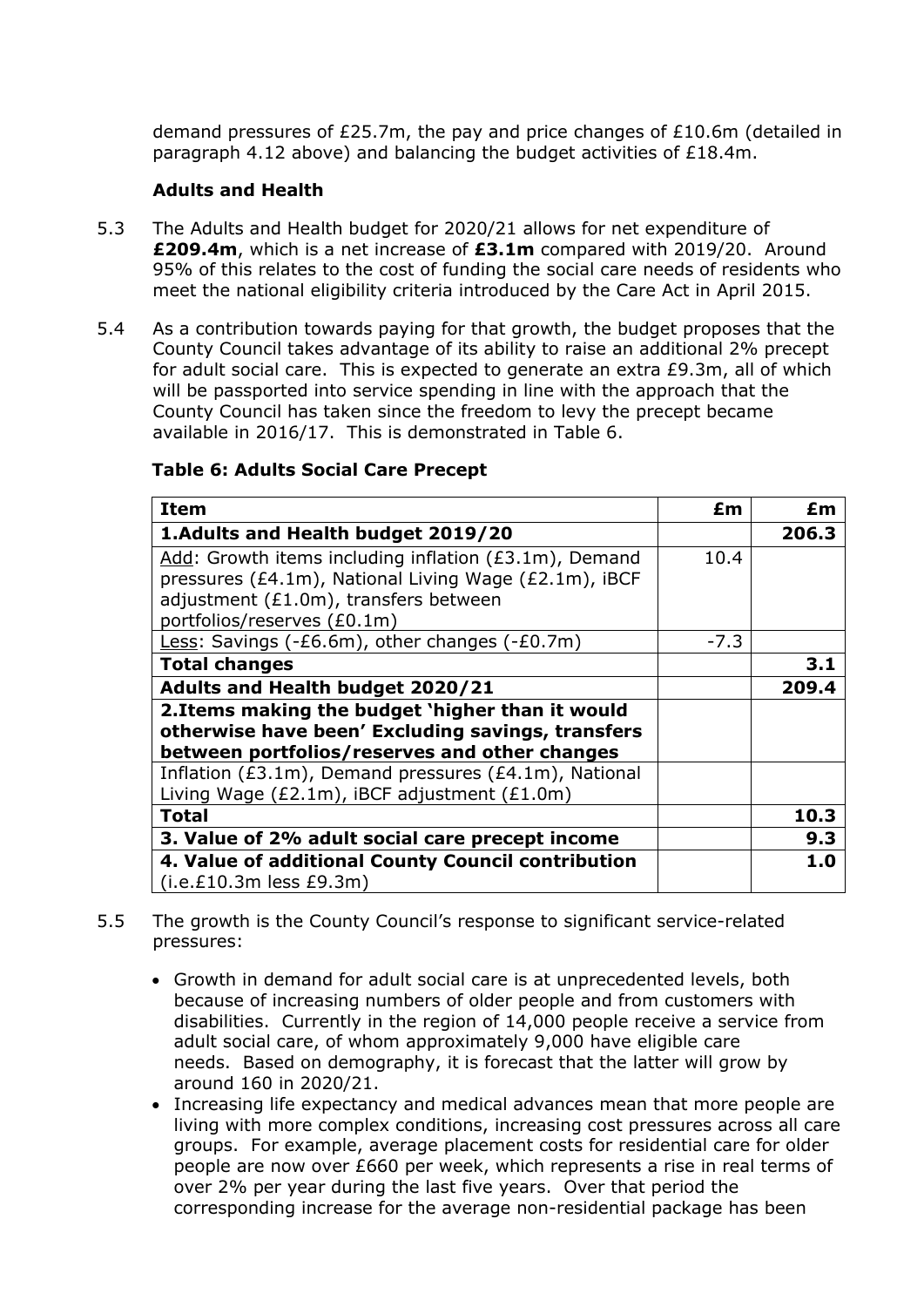demand pressures of £25.7m, the pay and price changes of £10.6m (detailed in paragraph 4.12 above) and balancing the budget activities of £18.4m.

### Adults and Health

5.3 The Adults and Health budget for 2020/21 allows for net expenditure of **£209.4m**, which is a net increase of **£3.1m** compared with 2019/20. Around 95% of this relates to the cost of funding the social care needs of residents who meet the national eligibility criteria introduced by the Care Act in April 2015.

5.4 As a contribution towards paying for that growth, the budget proposes that the County Council takes advantage of its ability to raise an additional 2% precept for adult social care. This is expected to generate an extra £9.3m, all of which will be passported into service spending in line with the approach that the County Council has taken since the freedom to levy the precept became available in 2016/17. This is demonstrated in Table 6.

**Table 6: Adults Social Care Precept**

| Item | £m | £m |
|---|---|---|
| **1.Adults and Health budget 2019/20** | | **206.3** |
| Add: Growth items including inflation (£3.1m), Demand pressures (£4.1m), National Living Wage (£2.1m), iBCF adjustment (£1.0m), transfers between portfolios/reserves (£0.1m) | 10.4 | |
| Less: Savings (-£6.6m), other changes (-£0.7m) | -7.3 | |
| **Total changes** | | **3.1** |
| **Adults and Health budget 2020/21** | | **209.4** |
| **2.Items making the budget 'higher than it would otherwise have been' Excluding savings, transfers between portfolios/reserves and other changes** | | |
| Inflation (£3.1m), Demand pressures (£4.1m), National Living Wage (£2.1m), iBCF adjustment (£1.0m) | | |
| **Total** | | **10.3** |
| **3. Value of 2% adult social care precept income** | | **9.3** |
| **4. Value of additional County Council contribution** (i.e.£10.3m less £9.3m) | | **1.0** |

5.5 The growth is the County Council's response to significant service-related pressures:

- Growth in demand for adult social care is at unprecedented levels, both because of increasing numbers of older people and from customers with disabilities. Currently in the region of 14,000 people receive a service from adult social care, of whom approximately 9,000 have eligible care needs. Based on demography, it is forecast that the latter will grow by around 160 in 2020/21.
- Increasing life expectancy and medical advances mean that more people are living with more complex conditions, increasing cost pressures across all care groups. For example, average placement costs for residential care for older people are now over £660 per week, which represents a rise in real terms of over 2% per year during the last five years. Over that period the corresponding increase for the average non-residential package has been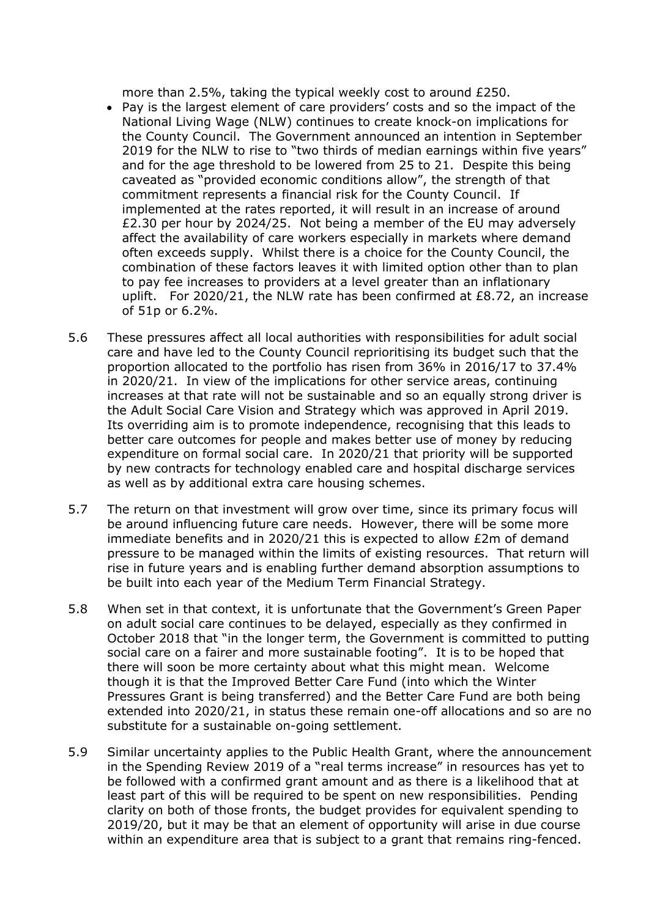more than 2.5%, taking the typical weekly cost to around £250.

- Pay is the largest element of care providers' costs and so the impact of the National Living Wage (NLW) continues to create knock-on implications for the County Council. The Government announced an intention in September 2019 for the NLW to rise to "two thirds of median earnings within five years" and for the age threshold to be lowered from 25 to 21. Despite this being caveated as "provided economic conditions allow", the strength of that commitment represents a financial risk for the County Council. If implemented at the rates reported, it will result in an increase of around £2.30 per hour by 2024/25. Not being a member of the EU may adversely affect the availability of care workers especially in markets where demand often exceeds supply. Whilst there is a choice for the County Council, the combination of these factors leaves it with limited option other than to plan to pay fee increases to providers at a level greater than an inflationary uplift. For 2020/21, the NLW rate has been confirmed at £8.72, an increase of 51p or 6.2%.

5.6 These pressures affect all local authorities with responsibilities for adult social care and have led to the County Council reprioritising its budget such that the proportion allocated to the portfolio has risen from 36% in 2016/17 to 37.4% in 2020/21. In view of the implications for other service areas, continuing increases at that rate will not be sustainable and so an equally strong driver is the Adult Social Care Vision and Strategy which was approved in April 2019. Its overriding aim is to promote independence, recognising that this leads to better care outcomes for people and makes better use of money by reducing expenditure on formal social care. In 2020/21 that priority will be supported by new contracts for technology enabled care and hospital discharge services as well as by additional extra care housing schemes.

5.7 The return on that investment will grow over time, since its primary focus will be around influencing future care needs. However, there will be some more immediate benefits and in 2020/21 this is expected to allow £2m of demand pressure to be managed within the limits of existing resources. That return will rise in future years and is enabling further demand absorption assumptions to be built into each year of the Medium Term Financial Strategy.

5.8 When set in that context, it is unfortunate that the Government's Green Paper on adult social care continues to be delayed, especially as they confirmed in October 2018 that "in the longer term, the Government is committed to putting social care on a fairer and more sustainable footing". It is to be hoped that there will soon be more certainty about what this might mean. Welcome though it is that the Improved Better Care Fund (into which the Winter Pressures Grant is being transferred) and the Better Care Fund are both being extended into 2020/21, in status these remain one-off allocations and so are no substitute for a sustainable on-going settlement.

5.9 Similar uncertainty applies to the Public Health Grant, where the announcement in the Spending Review 2019 of a "real terms increase" in resources has yet to be followed with a confirmed grant amount and as there is a likelihood that at least part of this will be required to be spent on new responsibilities. Pending clarity on both of those fronts, the budget provides for equivalent spending to 2019/20, but it may be that an element of opportunity will arise in due course within an expenditure area that is subject to a grant that remains ring-fenced.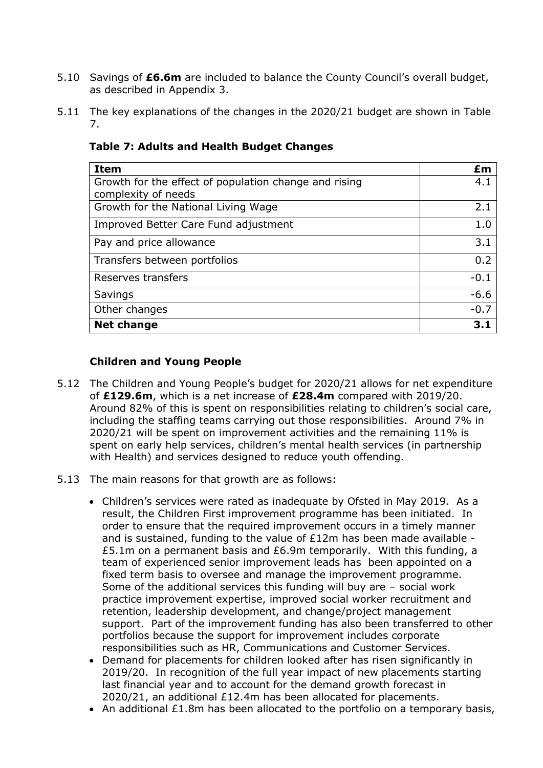5.10 Savings of **£6.6m** are included to balance the County Council's overall budget, as described in Appendix 3.

5.11 The key explanations of the changes in the 2020/21 budget are shown in Table 7.

**Table 7: Adults and Health Budget Changes**

| **Item** | **£m** |
|---|---|
| Growth for the effect of population change and rising complexity of needs | 4.1 |
| Growth for the National Living Wage | 2.1 |
| Improved Better Care Fund adjustment | 1.0 |
| Pay and price allowance | 3.1 |
| Transfers between portfolios | 0.2 |
| Reserves transfers | -0.1 |
| Savings | -6.6 |
| Other changes | -0.7 |
| **Net change** | **3.1** |

**Children and Young People**

5.12 The Children and Young People's budget for 2020/21 allows for net expenditure of **£129.6m**, which is a net increase of **£28.4m** compared with 2019/20. Around 82% of this is spent on responsibilities relating to children's social care, including the staffing teams carrying out those responsibilities. Around 7% in 2020/21 will be spent on improvement activities and the remaining 11% is spent on early help services, children's mental health services (in partnership with Health) and services designed to reduce youth offending.

5.13 The main reasons for that growth are as follows:

- Children's services were rated as inadequate by Ofsted in May 2019. As a result, the Children First improvement programme has been initiated. In order to ensure that the required improvement occurs in a timely manner and is sustained, funding to the value of £12m has been made available - £5.1m on a permanent basis and £6.9m temporarily. With this funding, a team of experienced senior improvement leads has been appointed on a fixed term basis to oversee and manage the improvement programme. Some of the additional services this funding will buy are – social work practice improvement expertise, improved social worker recruitment and retention, leadership development, and change/project management support. Part of the improvement funding has also been transferred to other portfolios because the support for improvement includes corporate responsibilities such as HR, Communications and Customer Services.
- Demand for placements for children looked after has risen significantly in 2019/20. In recognition of the full year impact of new placements starting last financial year and to account for the demand growth forecast in 2020/21, an additional £12.4m has been allocated for placements.
- An additional £1.8m has been allocated to the portfolio on a temporary basis,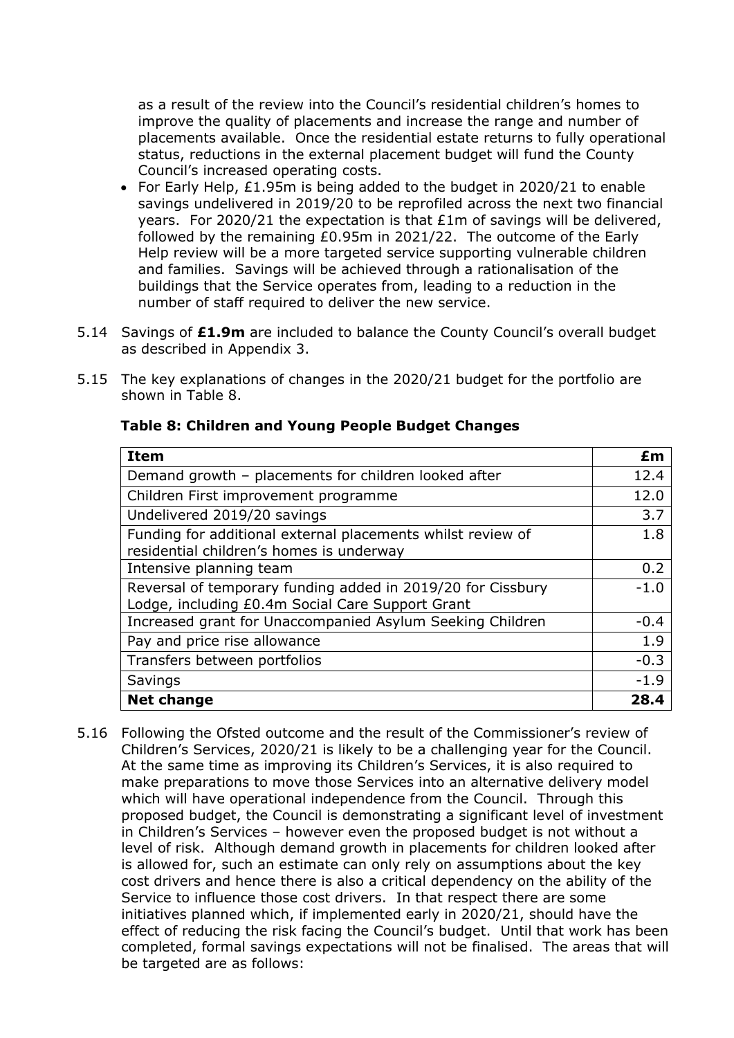as a result of the review into the Council's residential children's homes to improve the quality of placements and increase the range and number of placements available. Once the residential estate returns to fully operational status, reductions in the external placement budget will fund the County Council's increased operating costs.

- For Early Help, £1.95m is being added to the budget in 2020/21 to enable savings undelivered in 2019/20 to be reprofiled across the next two financial years. For 2020/21 the expectation is that £1m of savings will be delivered, followed by the remaining £0.95m in 2021/22. The outcome of the Early Help review will be a more targeted service supporting vulnerable children and families. Savings will be achieved through a rationalisation of the buildings that the Service operates from, leading to a reduction in the number of staff required to deliver the new service.

5.14 Savings of **£1.9m** are included to balance the County Council's overall budget as described in Appendix 3.

5.15 The key explanations of changes in the 2020/21 budget for the portfolio are shown in Table 8.

**Table 8: Children and Young People Budget Changes**

| Item | £m |
|---|---|
| Demand growth – placements for children looked after | 12.4 |
| Children First improvement programme | 12.0 |
| Undelivered 2019/20 savings | 3.7 |
| Funding for additional external placements whilst review of residential children's homes is underway | 1.8 |
| Intensive planning team | 0.2 |
| Reversal of temporary funding added in 2019/20 for Cissbury Lodge, including £0.4m Social Care Support Grant | -1.0 |
| Increased grant for Unaccompanied Asylum Seeking Children | -0.4 |
| Pay and price rise allowance | 1.9 |
| Transfers between portfolios | -0.3 |
| Savings | -1.9 |
| **Net change** | **28.4** |

5.16 Following the Ofsted outcome and the result of the Commissioner's review of Children's Services, 2020/21 is likely to be a challenging year for the Council. At the same time as improving its Children's Services, it is also required to make preparations to move those Services into an alternative delivery model which will have operational independence from the Council. Through this proposed budget, the Council is demonstrating a significant level of investment in Children's Services – however even the proposed budget is not without a level of risk. Although demand growth in placements for children looked after is allowed for, such an estimate can only rely on assumptions about the key cost drivers and hence there is also a critical dependency on the ability of the Service to influence those cost drivers. In that respect there are some initiatives planned which, if implemented early in 2020/21, should have the effect of reducing the risk facing the Council's budget. Until that work has been completed, formal savings expectations will not be finalised. The areas that will be targeted are as follows: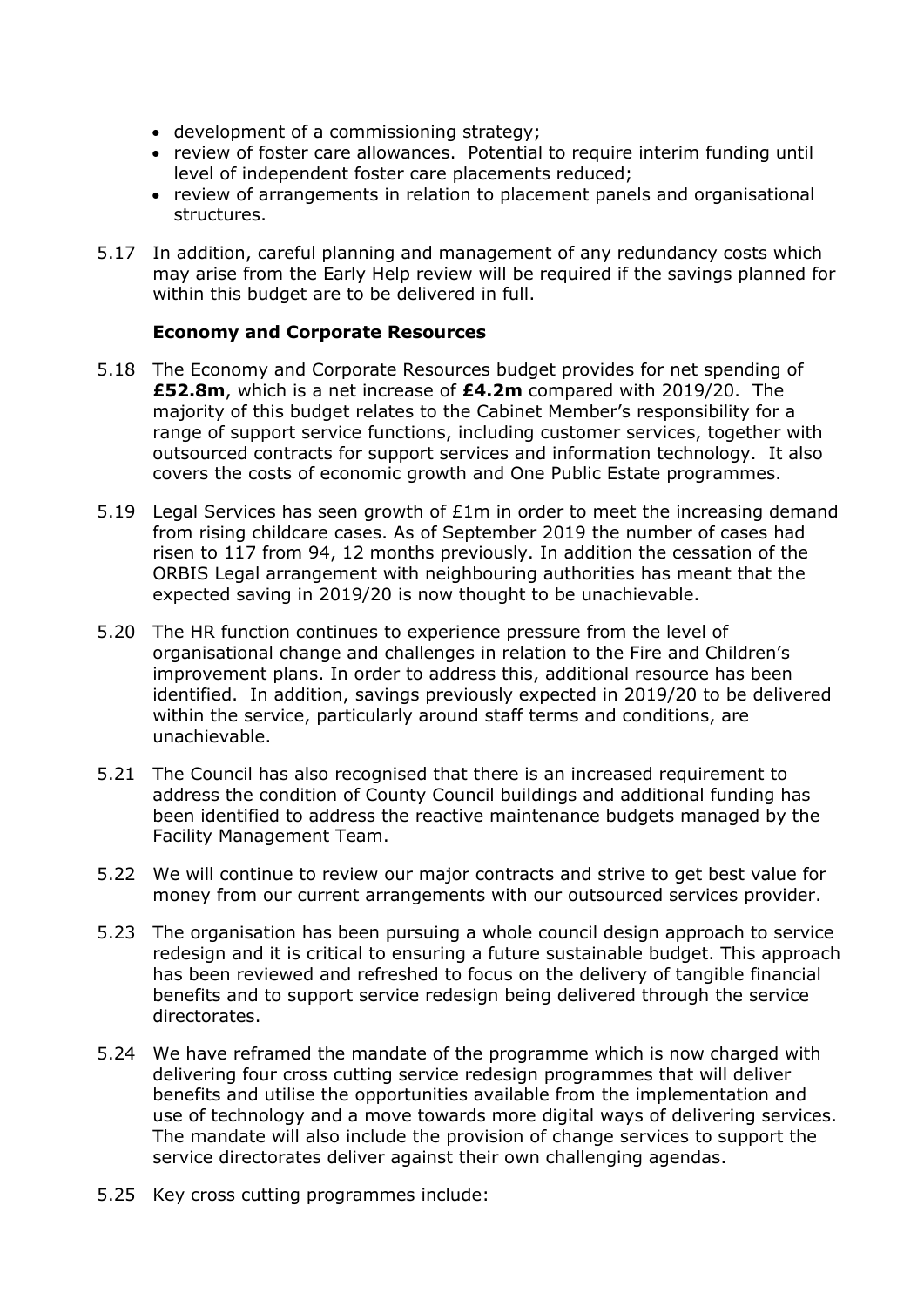- development of a commissioning strategy;
- review of foster care allowances. Potential to require interim funding until level of independent foster care placements reduced;
- review of arrangements in relation to placement panels and organisational structures.

5.17 In addition, careful planning and management of any redundancy costs which may arise from the Early Help review will be required if the savings planned for within this budget are to be delivered in full.

**Economy and Corporate Resources**

5.18 The Economy and Corporate Resources budget provides for net spending of **£52.8m**, which is a net increase of **£4.2m** compared with 2019/20. The majority of this budget relates to the Cabinet Member's responsibility for a range of support service functions, including customer services, together with outsourced contracts for support services and information technology. It also covers the costs of economic growth and One Public Estate programmes.

5.19 Legal Services has seen growth of £1m in order to meet the increasing demand from rising childcare cases. As of September 2019 the number of cases had risen to 117 from 94, 12 months previously. In addition the cessation of the ORBIS Legal arrangement with neighbouring authorities has meant that the expected saving in 2019/20 is now thought to be unachievable.

5.20 The HR function continues to experience pressure from the level of organisational change and challenges in relation to the Fire and Children's improvement plans. In order to address this, additional resource has been identified. In addition, savings previously expected in 2019/20 to be delivered within the service, particularly around staff terms and conditions, are unachievable.

5.21 The Council has also recognised that there is an increased requirement to address the condition of County Council buildings and additional funding has been identified to address the reactive maintenance budgets managed by the Facility Management Team.

5.22 We will continue to review our major contracts and strive to get best value for money from our current arrangements with our outsourced services provider.

5.23 The organisation has been pursuing a whole council design approach to service redesign and it is critical to ensuring a future sustainable budget. This approach has been reviewed and refreshed to focus on the delivery of tangible financial benefits and to support service redesign being delivered through the service directorates.

5.24 We have reframed the mandate of the programme which is now charged with delivering four cross cutting service redesign programmes that will deliver benefits and utilise the opportunities available from the implementation and use of technology and a move towards more digital ways of delivering services. The mandate will also include the provision of change services to support the service directorates deliver against their own challenging agendas.

5.25 Key cross cutting programmes include: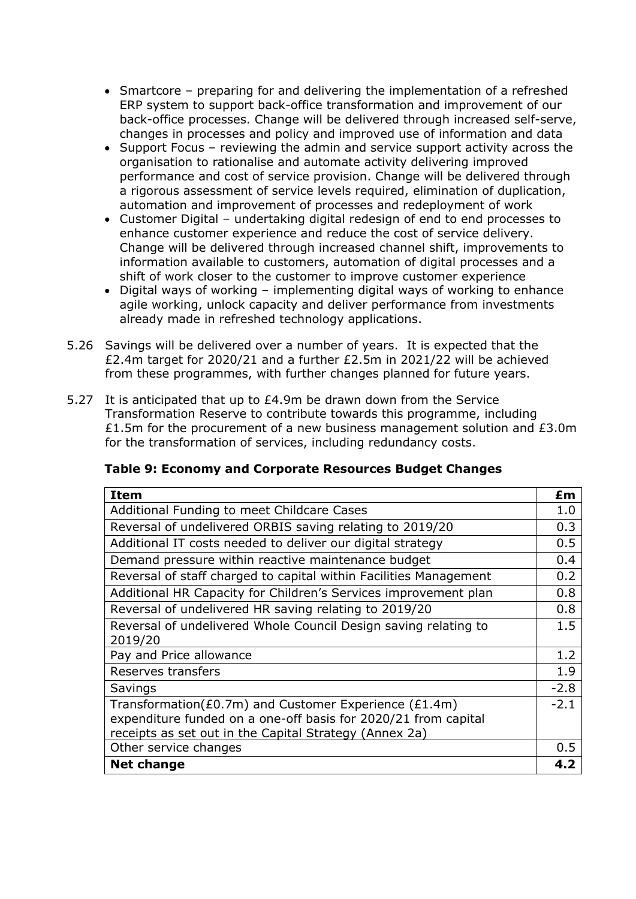- Smartcore – preparing for and delivering the implementation of a refreshed ERP system to support back-office transformation and improvement of our back-office processes. Change will be delivered through increased self-serve, changes in processes and policy and improved use of information and data
- Support Focus – reviewing the admin and service support activity across the organisation to rationalise and automate activity delivering improved performance and cost of service provision. Change will be delivered through a rigorous assessment of service levels required, elimination of duplication, automation and improvement of processes and redeployment of work
- Customer Digital – undertaking digital redesign of end to end processes to enhance customer experience and reduce the cost of service delivery. Change will be delivered through increased channel shift, improvements to information available to customers, automation of digital processes and a shift of work closer to the customer to improve customer experience
- Digital ways of working – implementing digital ways of working to enhance agile working, unlock capacity and deliver performance from investments already made in refreshed technology applications.

5.26 Savings will be delivered over a number of years. It is expected that the £2.4m target for 2020/21 and a further £2.5m in 2021/22 will be achieved from these programmes, with further changes planned for future years.

5.27 It is anticipated that up to £4.9m be drawn down from the Service Transformation Reserve to contribute towards this programme, including £1.5m for the procurement of a new business management solution and £3.0m for the transformation of services, including redundancy costs.

**Table 9: Economy and Corporate Resources Budget Changes**

| Item | £m |
|---|---|
| Additional Funding to meet Childcare Cases | 1.0 |
| Reversal of undelivered ORBIS saving relating to 2019/20 | 0.3 |
| Additional IT costs needed to deliver our digital strategy | 0.5 |
| Demand pressure within reactive maintenance budget | 0.4 |
| Reversal of staff charged to capital within Facilities Management | 0.2 |
| Additional HR Capacity for Children's Services improvement plan | 0.8 |
| Reversal of undelivered HR saving relating to 2019/20 | 0.8 |
| Reversal of undelivered Whole Council Design saving relating to 2019/20 | 1.5 |
| Pay and Price allowance | 1.2 |
| Reserves transfers | 1.9 |
| Savings | -2.8 |
| Transformation(£0.7m) and Customer Experience (£1.4m) expenditure funded on a one-off basis for 2020/21 from capital receipts as set out in the Capital Strategy (Annex 2a) | -2.1 |
| Other service changes | 0.5 |
| **Net change** | **4.2** |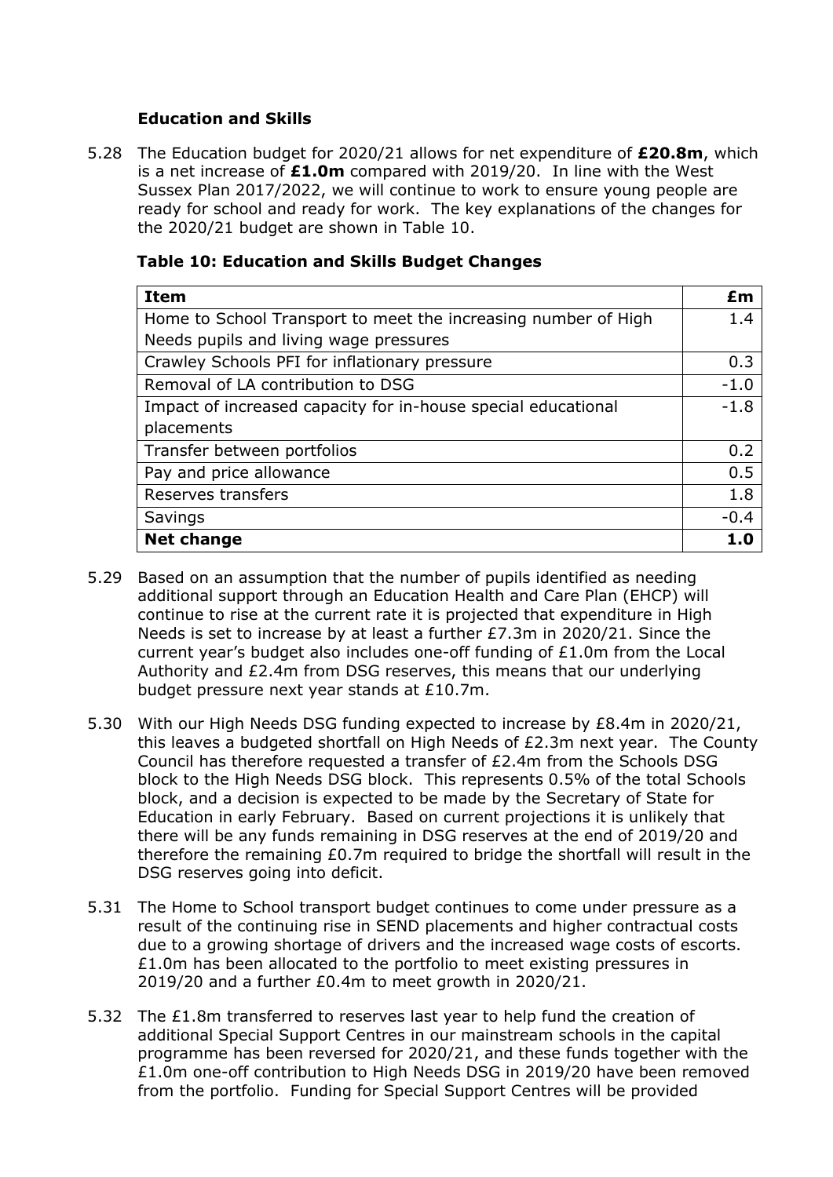### Education and Skills

5.28 The Education budget for 2020/21 allows for net expenditure of **£20.8m**, which is a net increase of **£1.0m** compared with 2019/20. In line with the West Sussex Plan 2017/2022, we will continue to work to ensure young people are ready for school and ready for work. The key explanations of the changes for the 2020/21 budget are shown in Table 10.

**Table 10: Education and Skills Budget Changes**

| **Item** | **£m** |
|---|---|
| Home to School Transport to meet the increasing number of High Needs pupils and living wage pressures | 1.4 |
| Crawley Schools PFI for inflationary pressure | 0.3 |
| Removal of LA contribution to DSG | -1.0 |
| Impact of increased capacity for in-house special educational placements | -1.8 |
| Transfer between portfolios | 0.2 |
| Pay and price allowance | 0.5 |
| Reserves transfers | 1.8 |
| Savings | -0.4 |
| **Net change** | **1.0** |

5.29 Based on an assumption that the number of pupils identified as needing additional support through an Education Health and Care Plan (EHCP) will continue to rise at the current rate it is projected that expenditure in High Needs is set to increase by at least a further £7.3m in 2020/21. Since the current year's budget also includes one-off funding of £1.0m from the Local Authority and £2.4m from DSG reserves, this means that our underlying budget pressure next year stands at £10.7m.

5.30 With our High Needs DSG funding expected to increase by £8.4m in 2020/21, this leaves a budgeted shortfall on High Needs of £2.3m next year. The County Council has therefore requested a transfer of £2.4m from the Schools DSG block to the High Needs DSG block. This represents 0.5% of the total Schools block, and a decision is expected to be made by the Secretary of State for Education in early February. Based on current projections it is unlikely that there will be any funds remaining in DSG reserves at the end of 2019/20 and therefore the remaining £0.7m required to bridge the shortfall will result in the DSG reserves going into deficit.

5.31 The Home to School transport budget continues to come under pressure as a result of the continuing rise in SEND placements and higher contractual costs due to a growing shortage of drivers and the increased wage costs of escorts. £1.0m has been allocated to the portfolio to meet existing pressures in 2019/20 and a further £0.4m to meet growth in 2020/21.

5.32 The £1.8m transferred to reserves last year to help fund the creation of additional Special Support Centres in our mainstream schools in the capital programme has been reversed for 2020/21, and these funds together with the £1.0m one-off contribution to High Needs DSG in 2019/20 have been removed from the portfolio. Funding for Special Support Centres will be provided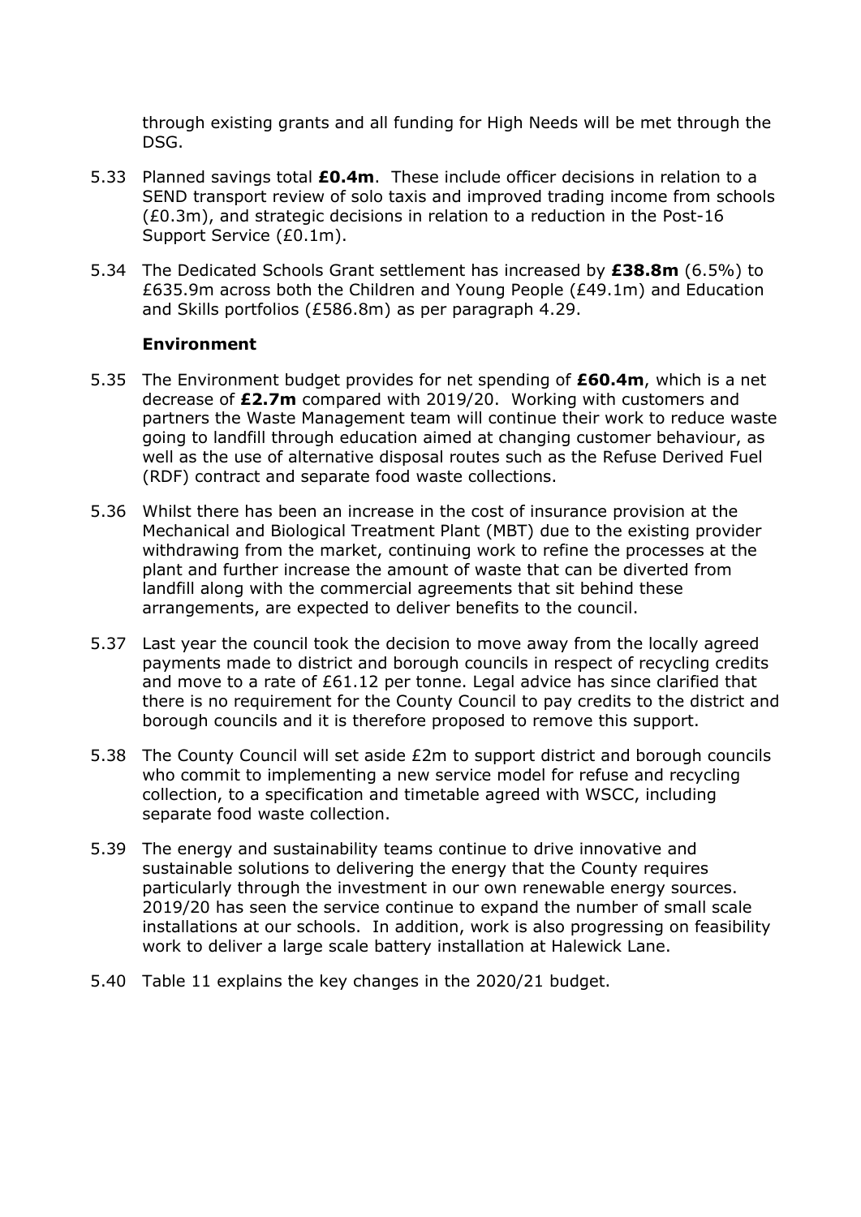through existing grants and all funding for High Needs will be met through the DSG.

5.33 Planned savings total **£0.4m**. These include officer decisions in relation to a SEND transport review of solo taxis and improved trading income from schools (£0.3m), and strategic decisions in relation to a reduction in the Post-16 Support Service (£0.1m).

5.34 The Dedicated Schools Grant settlement has increased by **£38.8m** (6.5%) to £635.9m across both the Children and Young People (£49.1m) and Education and Skills portfolios (£586.8m) as per paragraph 4.29.

**Environment**

5.35 The Environment budget provides for net spending of **£60.4m**, which is a net decrease of **£2.7m** compared with 2019/20. Working with customers and partners the Waste Management team will continue their work to reduce waste going to landfill through education aimed at changing customer behaviour, as well as the use of alternative disposal routes such as the Refuse Derived Fuel (RDF) contract and separate food waste collections.

5.36 Whilst there has been an increase in the cost of insurance provision at the Mechanical and Biological Treatment Plant (MBT) due to the existing provider withdrawing from the market, continuing work to refine the processes at the plant and further increase the amount of waste that can be diverted from landfill along with the commercial agreements that sit behind these arrangements, are expected to deliver benefits to the council.

5.37 Last year the council took the decision to move away from the locally agreed payments made to district and borough councils in respect of recycling credits and move to a rate of £61.12 per tonne. Legal advice has since clarified that there is no requirement for the County Council to pay credits to the district and borough councils and it is therefore proposed to remove this support.

5.38 The County Council will set aside £2m to support district and borough councils who commit to implementing a new service model for refuse and recycling collection, to a specification and timetable agreed with WSCC, including separate food waste collection.

5.39 The energy and sustainability teams continue to drive innovative and sustainable solutions to delivering the energy that the County requires particularly through the investment in our own renewable energy sources. 2019/20 has seen the service continue to expand the number of small scale installations at our schools. In addition, work is also progressing on feasibility work to deliver a large scale battery installation at Halewick Lane.

5.40 Table 11 explains the key changes in the 2020/21 budget.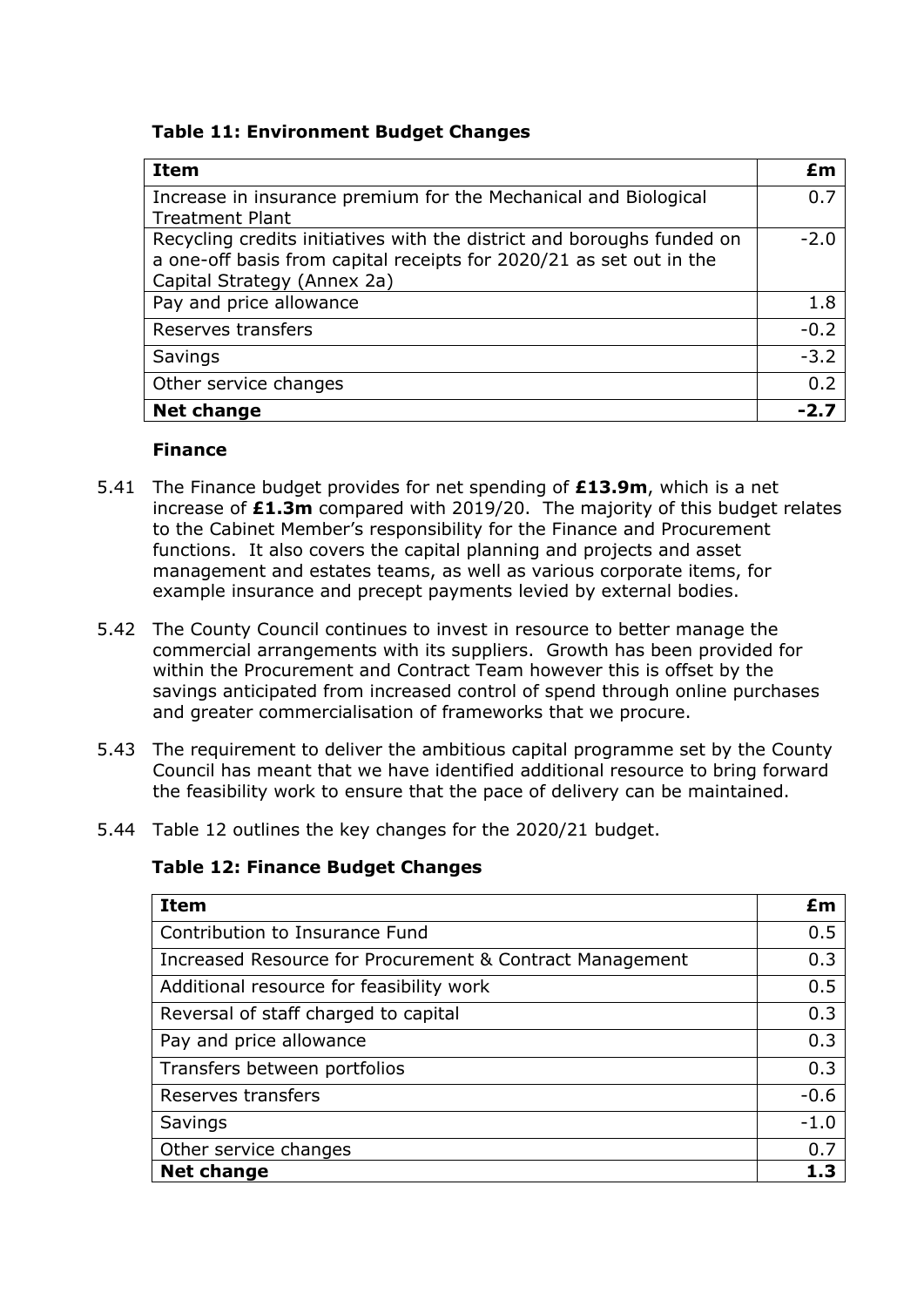**Table 11: Environment Budget Changes**

| Item | £m |
|---|---|
| Increase in insurance premium for the Mechanical and Biological Treatment Plant | 0.7 |
| Recycling credits initiatives with the district and boroughs funded on a one-off basis from capital receipts for 2020/21 as set out in the Capital Strategy (Annex 2a) | -2.0 |
| Pay and price allowance | 1.8 |
| Reserves transfers | -0.2 |
| Savings | -3.2 |
| Other service changes | 0.2 |
| **Net change** | **-2.7** |

### Finance

5.41 The Finance budget provides for net spending of **£13.9m**, which is a net increase of **£1.3m** compared with 2019/20. The majority of this budget relates to the Cabinet Member's responsibility for the Finance and Procurement functions. It also covers the capital planning and projects and asset management and estates teams, as well as various corporate items, for example insurance and precept payments levied by external bodies.

5.42 The County Council continues to invest in resource to better manage the commercial arrangements with its suppliers. Growth has been provided for within the Procurement and Contract Team however this is offset by the savings anticipated from increased control of spend through online purchases and greater commercialisation of frameworks that we procure.

5.43 The requirement to deliver the ambitious capital programme set by the County Council has meant that we have identified additional resource to bring forward the feasibility work to ensure that the pace of delivery can be maintained.

5.44 Table 12 outlines the key changes for the 2020/21 budget.

**Table 12: Finance Budget Changes**

| Item | £m |
|---|---|
| Contribution to Insurance Fund | 0.5 |
| Increased Resource for Procurement & Contract Management | 0.3 |
| Additional resource for feasibility work | 0.5 |
| Reversal of staff charged to capital | 0.3 |
| Pay and price allowance | 0.3 |
| Transfers between portfolios | 0.3 |
| Reserves transfers | -0.6 |
| Savings | -1.0 |
| Other service changes | 0.7 |
| **Net change** | **1.3** |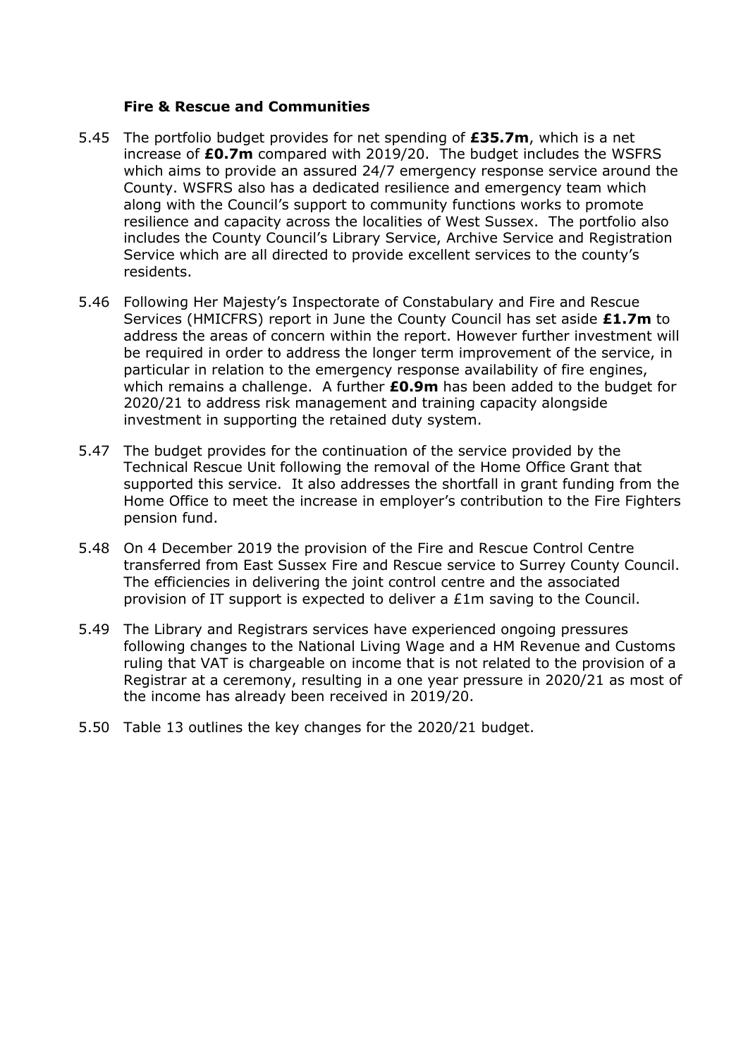### Fire & Rescue and Communities

5.45 The portfolio budget provides for net spending of **£35.7m**, which is a net increase of **£0.7m** compared with 2019/20. The budget includes the WSFRS which aims to provide an assured 24/7 emergency response service around the County. WSFRS also has a dedicated resilience and emergency team which along with the Council's support to community functions works to promote resilience and capacity across the localities of West Sussex. The portfolio also includes the County Council's Library Service, Archive Service and Registration Service which are all directed to provide excellent services to the county's residents.

5.46 Following Her Majesty's Inspectorate of Constabulary and Fire and Rescue Services (HMICFRS) report in June the County Council has set aside **£1.7m** to address the areas of concern within the report. However further investment will be required in order to address the longer term improvement of the service, in particular in relation to the emergency response availability of fire engines, which remains a challenge. A further **£0.9m** has been added to the budget for 2020/21 to address risk management and training capacity alongside investment in supporting the retained duty system.

5.47 The budget provides for the continuation of the service provided by the Technical Rescue Unit following the removal of the Home Office Grant that supported this service. It also addresses the shortfall in grant funding from the Home Office to meet the increase in employer's contribution to the Fire Fighters pension fund.

5.48 On 4 December 2019 the provision of the Fire and Rescue Control Centre transferred from East Sussex Fire and Rescue service to Surrey County Council. The efficiencies in delivering the joint control centre and the associated provision of IT support is expected to deliver a £1m saving to the Council.

5.49 The Library and Registrars services have experienced ongoing pressures following changes to the National Living Wage and a HM Revenue and Customs ruling that VAT is chargeable on income that is not related to the provision of a Registrar at a ceremony, resulting in a one year pressure in 2020/21 as most of the income has already been received in 2019/20.

5.50 Table 13 outlines the key changes for the 2020/21 budget.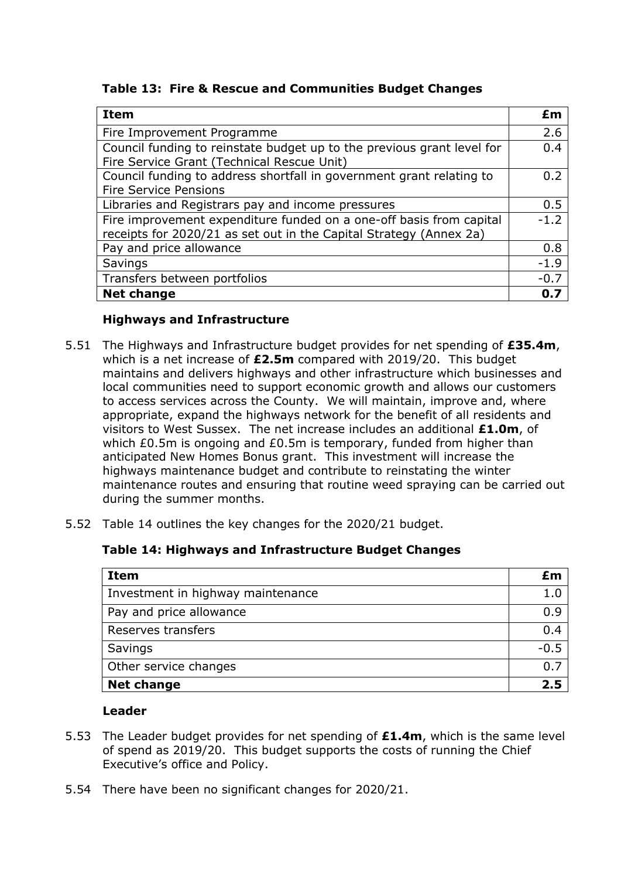**Table 13: Fire & Rescue and Communities Budget Changes**

| Item | £m |
|---|---|
| Fire Improvement Programme | 2.6 |
| Council funding to reinstate budget up to the previous grant level for Fire Service Grant (Technical Rescue Unit) | 0.4 |
| Council funding to address shortfall in government grant relating to Fire Service Pensions | 0.2 |
| Libraries and Registrars pay and income pressures | 0.5 |
| Fire improvement expenditure funded on a one-off basis from capital receipts for 2020/21 as set out in the Capital Strategy (Annex 2a) | -1.2 |
| Pay and price allowance | 0.8 |
| Savings | -1.9 |
| Transfers between portfolios | -0.7 |
| **Net change** | **0.7** |

### Highways and Infrastructure

5.51 The Highways and Infrastructure budget provides for net spending of **£35.4m**, which is a net increase of **£2.5m** compared with 2019/20. This budget maintains and delivers highways and other infrastructure which businesses and local communities need to support economic growth and allows our customers to access services across the County. We will maintain, improve and, where appropriate, expand the highways network for the benefit of all residents and visitors to West Sussex. The net increase includes an additional **£1.0m**, of which £0.5m is ongoing and £0.5m is temporary, funded from higher than anticipated New Homes Bonus grant. This investment will increase the highways maintenance budget and contribute to reinstating the winter maintenance routes and ensuring that routine weed spraying can be carried out during the summer months.

5.52 Table 14 outlines the key changes for the 2020/21 budget.

**Table 14: Highways and Infrastructure Budget Changes**

| Item | £m |
|---|---|
| Investment in highway maintenance | 1.0 |
| Pay and price allowance | 0.9 |
| Reserves transfers | 0.4 |
| Savings | -0.5 |
| Other service changes | 0.7 |
| **Net change** | **2.5** |

### Leader

5.53 The Leader budget provides for net spending of **£1.4m**, which is the same level of spend as 2019/20. This budget supports the costs of running the Chief Executive's office and Policy.

5.54 There have been no significant changes for 2020/21.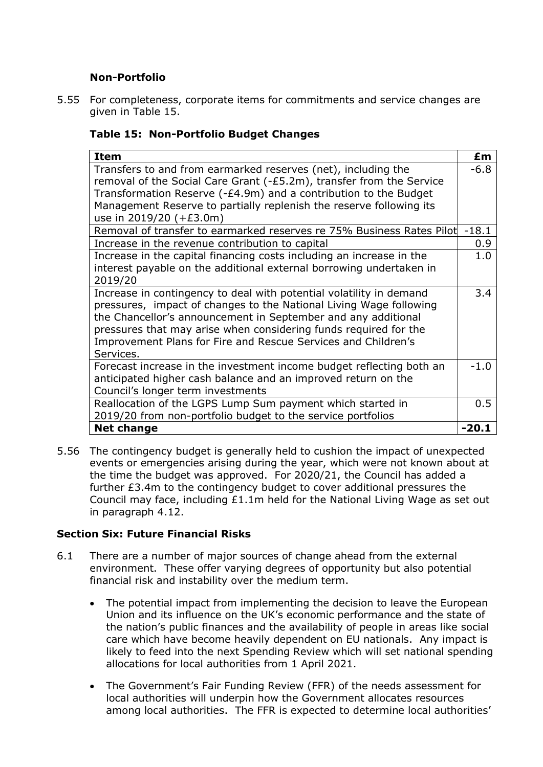### Non-Portfolio

5.55 For completeness, corporate items for commitments and service changes are given in Table 15.

**Table 15: Non-Portfolio Budget Changes**

| **Item** | **£m** |
|---|---|
| Transfers to and from earmarked reserves (net), including the removal of the Social Care Grant (-£5.2m), transfer from the Service Transformation Reserve (-£4.9m) and a contribution to the Budget Management Reserve to partially replenish the reserve following its use in 2019/20 (+£3.0m) | -6.8 |
| Removal of transfer to earmarked reserves re 75% Business Rates Pilot | -18.1 |
| Increase in the revenue contribution to capital | 0.9 |
| Increase in the capital financing costs including an increase in the interest payable on the additional external borrowing undertaken in 2019/20 | 1.0 |
| Increase in contingency to deal with potential volatility in demand pressures, impact of changes to the National Living Wage following the Chancellor's announcement in September and any additional pressures that may arise when considering funds required for the Improvement Plans for Fire and Rescue Services and Children's Services. | 3.4 |
| Forecast increase in the investment income budget reflecting both an anticipated higher cash balance and an improved return on the Council's longer term investments | -1.0 |
| Reallocation of the LGPS Lump Sum payment which started in 2019/20 from non-portfolio budget to the service portfolios | 0.5 |
| **Net change** | **-20.1** |

5.56 The contingency budget is generally held to cushion the impact of unexpected events or emergencies arising during the year, which were not known about at the time the budget was approved. For 2020/21, the Council has added a further £3.4m to the contingency budget to cover additional pressures the Council may face, including £1.1m held for the National Living Wage as set out in paragraph 4.12.

## Section Six: Future Financial Risks

6.1 There are a number of major sources of change ahead from the external environment. These offer varying degrees of opportunity but also potential financial risk and instability over the medium term.

- The potential impact from implementing the decision to leave the European Union and its influence on the UK's economic performance and the state of the nation's public finances and the availability of people in areas like social care which have become heavily dependent on EU nationals. Any impact is likely to feed into the next Spending Review which will set national spending allocations for local authorities from 1 April 2021.

- The Government's Fair Funding Review (FFR) of the needs assessment for local authorities will underpin how the Government allocates resources among local authorities. The FFR is expected to determine local authorities'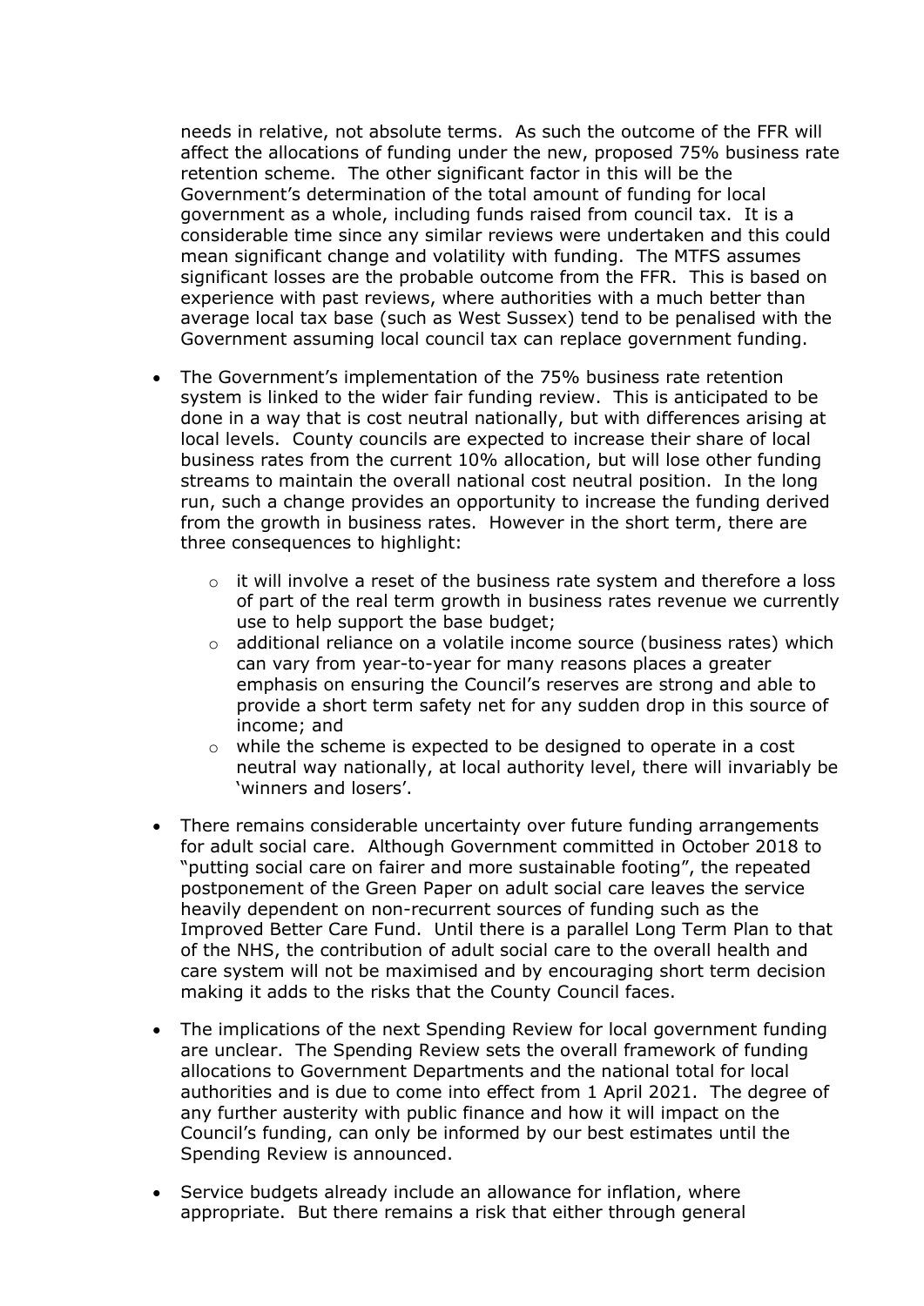needs in relative, not absolute terms. As such the outcome of the FFR will affect the allocations of funding under the new, proposed 75% business rate retention scheme. The other significant factor in this will be the Government's determination of the total amount of funding for local government as a whole, including funds raised from council tax. It is a considerable time since any similar reviews were undertaken and this could mean significant change and volatility with funding. The MTFS assumes significant losses are the probable outcome from the FFR. This is based on experience with past reviews, where authorities with a much better than average local tax base (such as West Sussex) tend to be penalised with the Government assuming local council tax can replace government funding.

- The Government's implementation of the 75% business rate retention system is linked to the wider fair funding review. This is anticipated to be done in a way that is cost neutral nationally, but with differences arising at local levels. County councils are expected to increase their share of local business rates from the current 10% allocation, but will lose other funding streams to maintain the overall national cost neutral position. In the long run, such a change provides an opportunity to increase the funding derived from the growth in business rates. However in the short term, there are three consequences to highlight:
    - it will involve a reset of the business rate system and therefore a loss of part of the real term growth in business rates revenue we currently use to help support the base budget;
    - additional reliance on a volatile income source (business rates) which can vary from year-to-year for many reasons places a greater emphasis on ensuring the Council's reserves are strong and able to provide a short term safety net for any sudden drop in this source of income; and
    - while the scheme is expected to be designed to operate in a cost neutral way nationally, at local authority level, there will invariably be 'winners and losers'.

- There remains considerable uncertainty over future funding arrangements for adult social care. Although Government committed in October 2018 to "putting social care on fairer and more sustainable footing", the repeated postponement of the Green Paper on adult social care leaves the service heavily dependent on non-recurrent sources of funding such as the Improved Better Care Fund. Until there is a parallel Long Term Plan to that of the NHS, the contribution of adult social care to the overall health and care system will not be maximised and by encouraging short term decision making it adds to the risks that the County Council faces.

- The implications of the next Spending Review for local government funding are unclear. The Spending Review sets the overall framework of funding allocations to Government Departments and the national total for local authorities and is due to come into effect from 1 April 2021. The degree of any further austerity with public finance and how it will impact on the Council's funding, can only be informed by our best estimates until the Spending Review is announced.

- Service budgets already include an allowance for inflation, where appropriate. But there remains a risk that either through general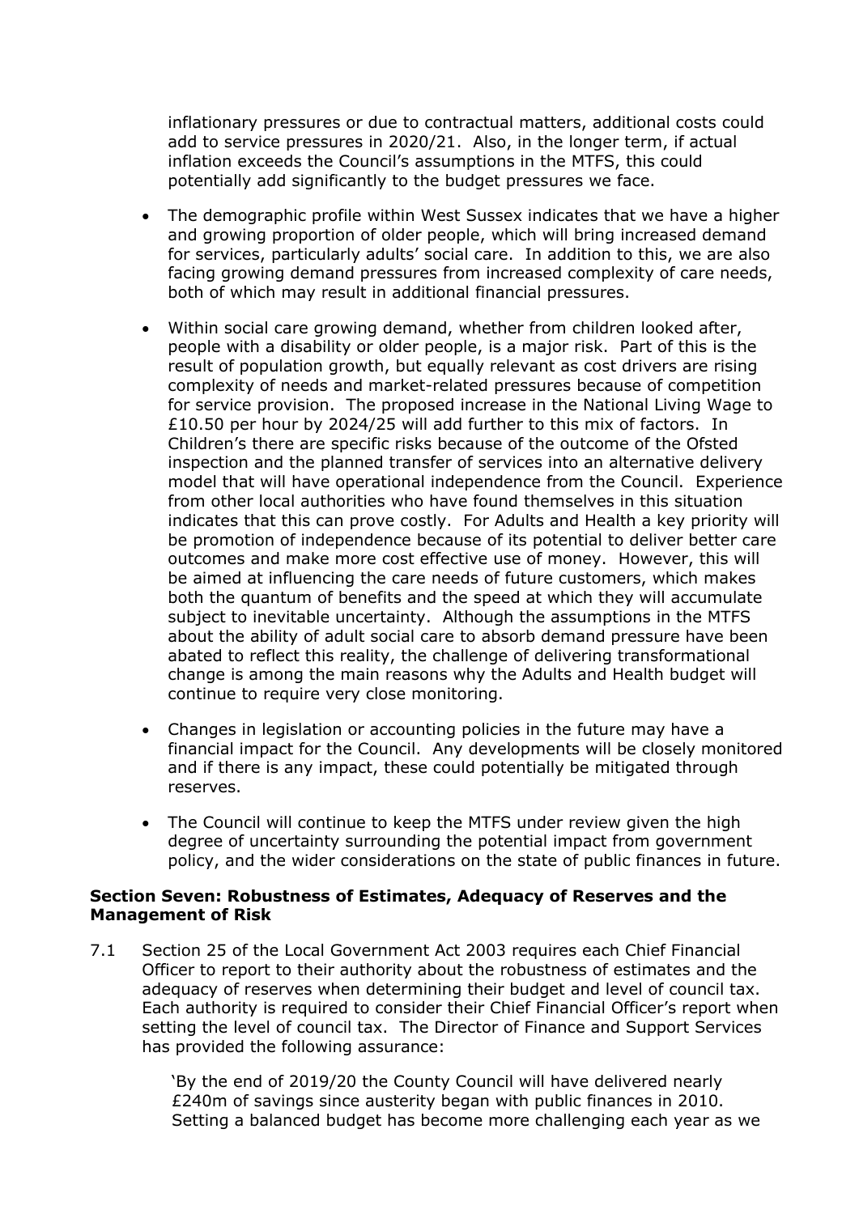inflationary pressures or due to contractual matters, additional costs could add to service pressures in 2020/21. Also, in the longer term, if actual inflation exceeds the Council's assumptions in the MTFS, this could potentially add significantly to the budget pressures we face.

- The demographic profile within West Sussex indicates that we have a higher and growing proportion of older people, which will bring increased demand for services, particularly adults' social care. In addition to this, we are also facing growing demand pressures from increased complexity of care needs, both of which may result in additional financial pressures.

- Within social care growing demand, whether from children looked after, people with a disability or older people, is a major risk. Part of this is the result of population growth, but equally relevant as cost drivers are rising complexity of needs and market-related pressures because of competition for service provision. The proposed increase in the National Living Wage to £10.50 per hour by 2024/25 will add further to this mix of factors. In Children's there are specific risks because of the outcome of the Ofsted inspection and the planned transfer of services into an alternative delivery model that will have operational independence from the Council. Experience from other local authorities who have found themselves in this situation indicates that this can prove costly. For Adults and Health a key priority will be promotion of independence because of its potential to deliver better care outcomes and make more cost effective use of money. However, this will be aimed at influencing the care needs of future customers, which makes both the quantum of benefits and the speed at which they will accumulate subject to inevitable uncertainty. Although the assumptions in the MTFS about the ability of adult social care to absorb demand pressure have been abated to reflect this reality, the challenge of delivering transformational change is among the main reasons why the Adults and Health budget will continue to require very close monitoring.

- Changes in legislation or accounting policies in the future may have a financial impact for the Council. Any developments will be closely monitored and if there is any impact, these could potentially be mitigated through reserves.

- The Council will continue to keep the MTFS under review given the high degree of uncertainty surrounding the potential impact from government policy, and the wider considerations on the state of public finances in future.

**Section Seven: Robustness of Estimates, Adequacy of Reserves and the Management of Risk**

7.1 Section 25 of the Local Government Act 2003 requires each Chief Financial Officer to report to their authority about the robustness of estimates and the adequacy of reserves when determining their budget and level of council tax. Each authority is required to consider their Chief Financial Officer's report when setting the level of council tax. The Director of Finance and Support Services has provided the following assurance:

'By the end of 2019/20 the County Council will have delivered nearly £240m of savings since austerity began with public finances in 2010. Setting a balanced budget has become more challenging each year as we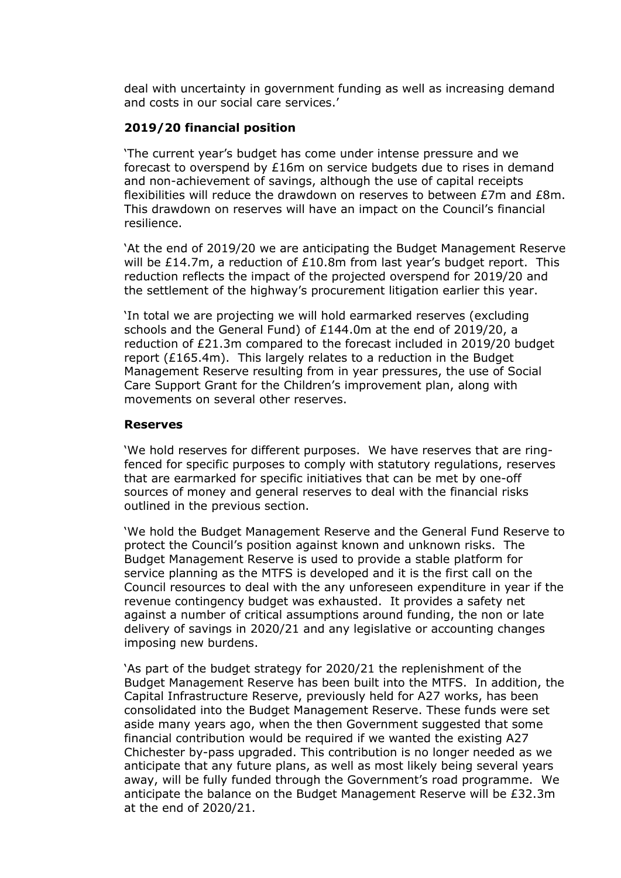deal with uncertainty in government funding as well as increasing demand and costs in our social care services.'

**2019/20 financial position**

'The current year's budget has come under intense pressure and we forecast to overspend by £16m on service budgets due to rises in demand and non-achievement of savings, although the use of capital receipts flexibilities will reduce the drawdown on reserves to between £7m and £8m. This drawdown on reserves will have an impact on the Council's financial resilience.

'At the end of 2019/20 we are anticipating the Budget Management Reserve will be £14.7m, a reduction of £10.8m from last year's budget report. This reduction reflects the impact of the projected overspend for 2019/20 and the settlement of the highway's procurement litigation earlier this year.

'In total we are projecting we will hold earmarked reserves (excluding schools and the General Fund) of £144.0m at the end of 2019/20, a reduction of £21.3m compared to the forecast included in 2019/20 budget report (£165.4m). This largely relates to a reduction in the Budget Management Reserve resulting from in year pressures, the use of Social Care Support Grant for the Children's improvement plan, along with movements on several other reserves.

**Reserves**

'We hold reserves for different purposes. We have reserves that are ring-fenced for specific purposes to comply with statutory regulations, reserves that are earmarked for specific initiatives that can be met by one-off sources of money and general reserves to deal with the financial risks outlined in the previous section.

'We hold the Budget Management Reserve and the General Fund Reserve to protect the Council's position against known and unknown risks. The Budget Management Reserve is used to provide a stable platform for service planning as the MTFS is developed and it is the first call on the Council resources to deal with the any unforeseen expenditure in year if the revenue contingency budget was exhausted. It provides a safety net against a number of critical assumptions around funding, the non or late delivery of savings in 2020/21 and any legislative or accounting changes imposing new burdens.

'As part of the budget strategy for 2020/21 the replenishment of the Budget Management Reserve has been built into the MTFS. In addition, the Capital Infrastructure Reserve, previously held for A27 works, has been consolidated into the Budget Management Reserve. These funds were set aside many years ago, when the then Government suggested that some financial contribution would be required if we wanted the existing A27 Chichester by-pass upgraded. This contribution is no longer needed as we anticipate that any future plans, as well as most likely being several years away, will be fully funded through the Government's road programme. We anticipate the balance on the Budget Management Reserve will be £32.3m at the end of 2020/21.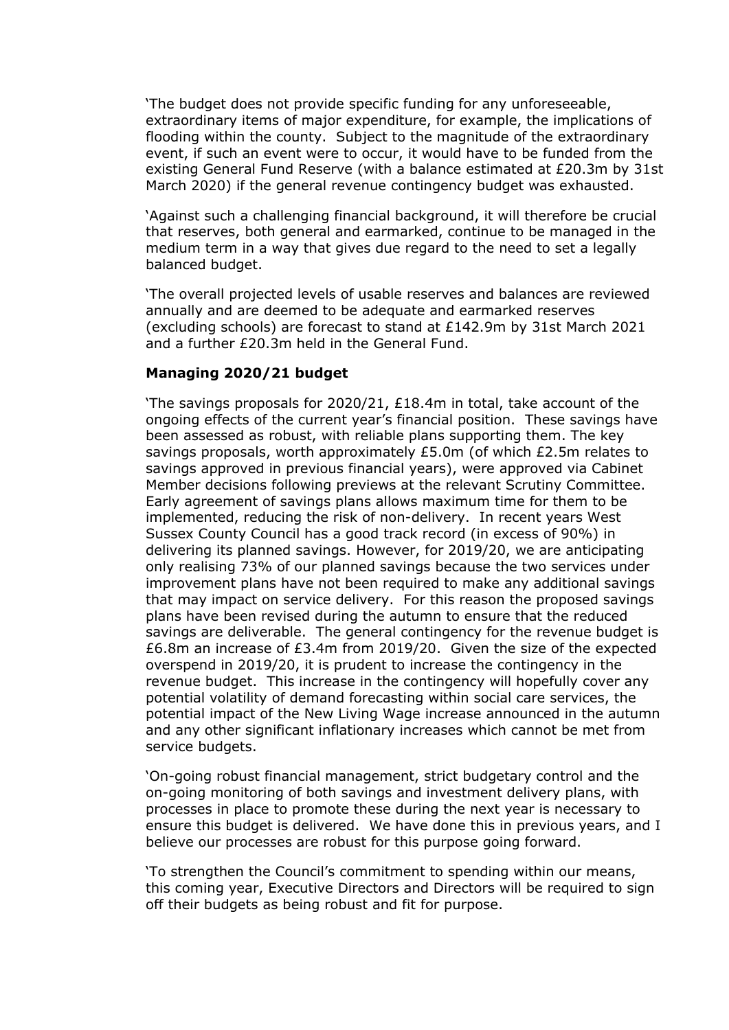'The budget does not provide specific funding for any unforeseeable, extraordinary items of major expenditure, for example, the implications of flooding within the county. Subject to the magnitude of the extraordinary event, if such an event were to occur, it would have to be funded from the existing General Fund Reserve (with a balance estimated at £20.3m by 31st March 2020) if the general revenue contingency budget was exhausted.

'Against such a challenging financial background, it will therefore be crucial that reserves, both general and earmarked, continue to be managed in the medium term in a way that gives due regard to the need to set a legally balanced budget.

'The overall projected levels of usable reserves and balances are reviewed annually and are deemed to be adequate and earmarked reserves (excluding schools) are forecast to stand at £142.9m by 31st March 2021 and a further £20.3m held in the General Fund.

**Managing 2020/21 budget**

'The savings proposals for 2020/21, £18.4m in total, take account of the ongoing effects of the current year's financial position. These savings have been assessed as robust, with reliable plans supporting them. The key savings proposals, worth approximately £5.0m (of which £2.5m relates to savings approved in previous financial years), were approved via Cabinet Member decisions following previews at the relevant Scrutiny Committee. Early agreement of savings plans allows maximum time for them to be implemented, reducing the risk of non-delivery. In recent years West Sussex County Council has a good track record (in excess of 90%) in delivering its planned savings. However, for 2019/20, we are anticipating only realising 73% of our planned savings because the two services under improvement plans have not been required to make any additional savings that may impact on service delivery. For this reason the proposed savings plans have been revised during the autumn to ensure that the reduced savings are deliverable. The general contingency for the revenue budget is £6.8m an increase of £3.4m from 2019/20. Given the size of the expected overspend in 2019/20, it is prudent to increase the contingency in the revenue budget. This increase in the contingency will hopefully cover any potential volatility of demand forecasting within social care services, the potential impact of the New Living Wage increase announced in the autumn and any other significant inflationary increases which cannot be met from service budgets.

'On-going robust financial management, strict budgetary control and the on-going monitoring of both savings and investment delivery plans, with processes in place to promote these during the next year is necessary to ensure this budget is delivered. We have done this in previous years, and I believe our processes are robust for this purpose going forward.

'To strengthen the Council's commitment to spending within our means, this coming year, Executive Directors and Directors will be required to sign off their budgets as being robust and fit for purpose.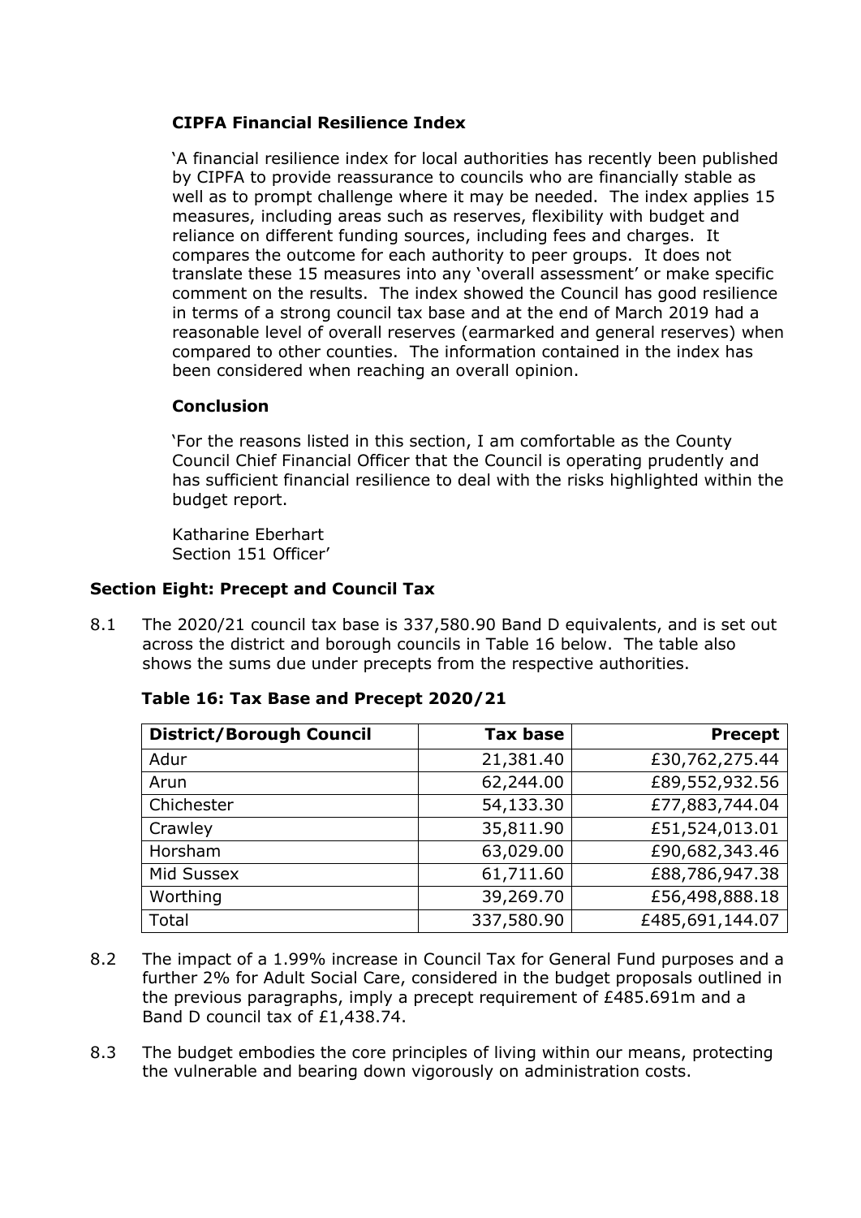**CIPFA Financial Resilience Index**

'A financial resilience index for local authorities has recently been published by CIPFA to provide reassurance to councils who are financially stable as well as to prompt challenge where it may be needed. The index applies 15 measures, including areas such as reserves, flexibility with budget and reliance on different funding sources, including fees and charges. It compares the outcome for each authority to peer groups. It does not translate these 15 measures into any 'overall assessment' or make specific comment on the results. The index showed the Council has good resilience in terms of a strong council tax base and at the end of March 2019 had a reasonable level of overall reserves (earmarked and general reserves) when compared to other counties. The information contained in the index has been considered when reaching an overall opinion.

**Conclusion**

'For the reasons listed in this section, I am comfortable as the County Council Chief Financial Officer that the Council is operating prudently and has sufficient financial resilience to deal with the risks highlighted within the budget report.

Katharine Eberhart
Section 151 Officer'

## Section Eight: Precept and Council Tax

8.1 The 2020/21 council tax base is 337,580.90 Band D equivalents, and is set out across the district and borough councils in Table 16 below. The table also shows the sums due under precepts from the respective authorities.

**Table 16: Tax Base and Precept 2020/21**

| District/Borough Council | Tax base | Precept |
|---|---:|---:|
| Adur | 21,381.40 | £30,762,275.44 |
| Arun | 62,244.00 | £89,552,932.56 |
| Chichester | 54,133.30 | £77,883,744.04 |
| Crawley | 35,811.90 | £51,524,013.01 |
| Horsham | 63,029.00 | £90,682,343.46 |
| Mid Sussex | 61,711.60 | £88,786,947.38 |
| Worthing | 39,269.70 | £56,498,888.18 |
| Total | 337,580.90 | £485,691,144.07 |

8.2 The impact of a 1.99% increase in Council Tax for General Fund purposes and a further 2% for Adult Social Care, considered in the budget proposals outlined in the previous paragraphs, imply a precept requirement of £485.691m and a Band D council tax of £1,438.74.

8.3 The budget embodies the core principles of living within our means, protecting the vulnerable and bearing down vigorously on administration costs.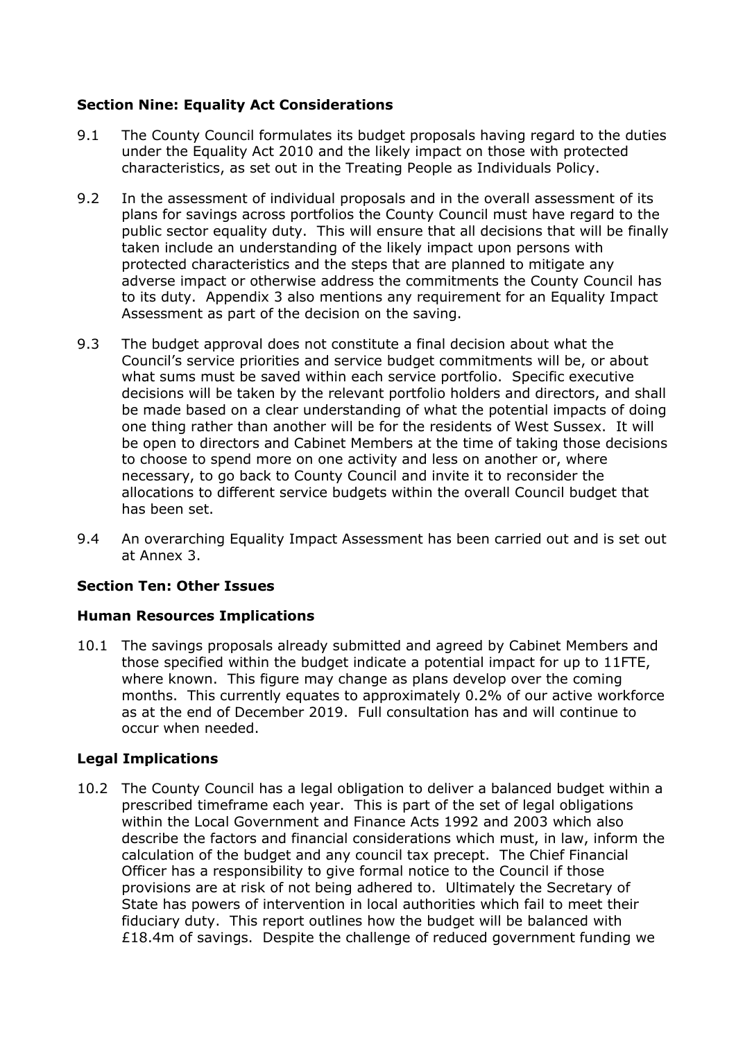### Section Nine: Equality Act Considerations

9.1 The County Council formulates its budget proposals having regard to the duties under the Equality Act 2010 and the likely impact on those with protected characteristics, as set out in the Treating People as Individuals Policy.

9.2 In the assessment of individual proposals and in the overall assessment of its plans for savings across portfolios the County Council must have regard to the public sector equality duty. This will ensure that all decisions that will be finally taken include an understanding of the likely impact upon persons with protected characteristics and the steps that are planned to mitigate any adverse impact or otherwise address the commitments the County Council has to its duty. Appendix 3 also mentions any requirement for an Equality Impact Assessment as part of the decision on the saving.

9.3 The budget approval does not constitute a final decision about what the Council's service priorities and service budget commitments will be, or about what sums must be saved within each service portfolio. Specific executive decisions will be taken by the relevant portfolio holders and directors, and shall be made based on a clear understanding of what the potential impacts of doing one thing rather than another will be for the residents of West Sussex. It will be open to directors and Cabinet Members at the time of taking those decisions to choose to spend more on one activity and less on another or, where necessary, to go back to County Council and invite it to reconsider the allocations to different service budgets within the overall Council budget that has been set.

9.4 An overarching Equality Impact Assessment has been carried out and is set out at Annex 3.

### Section Ten: Other Issues

### Human Resources Implications

10.1 The savings proposals already submitted and agreed by Cabinet Members and those specified within the budget indicate a potential impact for up to 11FTE, where known. This figure may change as plans develop over the coming months. This currently equates to approximately 0.2% of our active workforce as at the end of December 2019. Full consultation has and will continue to occur when needed.

### Legal Implications

10.2 The County Council has a legal obligation to deliver a balanced budget within a prescribed timeframe each year. This is part of the set of legal obligations within the Local Government and Finance Acts 1992 and 2003 which also describe the factors and financial considerations which must, in law, inform the calculation of the budget and any council tax precept. The Chief Financial Officer has a responsibility to give formal notice to the Council if those provisions are at risk of not being adhered to. Ultimately the Secretary of State has powers of intervention in local authorities which fail to meet their fiduciary duty. This report outlines how the budget will be balanced with £18.4m of savings. Despite the challenge of reduced government funding we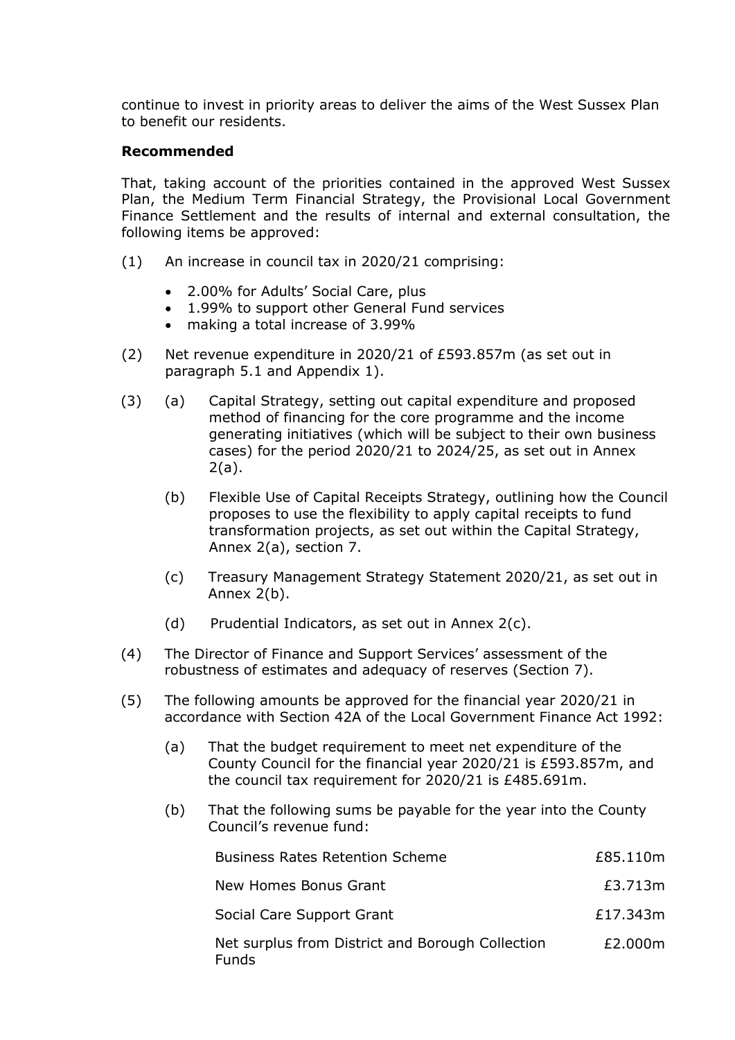continue to invest in priority areas to deliver the aims of the West Sussex Plan to benefit our residents.

**Recommended**

That, taking account of the priorities contained in the approved West Sussex Plan, the Medium Term Financial Strategy, the Provisional Local Government Finance Settlement and the results of internal and external consultation, the following items be approved:

(1) An increase in council tax in 2020/21 comprising:

- 2.00% for Adults' Social Care, plus
- 1.99% to support other General Fund services
- making a total increase of 3.99%

(2) Net revenue expenditure in 2020/21 of £593.857m (as set out in paragraph 5.1 and Appendix 1).

(3) (a) Capital Strategy, setting out capital expenditure and proposed method of financing for the core programme and the income generating initiatives (which will be subject to their own business cases) for the period 2020/21 to 2024/25, as set out in Annex 2(a).

(b) Flexible Use of Capital Receipts Strategy, outlining how the Council proposes to use the flexibility to apply capital receipts to fund transformation projects, as set out within the Capital Strategy, Annex 2(a), section 7.

(c) Treasury Management Strategy Statement 2020/21, as set out in Annex 2(b).

(d) Prudential Indicators, as set out in Annex 2(c).

(4) The Director of Finance and Support Services' assessment of the robustness of estimates and adequacy of reserves (Section 7).

(5) The following amounts be approved for the financial year 2020/21 in accordance with Section 42A of the Local Government Finance Act 1992:

(a) That the budget requirement to meet net expenditure of the County Council for the financial year 2020/21 is £593.857m, and the council tax requirement for 2020/21 is £485.691m.

(b) That the following sums be payable for the year into the County Council's revenue fund:

| | |
|---|---|
| Business Rates Retention Scheme | £85.110m |
| New Homes Bonus Grant | £3.713m |
| Social Care Support Grant | £17.343m |
| Net surplus from District and Borough Collection Funds | £2.000m |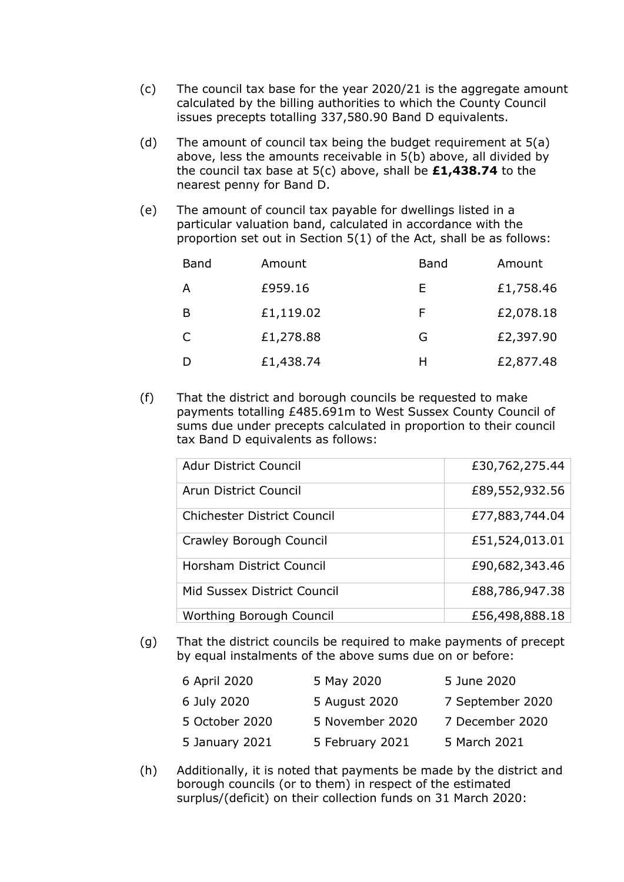(c) The council tax base for the year 2020/21 is the aggregate amount calculated by the billing authorities to which the County Council issues precepts totalling 337,580.90 Band D equivalents.

(d) The amount of council tax being the budget requirement at 5(a) above, less the amounts receivable in 5(b) above, all divided by the council tax base at 5(c) above, shall be **£1,438.74** to the nearest penny for Band D.

(e) The amount of council tax payable for dwellings listed in a particular valuation band, calculated in accordance with the proportion set out in Section 5(1) of the Act, shall be as follows:

| Band | Amount | Band | Amount |
|---|---|---|---|
| A | £959.16 | E | £1,758.46 |
| B | £1,119.02 | F | £2,078.18 |
| C | £1,278.88 | G | £2,397.90 |
| D | £1,438.74 | H | £2,877.48 |

(f) That the district and borough councils be requested to make payments totalling £485.691m to West Sussex County Council of sums due under precepts calculated in proportion to their council tax Band D equivalents as follows:

| | |
|---|---|
| Adur District Council | £30,762,275.44 |
| Arun District Council | £89,552,932.56 |
| Chichester District Council | £77,883,744.04 |
| Crawley Borough Council | £51,524,013.01 |
| Horsham District Council | £90,682,343.46 |
| Mid Sussex District Council | £88,786,947.38 |
| Worthing Borough Council | £56,498,888.18 |

(g) That the district councils be required to make payments of precept by equal instalments of the above sums due on or before:

| | | |
|---|---|---|
| 6 April 2020 | 5 May 2020 | 5 June 2020 |
| 6 July 2020 | 5 August 2020 | 7 September 2020 |
| 5 October 2020 | 5 November 2020 | 7 December 2020 |
| 5 January 2021 | 5 February 2021 | 5 March 2021 |

(h) Additionally, it is noted that payments be made by the district and borough councils (or to them) in respect of the estimated surplus/(deficit) on their collection funds on 31 March 2020: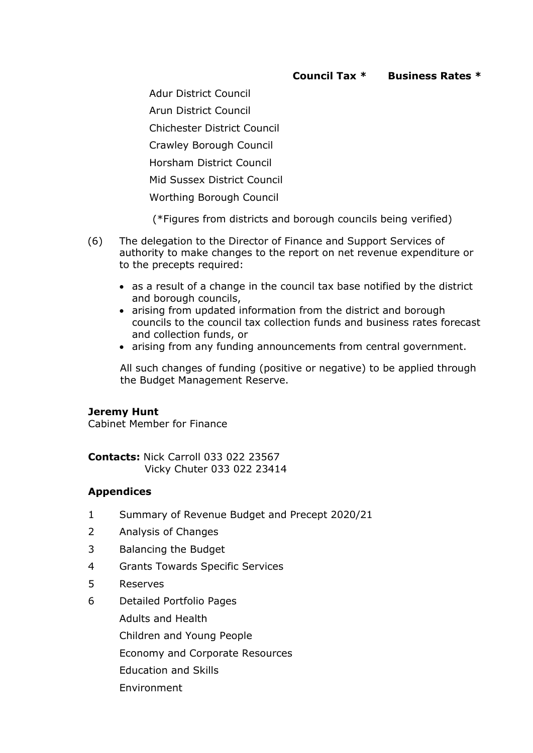| | Council Tax * | Business Rates * |
|---|---|---|
| Adur District Council | | |
| Arun District Council | | |
| Chichester District Council | | |
| Crawley Borough Council | | |
| Horsham District Council | | |
| Mid Sussex District Council | | |
| Worthing Borough Council | | |

(*Figures from districts and borough councils being verified)

(6) The delegation to the Director of Finance and Support Services of authority to make changes to the report on net revenue expenditure or to the precepts required:

- as a result of a change in the council tax base notified by the district and borough councils,
- arising from updated information from the district and borough councils to the council tax collection funds and business rates forecast and collection funds, or
- arising from any funding announcements from central government.

All such changes of funding (positive or negative) to be applied through the Budget Management Reserve.

**Jeremy Hunt**
Cabinet Member for Finance

**Contacts:** Nick Carroll 033 022 23567
Vicky Chuter 033 022 23414

**Appendices**

1 Summary of Revenue Budget and Precept 2020/21

2 Analysis of Changes

3 Balancing the Budget

4 Grants Towards Specific Services

5 Reserves

6 Detailed Portfolio Pages

Adults and Health

Children and Young People

Economy and Corporate Resources

Education and Skills

Environment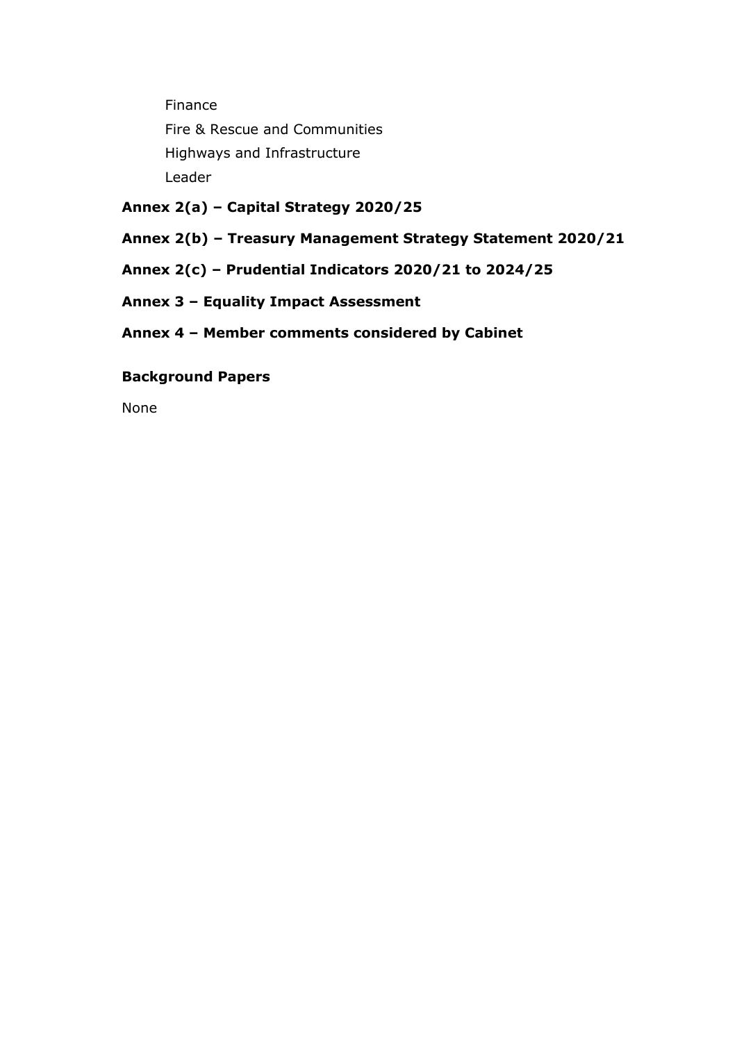Finance

Fire & Rescue and Communities

Highways and Infrastructure

Leader

**Annex 2(a) – Capital Strategy 2020/25**

**Annex 2(b) – Treasury Management Strategy Statement 2020/21**

**Annex 2(c) – Prudential Indicators 2020/21 to 2024/25**

**Annex 3 – Equality Impact Assessment**

**Annex 4 – Member comments considered by Cabinet**

**Background Papers**

None